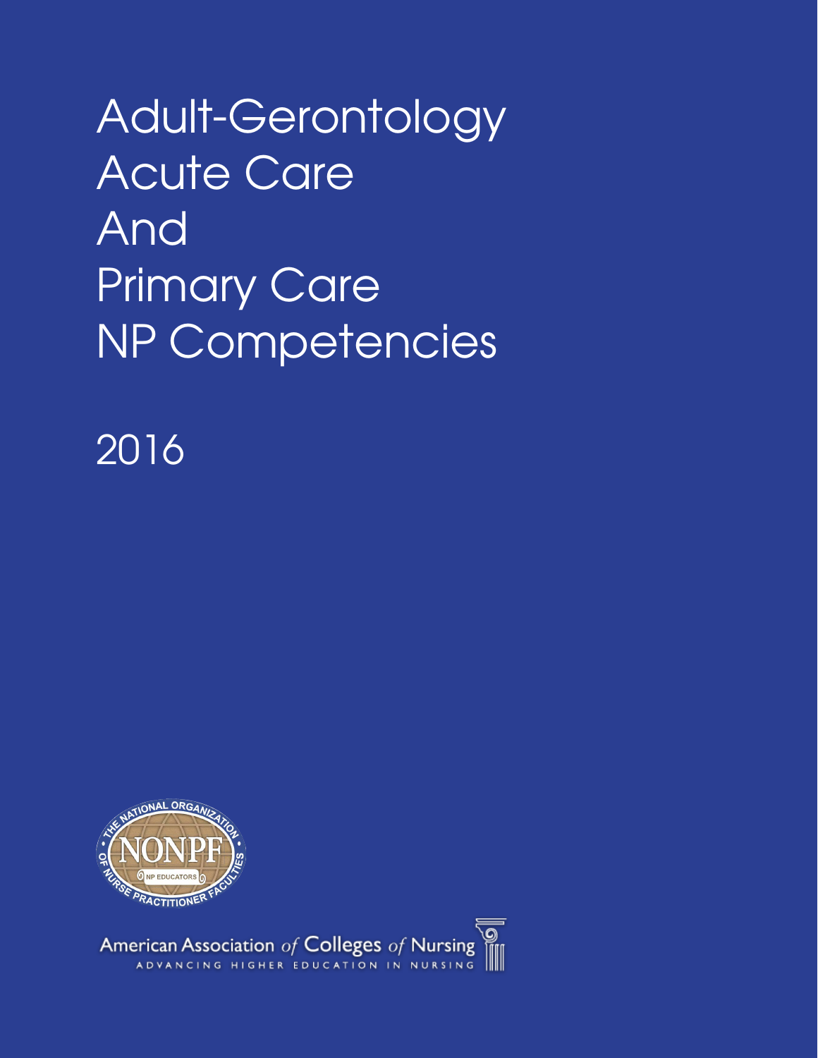# Adult-Gerontology Acute Care And Primary Care NP Competencies

2016

THE NATIONAL ORGANIZATION OF NURSE PRACTITIONER FACULTIES

NONPF

NP EDUCATORS

American Association *of* Colleges *of* Nursing

ADVANCING HIGHER EDUCATION IN NURSING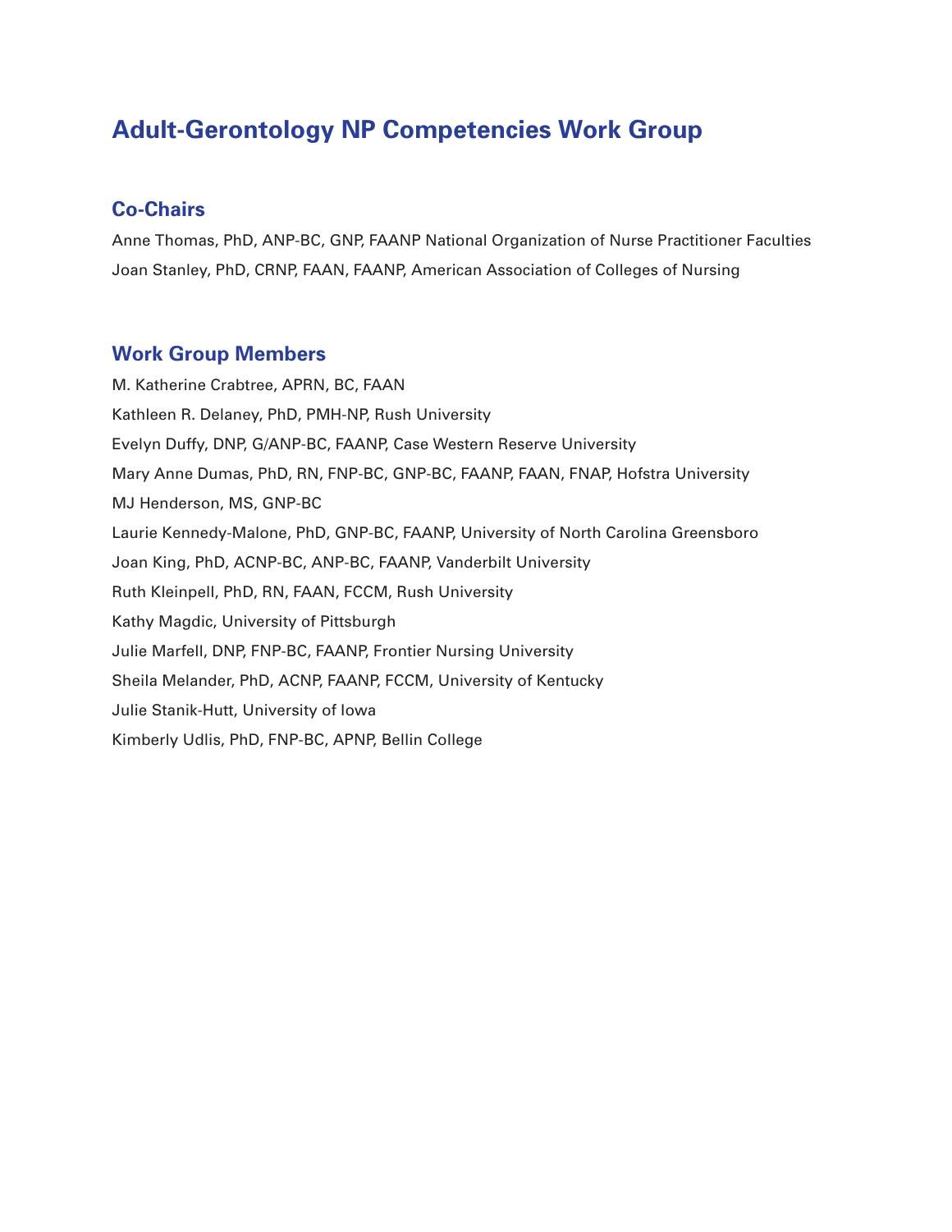# Adult-Gerontology NP Competencies Work Group

## Co-Chairs

Anne Thomas, PhD, ANP-BC, GNP, FAANP National Organization of Nurse Practitioner Faculties

Joan Stanley, PhD, CRNP, FAAN, FAANP, American Association of Colleges of Nursing

## Work Group Members

M. Katherine Crabtree, APRN, BC, FAAN

Kathleen R. Delaney, PhD, PMH-NP, Rush University

Evelyn Duffy, DNP, G/ANP-BC, FAANP, Case Western Reserve University

Mary Anne Dumas, PhD, RN, FNP-BC, GNP-BC, FAANP, FAAN, FNAP, Hofstra University

MJ Henderson, MS, GNP-BC

Laurie Kennedy-Malone, PhD, GNP-BC, FAANP, University of North Carolina Greensboro

Joan King, PhD, ACNP-BC, ANP-BC, FAANP, Vanderbilt University

Ruth Kleinpell, PhD, RN, FAAN, FCCM, Rush University

Kathy Magdic, University of Pittsburgh

Julie Marfell, DNP, FNP-BC, FAANP, Frontier Nursing University

Sheila Melander, PhD, ACNP, FAANP, FCCM, University of Kentucky

Julie Stanik-Hutt, University of Iowa

Kimberly Udlis, PhD, FNP-BC, APNP, Bellin College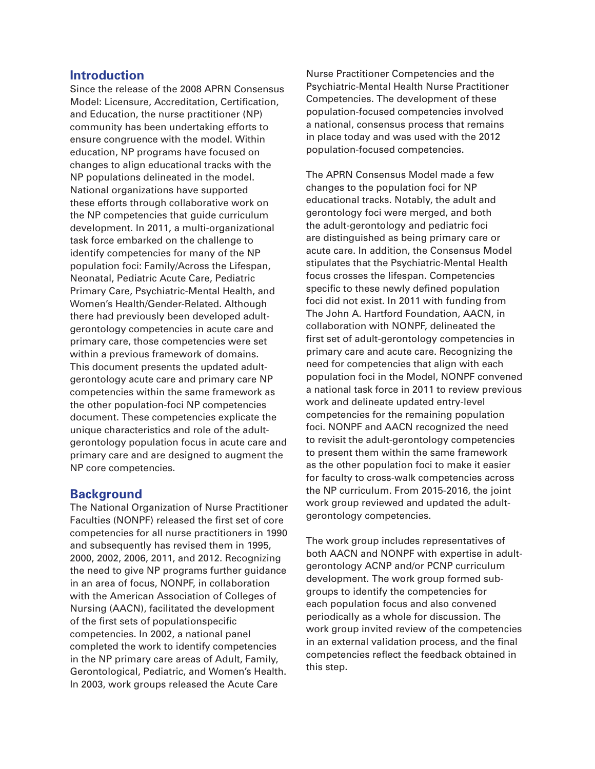## Introduction

Since the release of the 2008 APRN Consensus Model: Licensure, Accreditation, Certification, and Education, the nurse practitioner (NP) community has been undertaking efforts to ensure congruence with the model. Within education, NP programs have focused on changes to align educational tracks with the NP populations delineated in the model. National organizations have supported these efforts through collaborative work on the NP competencies that guide curriculum development. In 2011, a multi-organizational task force embarked on the challenge to identify competencies for many of the NP population foci: Family/Across the Lifespan, Neonatal, Pediatric Acute Care, Pediatric Primary Care, Psychiatric-Mental Health, and Women's Health/Gender-Related. Although there had previously been developed adult-gerontology competencies in acute care and primary care, those competencies were set within a previous framework of domains. This document presents the updated adult-gerontology acute care and primary care NP competencies within the same framework as the other population-foci NP competencies document. These competencies explicate the unique characteristics and role of the adult-gerontology population focus in acute care and primary care and are designed to augment the NP core competencies.

## Background

The National Organization of Nurse Practitioner Faculties (NONPF) released the first set of core competencies for all nurse practitioners in 1990 and subsequently has revised them in 1995, 2000, 2002, 2006, 2011, and 2012. Recognizing the need to give NP programs further guidance in an area of focus, NONPF, in collaboration with the American Association of Colleges of Nursing (AACN), facilitated the development of the first sets of populationspecific competencies. In 2002, a national panel completed the work to identify competencies in the NP primary care areas of Adult, Family, Gerontological, Pediatric, and Women's Health. In 2003, work groups released the Acute Care Nurse Practitioner Competencies and the Psychiatric-Mental Health Nurse Practitioner Competencies. The development of these population-focused competencies involved a national, consensus process that remains in place today and was used with the 2012 population-focused competencies.

The APRN Consensus Model made a few changes to the population foci for NP educational tracks. Notably, the adult and gerontology foci were merged, and both the adult-gerontology and pediatric foci are distinguished as being primary care or acute care. In addition, the Consensus Model stipulates that the Psychiatric-Mental Health focus crosses the lifespan. Competencies specific to these newly defined population foci did not exist. In 2011 with funding from The John A. Hartford Foundation, AACN, in collaboration with NONPF, delineated the first set of adult-gerontology competencies in primary care and acute care. Recognizing the need for competencies that align with each population foci in the Model, NONPF convened a national task force in 2011 to review previous work and delineate updated entry-level competencies for the remaining population foci. NONPF and AACN recognized the need to revisit the adult-gerontology competencies to present them within the same framework as the other population foci to make it easier for faculty to cross-walk competencies across the NP curriculum. From 2015-2016, the joint work group reviewed and updated the adult-gerontology competencies.

The work group includes representatives of both AACN and NONPF with expertise in adult-gerontology ACNP and/or PCNP curriculum development. The work group formed sub-groups to identify the competencies for each population focus and also convened periodically as a whole for discussion. The work group invited review of the competencies in an external validation process, and the final competencies reflect the feedback obtained in this step.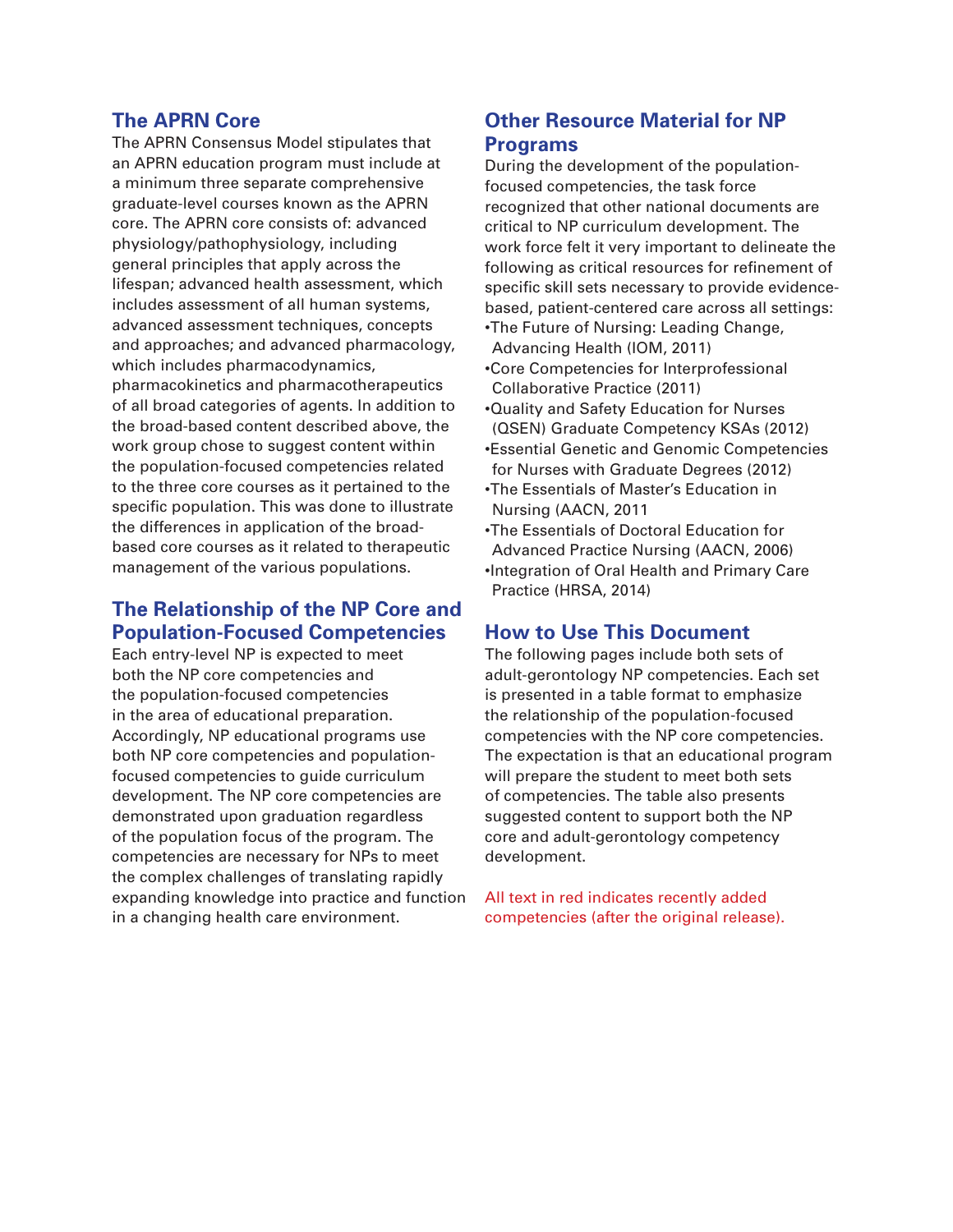## The APRN Core

The APRN Consensus Model stipulates that an APRN education program must include at a minimum three separate comprehensive graduate-level courses known as the APRN core. The APRN core consists of: advanced physiology/pathophysiology, including general principles that apply across the lifespan; advanced health assessment, which includes assessment of all human systems, advanced assessment techniques, concepts and approaches; and advanced pharmacology, which includes pharmacodynamics, pharmacokinetics and pharmacotherapeutics of all broad categories of agents. In addition to the broad-based content described above, the work group chose to suggest content within the population-focused competencies related to the three core courses as it pertained to the specific population. This was done to illustrate the differences in application of the broad-based core courses as it related to therapeutic management of the various populations.

## The Relationship of the NP Core and Population-Focused Competencies

Each entry-level NP is expected to meet both the NP core competencies and the population-focused competencies in the area of educational preparation. Accordingly, NP educational programs use both NP core competencies and population-focused competencies to guide curriculum development. The NP core competencies are demonstrated upon graduation regardless of the population focus of the program. The competencies are necessary for NPs to meet the complex challenges of translating rapidly expanding knowledge into practice and function in a changing health care environment.

## Other Resource Material for NP Programs

During the development of the population-focused competencies, the task force recognized that other national documents are critical to NP curriculum development. The work force felt it very important to delineate the following as critical resources for refinement of specific skill sets necessary to provide evidence-based, patient-centered care across all settings:

- The Future of Nursing: Leading Change, Advancing Health (IOM, 2011)
- Core Competencies for Interprofessional Collaborative Practice (2011)
- Quality and Safety Education for Nurses (QSEN) Graduate Competency KSAs (2012)
- Essential Genetic and Genomic Competencies for Nurses with Graduate Degrees (2012)
- The Essentials of Master's Education in Nursing (AACN, 2011
- The Essentials of Doctoral Education for Advanced Practice Nursing (AACN, 2006)
- Integration of Oral Health and Primary Care Practice (HRSA, 2014)

## How to Use This Document

The following pages include both sets of adult-gerontology NP competencies. Each set is presented in a table format to emphasize the relationship of the population-focused competencies with the NP core competencies. The expectation is that an educational program will prepare the student to meet both sets of competencies. The table also presents suggested content to support both the NP core and adult-gerontology competency development.

All text in red indicates recently added competencies (after the original release).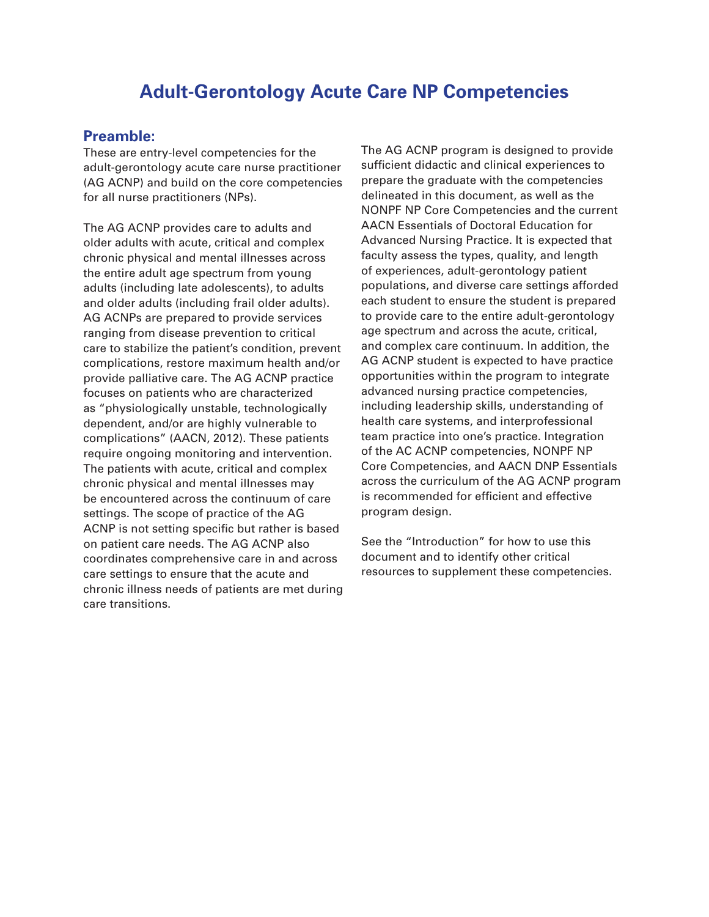# Adult-Gerontology Acute Care NP Competencies

## Preamble:

These are entry-level competencies for the adult-gerontology acute care nurse practitioner (AG ACNP) and build on the core competencies for all nurse practitioners (NPs).

The AG ACNP provides care to adults and older adults with acute, critical and complex chronic physical and mental illnesses across the entire adult age spectrum from young adults (including late adolescents), to adults and older adults (including frail older adults). AG ACNPs are prepared to provide services ranging from disease prevention to critical care to stabilize the patient's condition, prevent complications, restore maximum health and/or provide palliative care. The AG ACNP practice focuses on patients who are characterized as "physiologically unstable, technologically dependent, and/or are highly vulnerable to complications" (AACN, 2012). These patients require ongoing monitoring and intervention. The patients with acute, critical and complex chronic physical and mental illnesses may be encountered across the continuum of care settings. The scope of practice of the AG ACNP is not setting specific but rather is based on patient care needs. The AG ACNP also coordinates comprehensive care in and across care settings to ensure that the acute and chronic illness needs of patients are met during care transitions.

The AG ACNP program is designed to provide sufficient didactic and clinical experiences to prepare the graduate with the competencies delineated in this document, as well as the NONPF NP Core Competencies and the current AACN Essentials of Doctoral Education for Advanced Nursing Practice. It is expected that faculty assess the types, quality, and length of experiences, adult-gerontology patient populations, and diverse care settings afforded each student to ensure the student is prepared to provide care to the entire adult-gerontology age spectrum and across the acute, critical, and complex care continuum. In addition, the AG ACNP student is expected to have practice opportunities within the program to integrate advanced nursing practice competencies, including leadership skills, understanding of health care systems, and interprofessional team practice into one's practice. Integration of the AC ACNP competencies, NONPF NP Core Competencies, and AACN DNP Essentials across the curriculum of the AG ACNP program is recommended for efficient and effective program design.

See the "Introduction" for how to use this document and to identify other critical resources to supplement these competencies.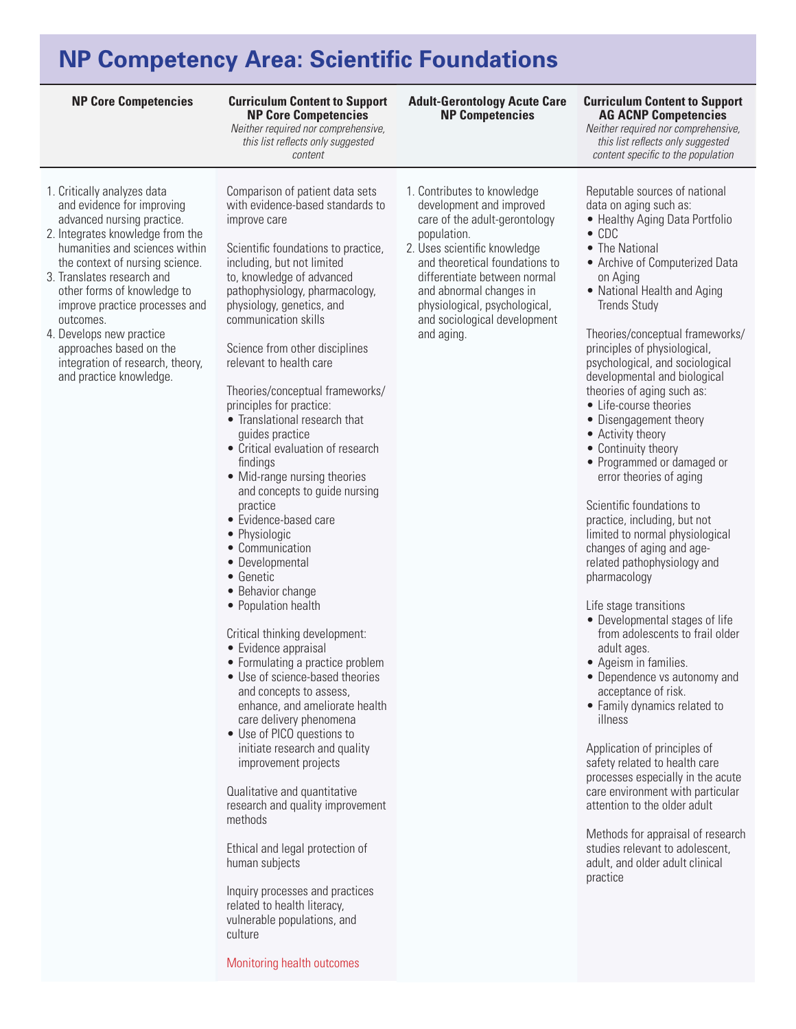# NP Competency Area: Scientific Foundations

| NP Core Competencies | Curriculum Content to Support NP Core Competencies *Neither required nor comprehensive, this list reflects only suggested content* | Adult-Gerontology Acute Care NP Competencies | Curriculum Content to Support AG ACNP Competencies *Neither required nor comprehensive, this list reflects only suggested content specific to the population* |
|---|---|---|---|
| 1. Critically analyzes data and evidence for improving advanced nursing practice.<br>2. Integrates knowledge from the humanities and sciences within the context of nursing science.<br>3. Translates research and other forms of knowledge to improve practice processes and outcomes.<br>4. Develops new practice approaches based on the integration of research, theory, and practice knowledge. | Comparison of patient data sets with evidence-based standards to improve care<br><br>Scientific foundations to practice, including, but not limited to, knowledge of advanced pathophysiology, pharmacology, physiology, genetics, and communication skills<br><br>Science from other disciplines relevant to health care<br><br>Theories/conceptual frameworks/ principles for practice:<br>• Translational research that guides practice<br>• Critical evaluation of research findings<br>• Mid-range nursing theories and concepts to guide nursing practice<br>• Evidence-based care<br>• Physiologic<br>• Communication<br>• Developmental<br>• Genetic<br>• Behavior change<br>• Population health<br><br>Critical thinking development:<br>• Evidence appraisal<br>• Formulating a practice problem<br>• Use of science-based theories and concepts to assess, enhance, and ameliorate health care delivery phenomena<br>• Use of PICO questions to initiate research and quality improvement projects<br><br>Qualitative and quantitative research and quality improvement methods<br><br>Ethical and legal protection of human subjects<br><br>Inquiry processes and practices related to health literacy, vulnerable populations, and culture<br><br>Monitoring health outcomes | 1. Contributes to knowledge development and improved care of the adult-gerontology population.<br>2. Uses scientific knowledge and theoretical foundations to differentiate between normal and abnormal changes in physiological, psychological, and sociological development and aging. | Reputable sources of national data on aging such as:<br>• Healthy Aging Data Portfolio<br>• CDC<br>• The National<br>• Archive of Computerized Data on Aging<br>• National Health and Aging Trends Study<br><br>Theories/conceptual frameworks/ principles of physiological, psychological, and sociological developmental and biological theories of aging such as:<br>• Life-course theories<br>• Disengagement theory<br>• Activity theory<br>• Continuity theory<br>• Programmed or damaged or error theories of aging<br><br>Scientific foundations to practice, including, but not limited to normal physiological changes of aging and age-related pathophysiology and pharmacology<br><br>Life stage transitions<br>• Developmental stages of life from adolescents to frail older adult ages.<br>• Ageism in families.<br>• Dependence vs autonomy and acceptance of risk.<br>• Family dynamics related to illness<br><br>Application of principles of safety related to health care processes especially in the acute care environment with particular attention to the older adult<br><br>Methods for appraisal of research studies relevant to adolescent, adult, and older adult clinical practice |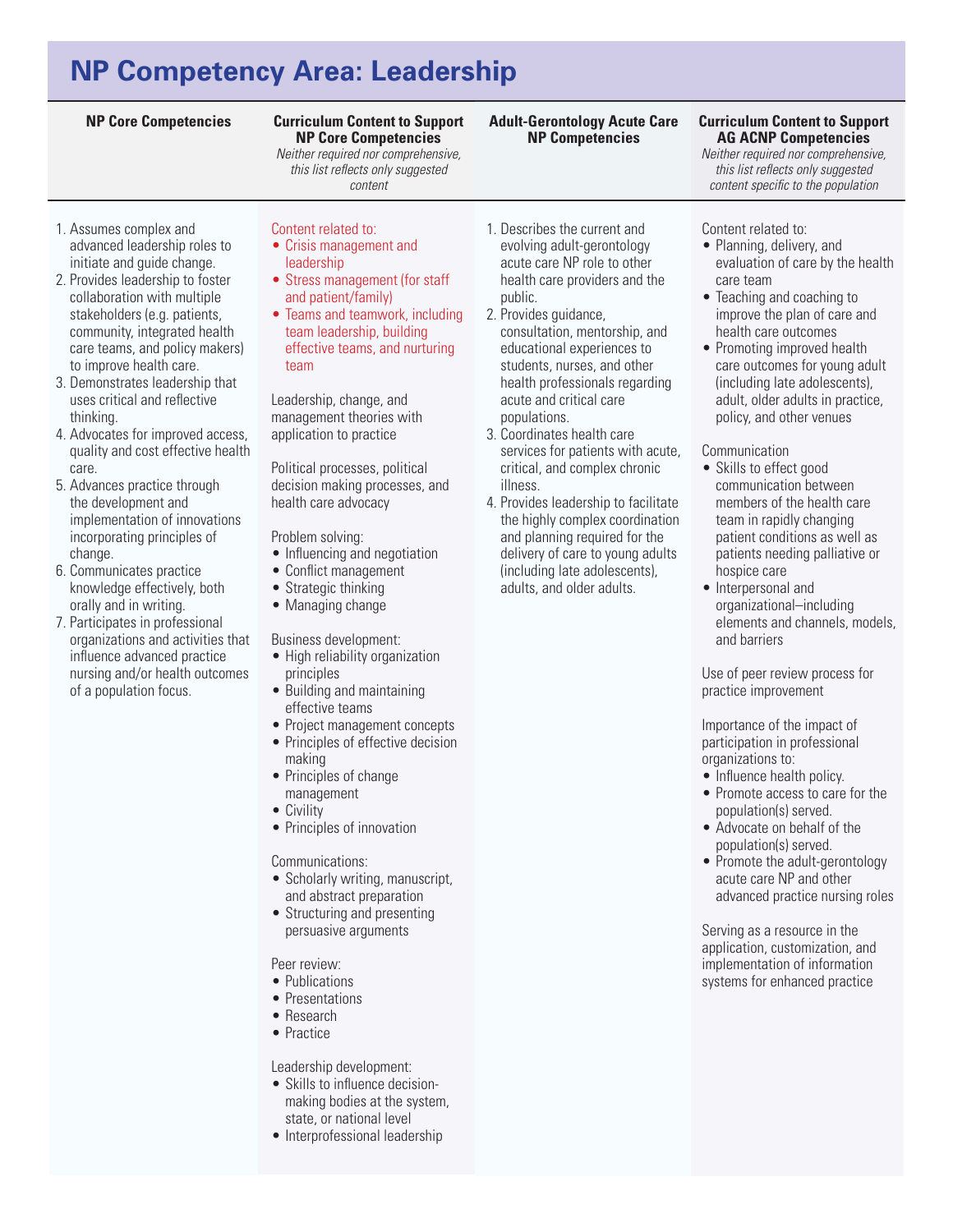# NP Competency Area: Leadership

| NP Core Competencies | Curriculum Content to Support NP Core Competencies<br>*Neither required nor comprehensive, this list reflects only suggested content* | Adult-Gerontology Acute Care NP Competencies | Curriculum Content to Support AG ACNP Competencies<br>*Neither required nor comprehensive, this list reflects only suggested content specific to the population* |
|---|---|---|---|
| 1. Assumes complex and advanced leadership roles to initiate and guide change.<br>2. Provides leadership to foster collaboration with multiple stakeholders (e.g. patients, community, integrated health care teams, and policy makers) to improve health care.<br>3. Demonstrates leadership that uses critical and reflective thinking.<br>4. Advocates for improved access, quality and cost effective health care.<br>5. Advances practice through the development and implementation of innovations incorporating principles of change.<br>6. Communicates practice knowledge effectively, both orally and in writing.<br>7. Participates in professional organizations and activities that influence advanced practice nursing and/or health outcomes of a population focus. | Content related to:<br>• Crisis management and leadership<br>• Stress management (for staff and patient/family)<br>• Teams and teamwork, including team leadership, building effective teams, and nurturing team<br><br>Leadership, change, and management theories with application to practice<br><br>Political processes, political decision making processes, and health care advocacy<br><br>Problem solving:<br>• Influencing and negotiation<br>• Conflict management<br>• Strategic thinking<br>• Managing change<br><br>Business development:<br>• High reliability organization principles<br>• Building and maintaining effective teams<br>• Project management concepts<br>• Principles of effective decision making<br>• Principles of change management<br>• Civility<br>• Principles of innovation<br><br>Communications:<br>• Scholarly writing, manuscript, and abstract preparation<br>• Structuring and presenting persuasive arguments<br><br>Peer review:<br>• Publications<br>• Presentations<br>• Research<br>• Practice<br><br>Leadership development:<br>• Skills to influence decision-making bodies at the system, state, or national level<br>• Interprofessional leadership | 1. Describes the current and evolving adult-gerontology acute care NP role to other health care providers and the public.<br>2. Provides guidance, consultation, mentorship, and educational experiences to students, nurses, and other health professionals regarding acute and critical care populations.<br>3. Coordinates health care services for patients with acute, critical, and complex chronic illness.<br>4. Provides leadership to facilitate the highly complex coordination and planning required for the delivery of care to young adults (including late adolescents), adults, and older adults. | Content related to:<br>• Planning, delivery, and evaluation of care by the health care team<br>• Teaching and coaching to improve the plan of care and health care outcomes<br>• Promoting improved health care outcomes for young adult (including late adolescents), adult, older adults in practice, policy, and other venues<br><br>Communication<br>• Skills to effect good communication between members of the health care team in rapidly changing patient conditions as well as patients needing palliative or hospice care<br>• Interpersonal and organizational–including elements and channels, models, and barriers<br><br>Use of peer review process for practice improvement<br><br>Importance of the impact of participation in professional organizations to:<br>• Influence health policy.<br>• Promote access to care for the population(s) served.<br>• Advocate on behalf of the population(s) served.<br>• Promote the adult-gerontology acute care NP and other advanced practice nursing roles<br><br>Serving as a resource in the application, customization, and implementation of information systems for enhanced practice |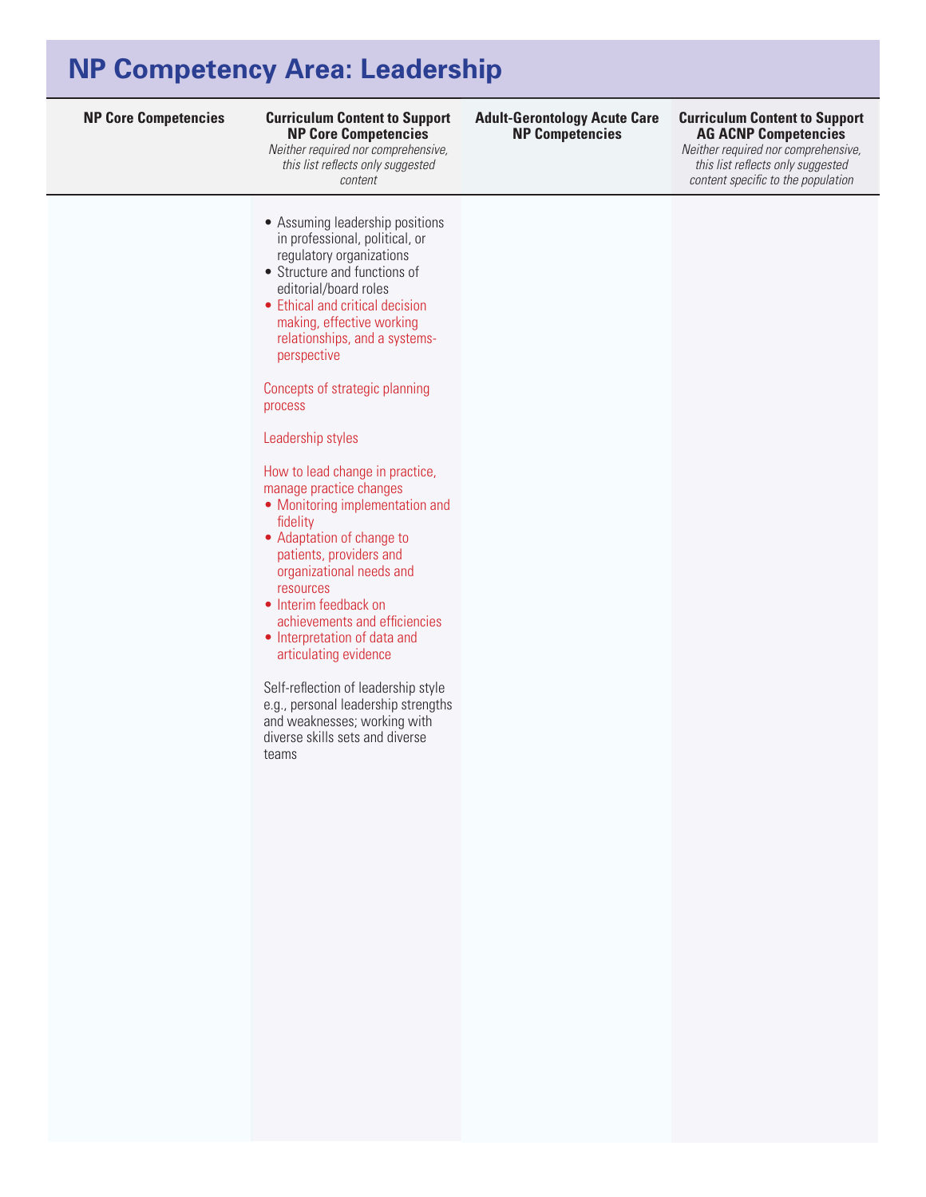# NP Competency Area: Leadership

| NP Core Competencies | Curriculum Content to Support NP Core Competencies *Neither required nor comprehensive, this list reflects only suggested content* | Adult-Gerontology Acute Care NP Competencies | Curriculum Content to Support AG ACNP Competencies *Neither required nor comprehensive, this list reflects only suggested content specific to the population* |
|---|---|---|---|
| | • Assuming leadership positions in professional, political, or regulatory organizations<br>• Structure and functions of editorial/board roles<br>• Ethical and critical decision making, effective working relationships, and a systems-perspective<br><br>Concepts of strategic planning process<br><br>Leadership styles<br><br>How to lead change in practice, manage practice changes<br>• Monitoring implementation and fidelity<br>• Adaptation of change to patients, providers and organizational needs and resources<br>• Interim feedback on achievements and efficiencies<br>• Interpretation of data and articulating evidence<br><br>Self-reflection of leadership style e.g., personal leadership strengths and weaknesses; working with diverse skills sets and diverse teams | | |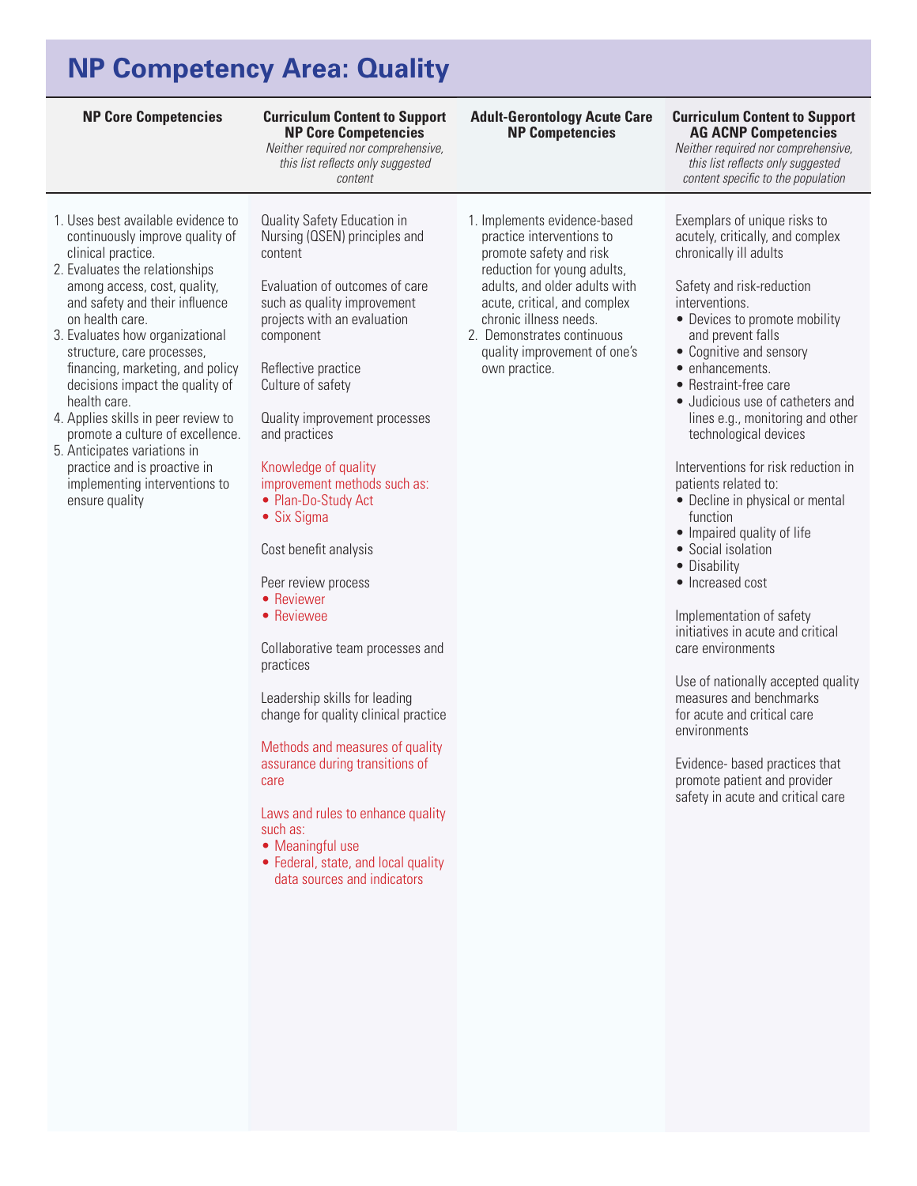# NP Competency Area: Quality

| NP Core Competencies | Curriculum Content to Support NP Core Competencies<br>*Neither required nor comprehensive, this list reflects only suggested content* | Adult-Gerontology Acute Care NP Competencies | Curriculum Content to Support AG ACNP Competencies<br>*Neither required nor comprehensive, this list reflects only suggested content specific to the population* |
|---|---|---|---|
| 1. Uses best available evidence to continuously improve quality of clinical practice.<br>2. Evaluates the relationships among access, cost, quality, and safety and their influence on health care.<br>3. Evaluates how organizational structure, care processes, financing, marketing, and policy decisions impact the quality of health care.<br>4. Applies skills in peer review to promote a culture of excellence.<br>5. Anticipates variations in practice and is proactive in implementing interventions to ensure quality | Quality Safety Education in Nursing (QSEN) principles and content<br><br>Evaluation of outcomes of care such as quality improvement projects with an evaluation component<br><br>Reflective practice<br>Culture of safety<br><br>Quality improvement processes and practices<br><br>Knowledge of quality improvement methods such as:<br>• Plan-Do-Study Act<br>• Six Sigma<br><br>Cost benefit analysis<br><br>Peer review process<br>• Reviewer<br>• Reviewee<br><br>Collaborative team processes and practices<br><br>Leadership skills for leading change for quality clinical practice<br><br>Methods and measures of quality assurance during transitions of care<br><br>Laws and rules to enhance quality such as:<br>• Meaningful use<br>• Federal, state, and local quality data sources and indicators | 1. Implements evidence-based practice interventions to promote safety and risk reduction for young adults, adults, and older adults with acute, critical, and complex chronic illness needs.<br>2. Demonstrates continuous quality improvement of one's own practice. | Exemplars of unique risks to acutely, critically, and complex chronically ill adults<br><br>Safety and risk-reduction interventions.<br>• Devices to promote mobility and prevent falls<br>• Cognitive and sensory<br>• enhancements.<br>• Restraint-free care<br>• Judicious use of catheters and lines e.g., monitoring and other technological devices<br><br>Interventions for risk reduction in patients related to:<br>• Decline in physical or mental function<br>• Impaired quality of life<br>• Social isolation<br>• Disability<br>• Increased cost<br><br>Implementation of safety initiatives in acute and critical care environments<br><br>Use of nationally accepted quality measures and benchmarks for acute and critical care environments<br><br>Evidence- based practices that promote patient and provider safety in acute and critical care |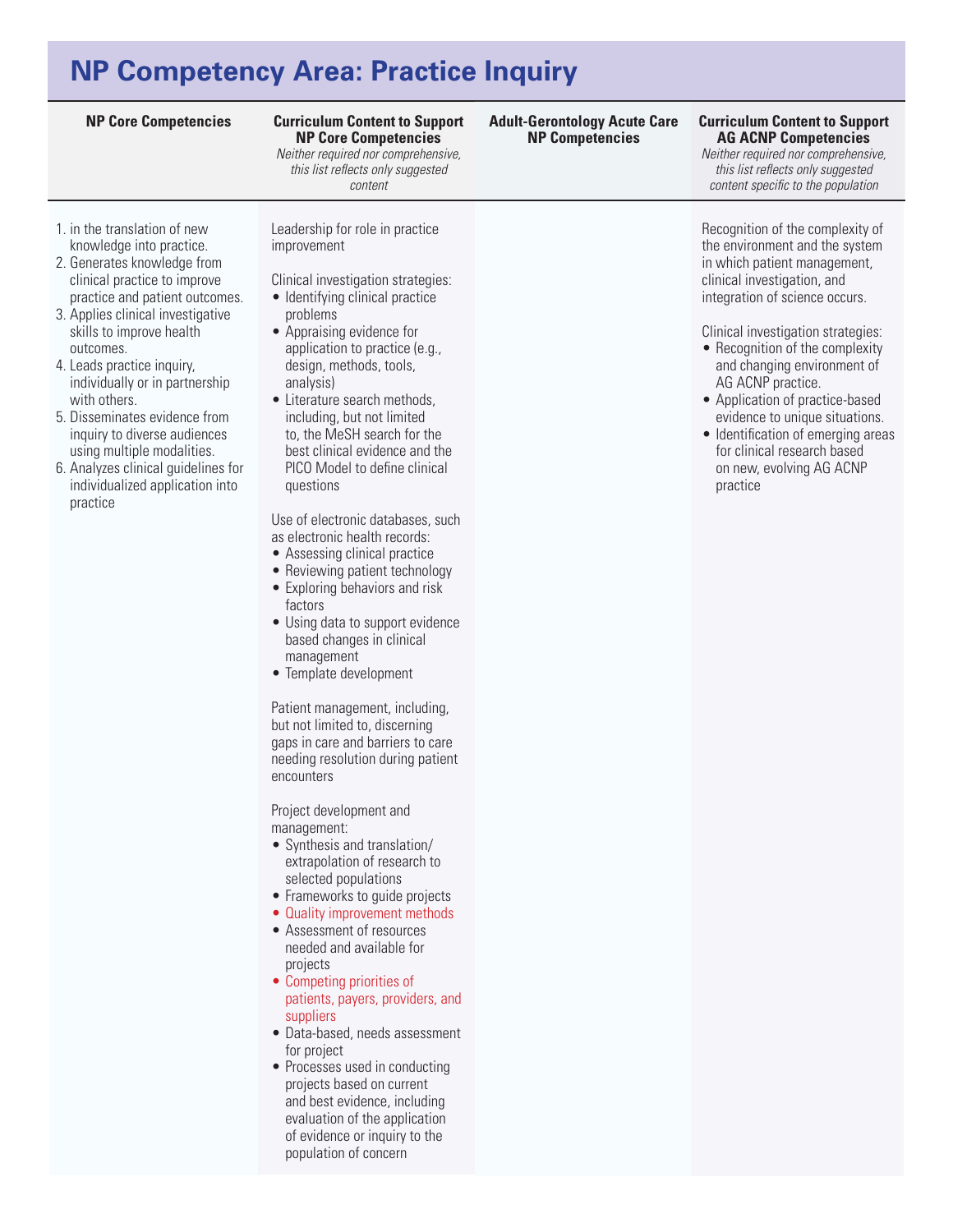# NP Competency Area: Practice Inquiry

| NP Core Competencies | Curriculum Content to Support NP Core Competencies<br>*Neither required nor comprehensive, this list reflects only suggested content* | Adult-Gerontology Acute Care NP Competencies | Curriculum Content to Support AG ACNP Competencies<br>*Neither required nor comprehensive, this list reflects only suggested content specific to the population* |
|---|---|---|---|
| 1. in the translation of new knowledge into practice.<br>2. Generates knowledge from clinical practice to improve practice and patient outcomes.<br>3. Applies clinical investigative skills to improve health outcomes.<br>4. Leads practice inquiry, individually or in partnership with others.<br>5. Disseminates evidence from inquiry to diverse audiences using multiple modalities.<br>6. Analyzes clinical guidelines for individualized application into practice | Leadership for role in practice improvement<br><br>Clinical investigation strategies:<br>• Identifying clinical practice problems<br>• Appraising evidence for application to practice (e.g., design, methods, tools, analysis)<br>• Literature search methods, including, but not limited to, the MeSH search for the best clinical evidence and the PICO Model to define clinical questions<br><br>Use of electronic databases, such as electronic health records:<br>• Assessing clinical practice<br>• Reviewing patient technology<br>• Exploring behaviors and risk factors<br>• Using data to support evidence based changes in clinical management<br>• Template development<br><br>Patient management, including, but not limited to, discerning gaps in care and barriers to care needing resolution during patient encounters<br><br>Project development and management:<br>• Synthesis and translation/ extrapolation of research to selected populations<br>• Frameworks to guide projects<br>• Quality improvement methods<br>• Assessment of resources needed and available for projects<br>• Competing priorities of patients, payers, providers, and suppliers<br>• Data-based, needs assessment for project<br>• Processes used in conducting projects based on current and best evidence, including evaluation of the application of evidence or inquiry to the population of concern | | Recognition of the complexity of the environment and the system in which patient management, clinical investigation, and integration of science occurs.<br><br>Clinical investigation strategies:<br>• Recognition of the complexity and changing environment of AG ACNP practice.<br>• Application of practice-based evidence to unique situations.<br>• Identification of emerging areas for clinical research based on new, evolving AG ACNP practice |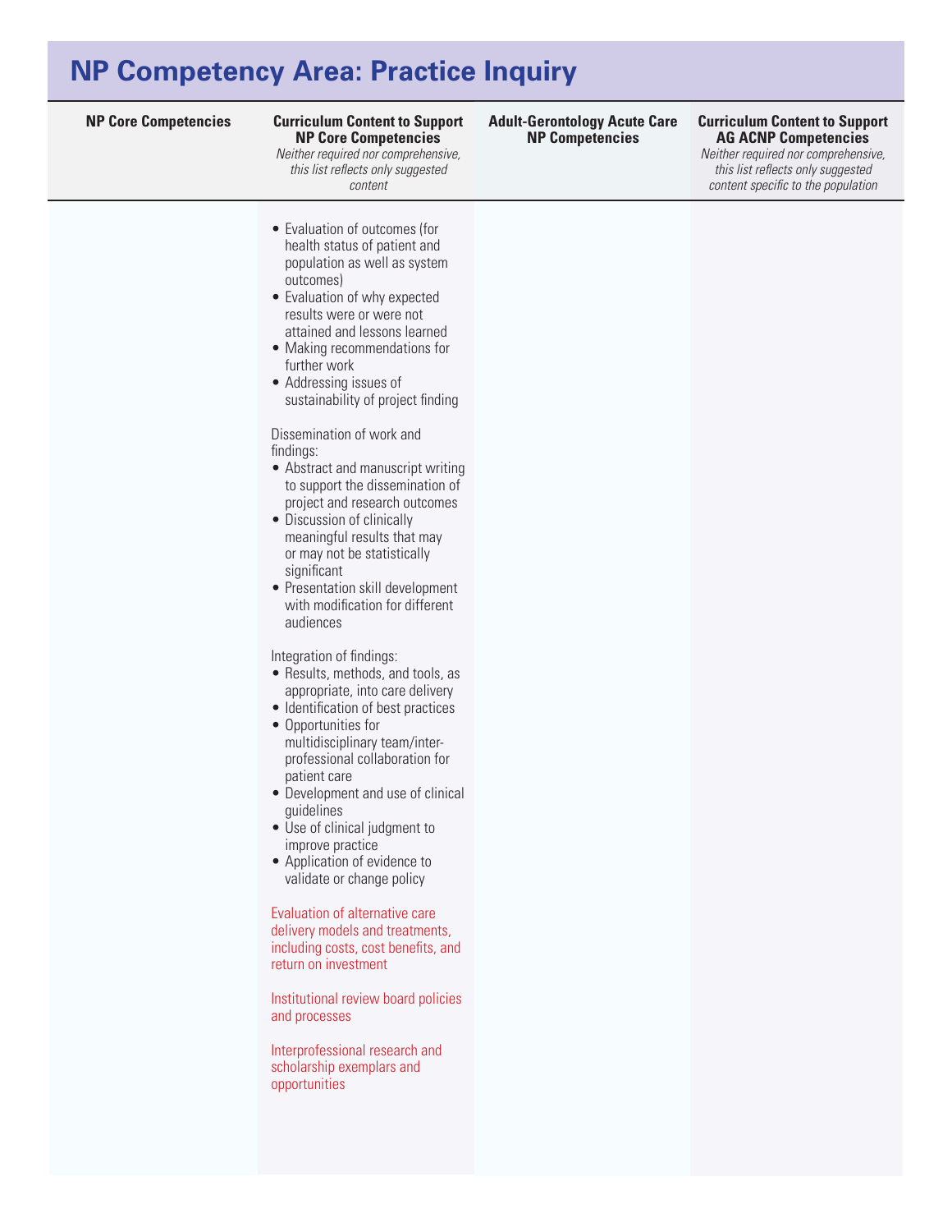## NP Competency Area: Practice Inquiry

| NP Core Competencies | Curriculum Content to Support NP Core Competencies *Neither required nor comprehensive, this list reflects only suggested content* | Adult-Gerontology Acute Care NP Competencies | Curriculum Content to Support AG ACNP Competencies *Neither required nor comprehensive, this list reflects only suggested content specific to the population* |
|---|---|---|---|
| | • Evaluation of outcomes (for health status of patient and population as well as system outcomes)<br>• Evaluation of why expected results were or were not attained and lessons learned<br>• Making recommendations for further work<br>• Addressing issues of sustainability of project finding<br><br>Dissemination of work and findings:<br>• Abstract and manuscript writing to support the dissemination of project and research outcomes<br>• Discussion of clinically meaningful results that may or may not be statistically significant<br>• Presentation skill development with modification for different audiences<br><br>Integration of findings:<br>• Results, methods, and tools, as appropriate, into care delivery<br>• Identification of best practices<br>• Opportunities for multidisciplinary team/inter-professional collaboration for patient care<br>• Development and use of clinical guidelines<br>• Use of clinical judgment to improve practice<br>• Application of evidence to validate or change policy<br><br>Evaluation of alternative care delivery models and treatments, including costs, cost benefits, and return on investment<br><br>Institutional review board policies and processes<br><br>Interprofessional research and scholarship exemplars and opportunities | | |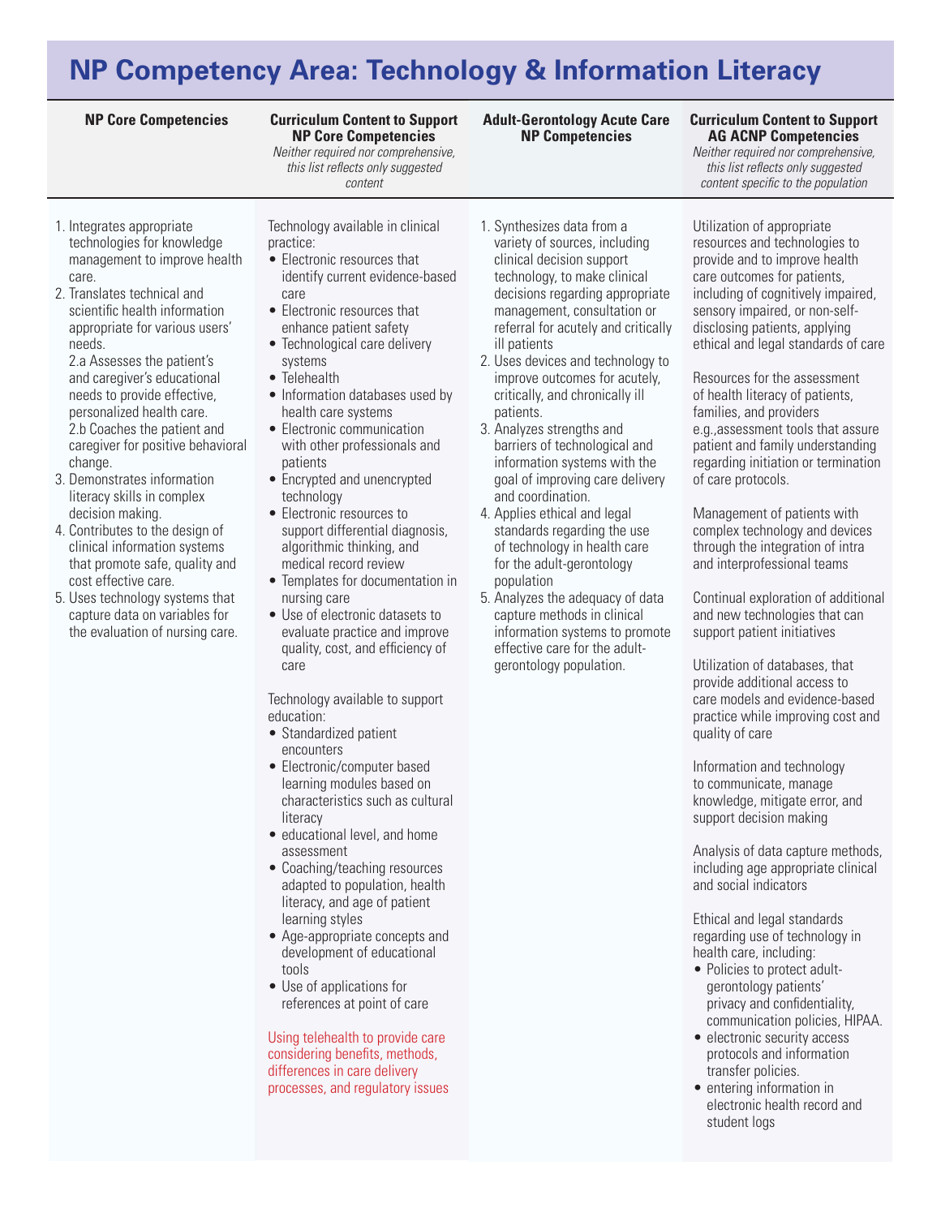# NP Competency Area: Technology & Information Literacy

| NP Core Competencies | Curriculum Content to Support NP Core Competencies<br>*Neither required nor comprehensive, this list reflects only suggested content* | Adult-Gerontology Acute Care NP Competencies | Curriculum Content to Support AG ACNP Competencies<br>*Neither required nor comprehensive, this list reflects only suggested content specific to the population* |
|---|---|---|---|
| 1. Integrates appropriate technologies for knowledge management to improve health care.<br>2. Translates technical and scientific health information appropriate for various users' needs.<br>2.a Assesses the patient's and caregiver's educational needs to provide effective, personalized health care.<br>2.b Coaches the patient and caregiver for positive behavioral change.<br>3. Demonstrates information literacy skills in complex decision making.<br>4. Contributes to the design of clinical information systems that promote safe, quality and cost effective care.<br>5. Uses technology systems that capture data on variables for the evaluation of nursing care. | Technology available in clinical practice:<br>• Electronic resources that identify current evidence-based care<br>• Electronic resources that enhance patient safety<br>• Technological care delivery systems<br>• Telehealth<br>• Information databases used by health care systems<br>• Electronic communication with other professionals and patients<br>• Encrypted and unencrypted technology<br>• Electronic resources to support differential diagnosis, algorithmic thinking, and medical record review<br>• Templates for documentation in nursing care<br>• Use of electronic datasets to evaluate practice and improve quality, cost, and efficiency of care<br><br>Technology available to support education:<br>• Standardized patient encounters<br>• Electronic/computer based learning modules based on characteristics such as cultural literacy<br>• educational level, and home assessment<br>• Coaching/teaching resources adapted to population, health literacy, and age of patient learning styles<br>• Age-appropriate concepts and development of educational tools<br>• Use of applications for references at point of care<br><br>Using telehealth to provide care considering benefits, methods, differences in care delivery processes, and regulatory issues | 1. Synthesizes data from a variety of sources, including clinical decision support technology, to make clinical decisions regarding appropriate management, consultation or referral for acutely and critically ill patients<br>2. Uses devices and technology to improve outcomes for acutely, critically, and chronically ill patients.<br>3. Analyzes strengths and barriers of technological and information systems with the goal of improving care delivery and coordination.<br>4. Applies ethical and legal standards regarding the use of technology in health care for the adult-gerontology population<br>5. Analyzes the adequacy of data capture methods in clinical information systems to promote effective care for the adult-gerontology population. | Utilization of appropriate resources and technologies to provide and to improve health care outcomes for patients, including of cognitively impaired, sensory impaired, or non-self-disclosing patients, applying ethical and legal standards of care<br><br>Resources for the assessment of health literacy of patients, families, and providers e.g.,assessment tools that assure patient and family understanding regarding initiation or termination of care protocols.<br><br>Management of patients with complex technology and devices through the integration of intra and interprofessional teams<br><br>Continual exploration of additional and new technologies that can support patient initiatives<br><br>Utilization of databases, that provide additional access to care models and evidence-based practice while improving cost and quality of care<br><br>Information and technology to communicate, manage knowledge, mitigate error, and support decision making<br><br>Analysis of data capture methods, including age appropriate clinical and social indicators<br><br>Ethical and legal standards regarding use of technology in health care, including:<br>• Policies to protect adult-gerontology patients' privacy and confidentiality, communication policies, HIPAA.<br>• electronic security access protocols and information transfer policies.<br>• entering information in electronic health record and student logs |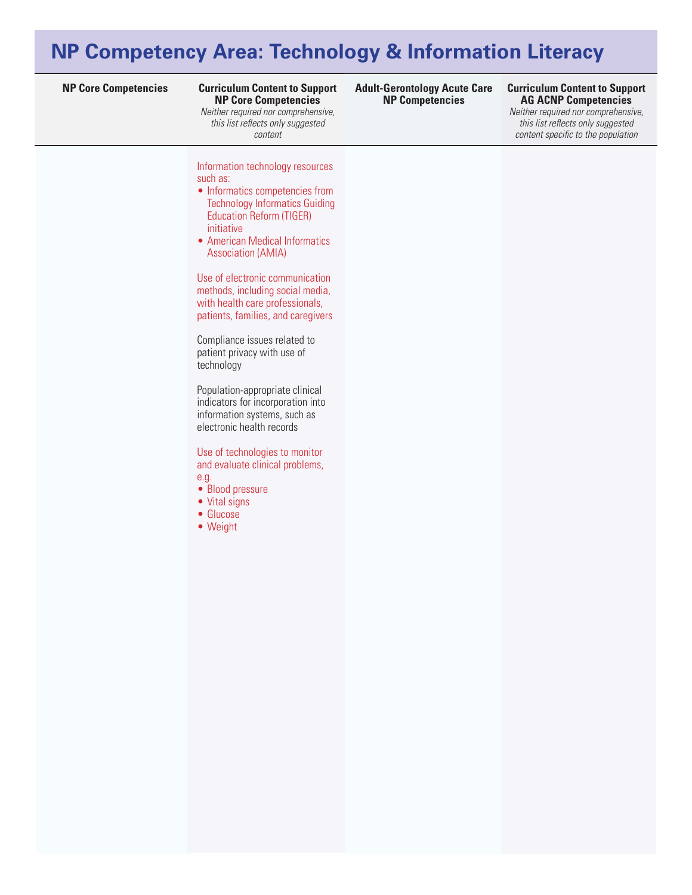# NP Competency Area: Technology & Information Literacy

| NP Core Competencies | Curriculum Content to Support NP Core Competencies *Neither required nor comprehensive, this list reflects only suggested content* | Adult-Gerontology Acute Care NP Competencies | Curriculum Content to Support AG ACNP Competencies *Neither required nor comprehensive, this list reflects only suggested content specific to the population* |
|---|---|---|---|
| | Information technology resources such as:<br>• Informatics competencies from Technology Informatics Guiding Education Reform (TIGER) initiative<br>• American Medical Informatics Association (AMIA)<br><br>Use of electronic communication methods, including social media, with health care professionals, patients, families, and caregivers<br><br>Compliance issues related to patient privacy with use of technology<br><br>Population-appropriate clinical indicators for incorporation into information systems, such as electronic health records<br><br>Use of technologies to monitor and evaluate clinical problems, e.g.<br>• Blood pressure<br>• Vital signs<br>• Glucose<br>• Weight | | |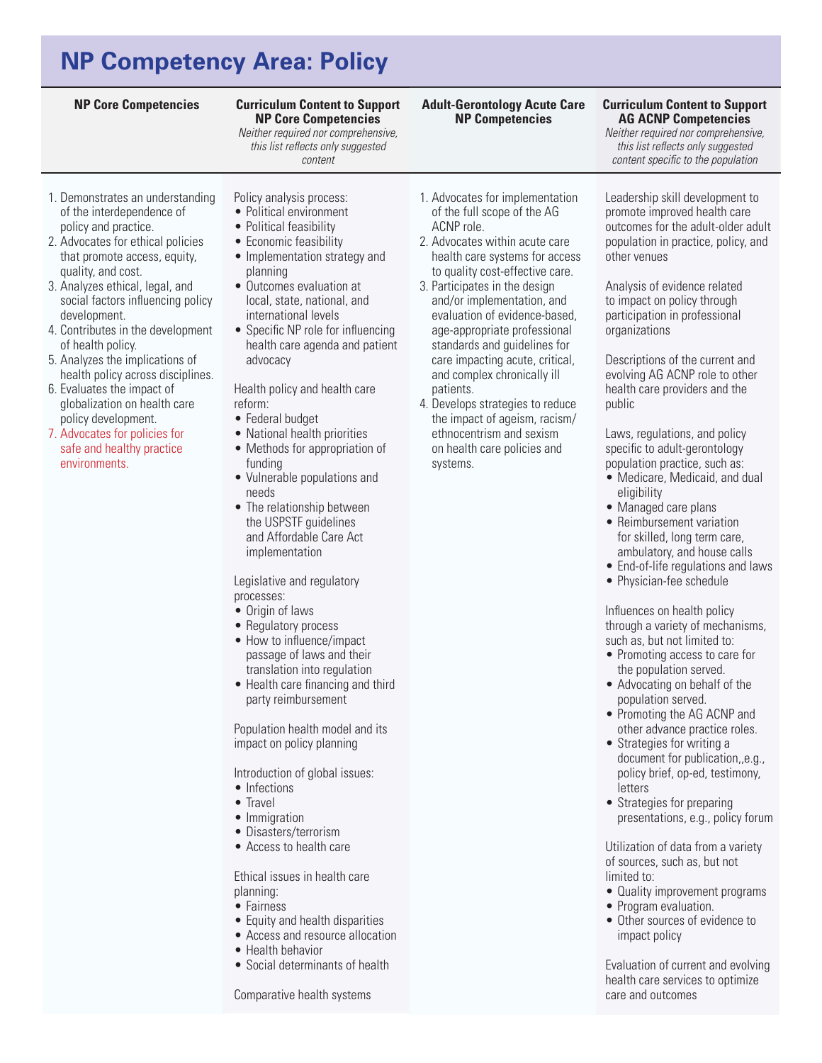# NP Competency Area: Policy

| NP Core Competencies | Curriculum Content to Support NP Core Competencies *Neither required nor comprehensive, this list reflects only suggested content* | Adult-Gerontology Acute Care NP Competencies | Curriculum Content to Support AG ACNP Competencies *Neither required nor comprehensive, this list reflects only suggested content specific to the population* |
|---|---|---|---|
| 1. Demonstrates an understanding of the interdependence of policy and practice.<br>2. Advocates for ethical policies that promote access, equity, quality, and cost.<br>3. Analyzes ethical, legal, and social factors influencing policy development.<br>4. Contributes in the development of health policy.<br>5. Analyzes the implications of health policy across disciplines.<br>6. Evaluates the impact of globalization on health care policy development.<br>7. Advocates for policies for safe and healthy practice environments. | Policy analysis process:<br>• Political environment<br>• Political feasibility<br>• Economic feasibility<br>• Implementation strategy and planning<br>• Outcomes evaluation at local, state, national, and international levels<br>• Specific NP role for influencing health care agenda and patient advocacy<br><br>Health policy and health care reform:<br>• Federal budget<br>• National health priorities<br>• Methods for appropriation of funding<br>• Vulnerable populations and needs<br>• The relationship between the USPSTF guidelines and Affordable Care Act implementation<br><br>Legislative and regulatory processes:<br>• Origin of laws<br>• Regulatory process<br>• How to influence/impact passage of laws and their translation into regulation<br>• Health care financing and third party reimbursement<br><br>Population health model and its impact on policy planning<br><br>Introduction of global issues:<br>• Infections<br>• Travel<br>• Immigration<br>• Disasters/terrorism<br>• Access to health care<br><br>Ethical issues in health care planning:<br>• Fairness<br>• Equity and health disparities<br>• Access and resource allocation<br>• Health behavior<br>• Social determinants of health<br><br>Comparative health systems | 1. Advocates for implementation of the full scope of the AG ACNP role.<br>2. Advocates within acute care health care systems for access to quality cost-effective care.<br>3. Participates in the design and/or implementation, and evaluation of evidence-based, age-appropriate professional standards and guidelines for care impacting acute, critical, and complex chronically ill patients.<br>4. Develops strategies to reduce the impact of ageism, racism/ethnocentrism and sexism on health care policies and systems. | Leadership skill development to promote improved health care outcomes for the adult-older adult population in practice, policy, and other venues<br><br>Analysis of evidence related to impact on policy through participation in professional organizations<br><br>Descriptions of the current and evolving AG ACNP role to other health care providers and the public<br><br>Laws, regulations, and policy specific to adult-gerontology population practice, such as:<br>• Medicare, Medicaid, and dual eligibility<br>• Managed care plans<br>• Reimbursement variation for skilled, long term care, ambulatory, and house calls<br>• End-of-life regulations and laws<br>• Physician-fee schedule<br><br>Influences on health policy through a variety of mechanisms, such as, but not limited to:<br>• Promoting access to care for the population served.<br>• Advocating on behalf of the population served.<br>• Promoting the AG ACNP and other advance practice roles.<br>• Strategies for writing a document for publication,,e.g., policy brief, op-ed, testimony, letters<br>• Strategies for preparing presentations, e.g., policy forum<br><br>Utilization of data from a variety of sources, such as, but not limited to:<br>• Quality improvement programs<br>• Program evaluation.<br>• Other sources of evidence to impact policy<br><br>Evaluation of current and evolving health care services to optimize care and outcomes |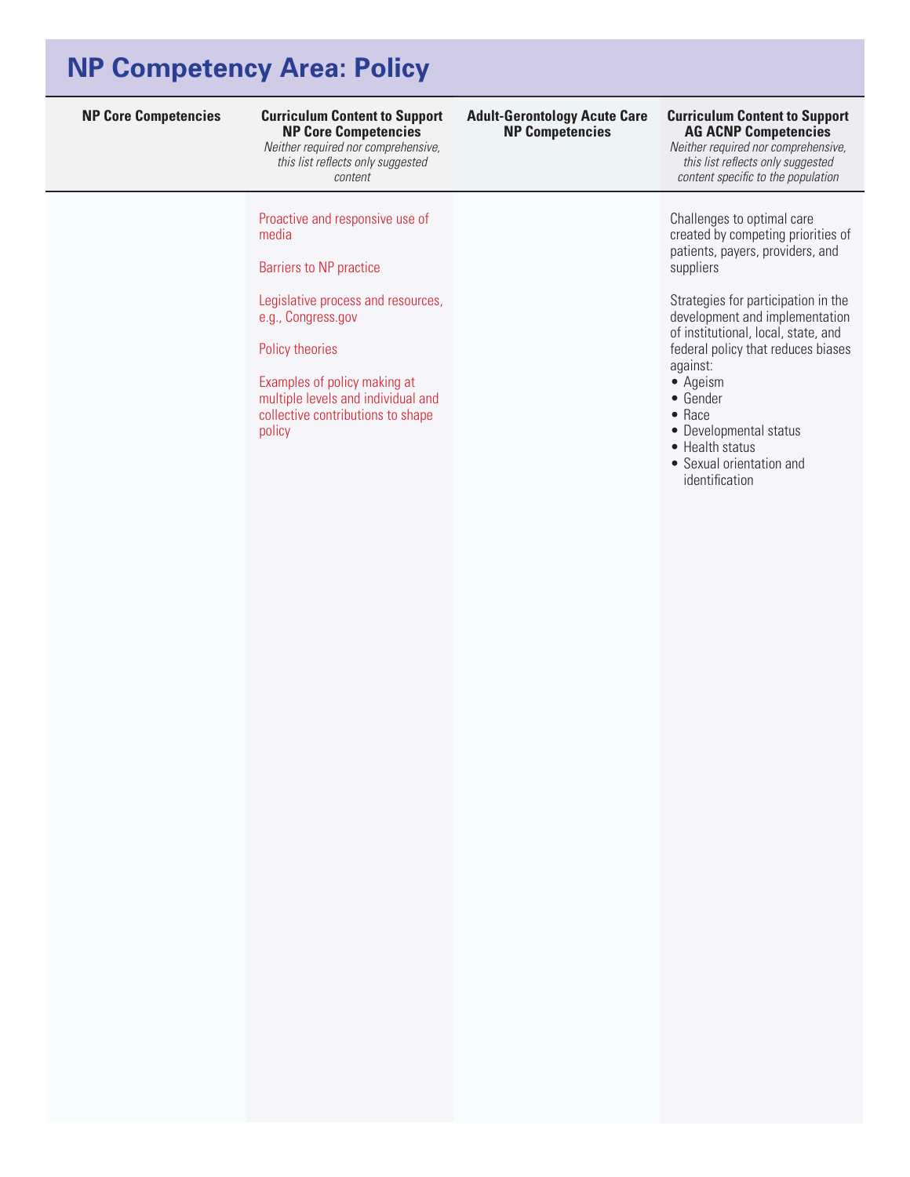## NP Competency Area: Policy

| NP Core Competencies | Curriculum Content to Support NP Core Competencies *Neither required nor comprehensive, this list reflects only suggested content* | Adult-Gerontology Acute Care NP Competencies | Curriculum Content to Support AG ACNP Competencies *Neither required nor comprehensive, this list reflects only suggested content specific to the population* |
|---|---|---|---|
| | Proactive and responsive use of media<br><br>Barriers to NP practice<br><br>Legislative process and resources, e.g., Congress.gov<br><br>Policy theories<br><br>Examples of policy making at multiple levels and individual and collective contributions to shape policy | | Challenges to optimal care created by competing priorities of patients, payers, providers, and suppliers<br><br>Strategies for participation in the development and implementation of institutional, local, state, and federal policy that reduces biases against:<br>• Ageism<br>• Gender<br>• Race<br>• Developmental status<br>• Health status<br>• Sexual orientation and identification |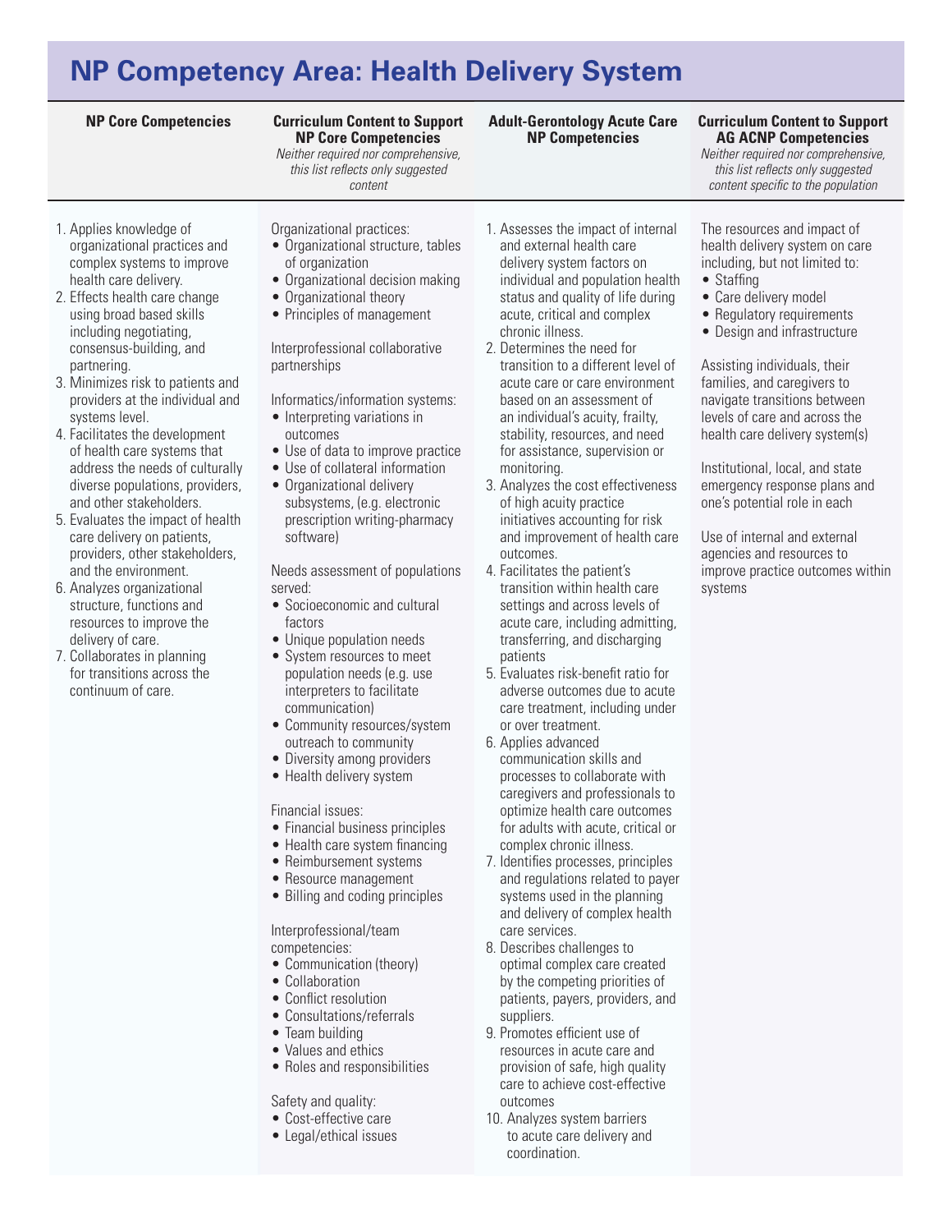# NP Competency Area: Health Delivery System

| NP Core Competencies | Curriculum Content to Support NP Core Competencies *Neither required nor comprehensive, this list reflects only suggested content* | Adult-Gerontology Acute Care NP Competencies | Curriculum Content to Support AG ACNP Competencies *Neither required nor comprehensive, this list reflects only suggested content specific to the population* |
|---|---|---|---|
| 1. Applies knowledge of organizational practices and complex systems to improve health care delivery.<br>2. Effects health care change using broad based skills including negotiating, consensus-building, and partnering.<br>3. Minimizes risk to patients and providers at the individual and systems level.<br>4. Facilitates the development of health care systems that address the needs of culturally diverse populations, providers, and other stakeholders.<br>5. Evaluates the impact of health care delivery on patients, providers, other stakeholders, and the environment.<br>6. Analyzes organizational structure, functions and resources to improve the delivery of care.<br>7. Collaborates in planning for transitions across the continuum of care. | Organizational practices:<br>• Organizational structure, tables of organization<br>• Organizational decision making<br>• Organizational theory<br>• Principles of management<br><br>Interprofessional collaborative partnerships<br><br>Informatics/information systems:<br>• Interpreting variations in outcomes<br>• Use of data to improve practice<br>• Use of collateral information<br>• Organizational delivery subsystems, (e.g. electronic prescription writing-pharmacy software)<br><br>Needs assessment of populations served:<br>• Socioeconomic and cultural factors<br>• Unique population needs<br>• System resources to meet population needs (e.g. use interpreters to facilitate communication)<br>• Community resources/system outreach to community<br>• Diversity among providers<br>• Health delivery system<br><br>Financial issues:<br>• Financial business principles<br>• Health care system financing<br>• Reimbursement systems<br>• Resource management<br>• Billing and coding principles<br><br>Interprofessional/team competencies:<br>• Communication (theory)<br>• Collaboration<br>• Conflict resolution<br>• Consultations/referrals<br>• Team building<br>• Values and ethics<br>• Roles and responsibilities<br><br>Safety and quality:<br>• Cost-effective care<br>• Legal/ethical issues | 1. Assesses the impact of internal and external health care delivery system factors on individual and population health status and quality of life during acute, critical and complex chronic illness.<br>2. Determines the need for transition to a different level of acute care or care environment based on an assessment of an individual's acuity, frailty, stability, resources, and need for assistance, supervision or monitoring.<br>3. Analyzes the cost effectiveness of high acuity practice initiatives accounting for risk and improvement of health care outcomes.<br>4. Facilitates the patient's transition within health care settings and across levels of acute care, including admitting, transferring, and discharging patients<br>5. Evaluates risk-benefit ratio for adverse outcomes due to acute care treatment, including under or over treatment.<br>6. Applies advanced communication skills and processes to collaborate with caregivers and professionals to optimize health care outcomes for adults with acute, critical or complex chronic illness.<br>7. Identifies processes, principles and regulations related to payer systems used in the planning and delivery of complex health care services.<br>8. Describes challenges to optimal complex care created by the competing priorities of patients, payers, providers, and suppliers.<br>9. Promotes efficient use of resources in acute care and provision of safe, high quality care to achieve cost-effective outcomes<br>10. Analyzes system barriers to acute care delivery and coordination. | The resources and impact of health delivery system on care including, but not limited to:<br>• Staffing<br>• Care delivery model<br>• Regulatory requirements<br>• Design and infrastructure<br><br>Assisting individuals, their families, and caregivers to navigate transitions between levels of care and across the health care delivery system(s)<br><br>Institutional, local, and state emergency response plans and one's potential role in each<br><br>Use of internal and external agencies and resources to improve practice outcomes within systems |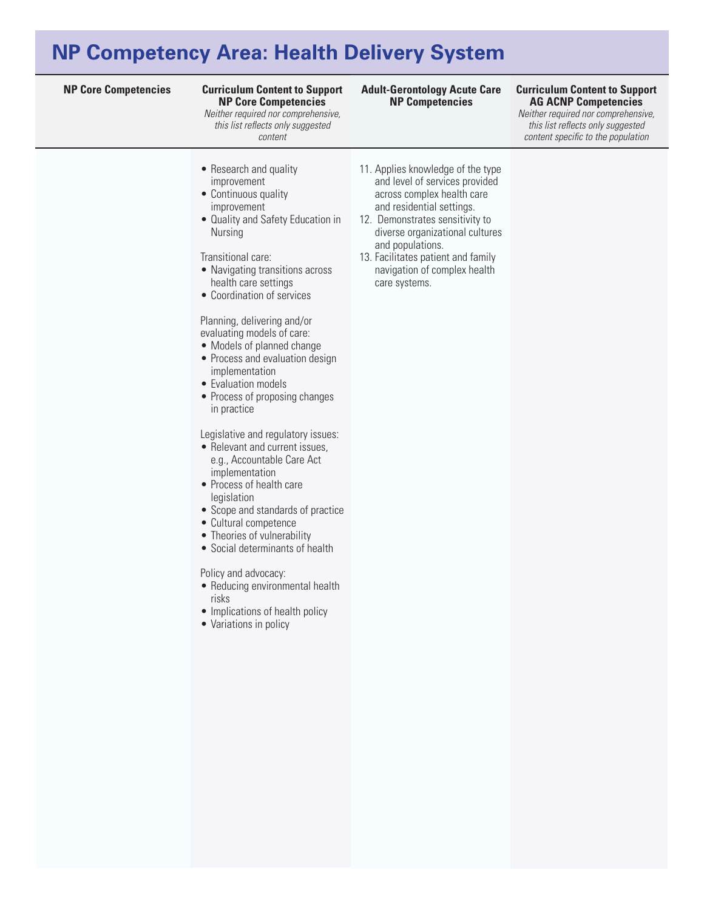# NP Competency Area: Health Delivery System

| NP Core Competencies | Curriculum Content to Support NP Core Competencies *Neither required nor comprehensive, this list reflects only suggested content* | Adult-Gerontology Acute Care NP Competencies | Curriculum Content to Support AG ACNP Competencies *Neither required nor comprehensive, this list reflects only suggested content specific to the population* |
|---|---|---|---|
| | • Research and quality improvement<br>• Continuous quality improvement<br>• Quality and Safety Education in Nursing<br><br>Transitional care:<br>• Navigating transitions across health care settings<br>• Coordination of services<br><br>Planning, delivering and/or evaluating models of care:<br>• Models of planned change<br>• Process and evaluation design implementation<br>• Evaluation models<br>• Process of proposing changes in practice<br><br>Legislative and regulatory issues:<br>• Relevant and current issues, e.g., Accountable Care Act implementation<br>• Process of health care legislation<br>• Scope and standards of practice<br>• Cultural competence<br>• Theories of vulnerability<br>• Social determinants of health<br><br>Policy and advocacy:<br>• Reducing environmental health risks<br>• Implications of health policy<br>• Variations in policy | 11. Applies knowledge of the type and level of services provided across complex health care and residential settings.<br>12. Demonstrates sensitivity to diverse organizational cultures and populations.<br>13. Facilitates patient and family navigation of complex health care systems. | |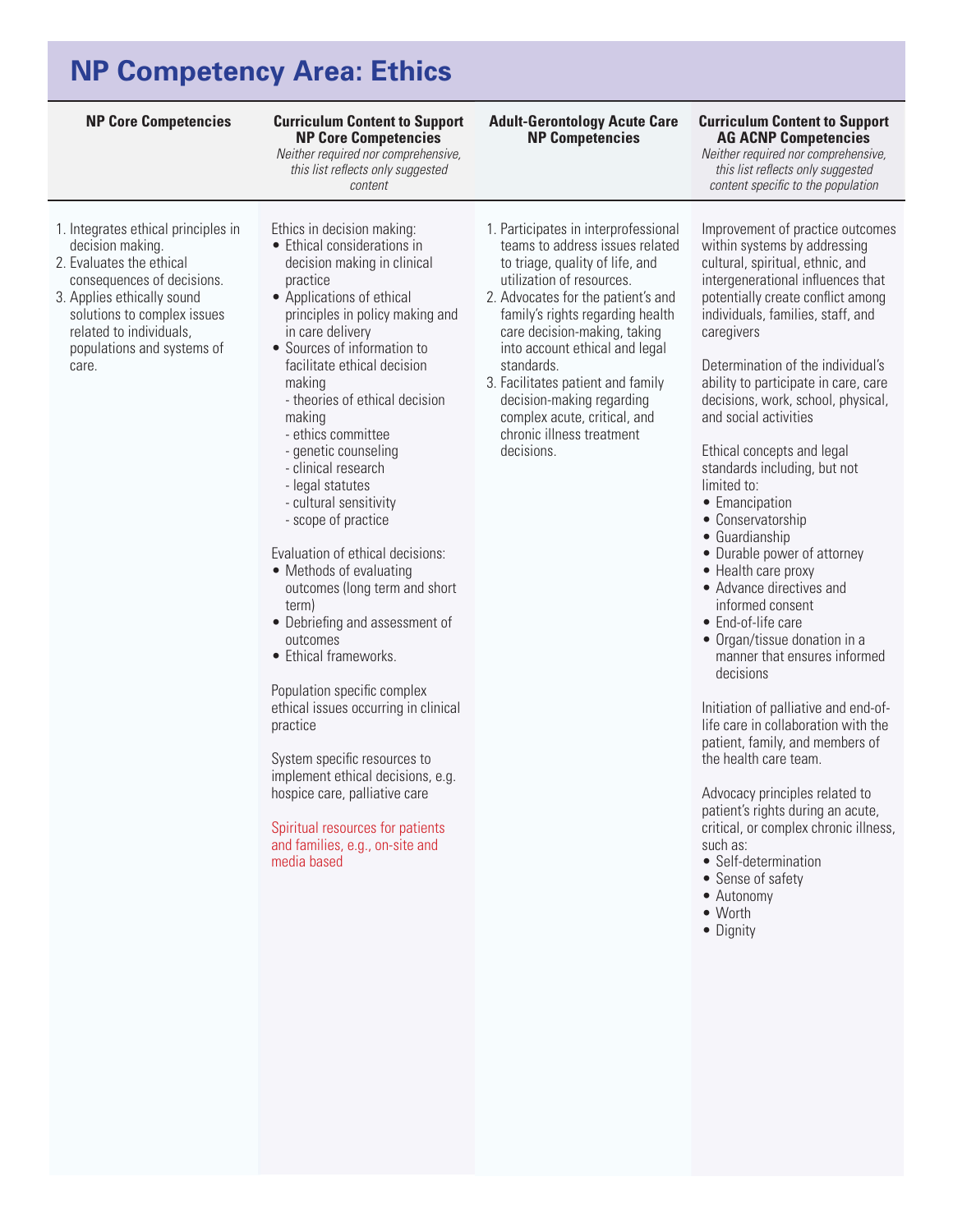# NP Competency Area: Ethics

| NP Core Competencies | Curriculum Content to Support NP Core Competencies<br>*Neither required nor comprehensive, this list reflects only suggested content* | Adult-Gerontology Acute Care NP Competencies | Curriculum Content to Support AG ACNP Competencies<br>*Neither required nor comprehensive, this list reflects only suggested content specific to the population* |
|---|---|---|---|
| 1. Integrates ethical principles in decision making.<br>2. Evaluates the ethical consequences of decisions.<br>3. Applies ethically sound solutions to complex issues related to individuals, populations and systems of care. | Ethics in decision making:<br>• Ethical considerations in decision making in clinical practice<br>• Applications of ethical principles in policy making and in care delivery<br>• Sources of information to facilitate ethical decision making<br>- theories of ethical decision making<br>- ethics committee<br>- genetic counseling<br>- clinical research<br>- legal statutes<br>- cultural sensitivity<br>- scope of practice<br><br>Evaluation of ethical decisions:<br>• Methods of evaluating outcomes (long term and short term)<br>• Debriefing and assessment of outcomes<br>• Ethical frameworks.<br><br>Population specific complex ethical issues occurring in clinical practice<br><br>System specific resources to implement ethical decisions, e.g. hospice care, palliative care<br><br>Spiritual resources for patients and families, e.g., on-site and media based | 1. Participates in interprofessional teams to address issues related to triage, quality of life, and utilization of resources.<br>2. Advocates for the patient's and family's rights regarding health care decision-making, taking into account ethical and legal standards.<br>3. Facilitates patient and family decision-making regarding complex acute, critical, and chronic illness treatment decisions. | Improvement of practice outcomes within systems by addressing cultural, spiritual, ethnic, and intergenerational influences that potentially create conflict among individuals, families, staff, and caregivers<br><br>Determination of the individual's ability to participate in care, care decisions, work, school, physical, and social activities<br><br>Ethical concepts and legal standards including, but not limited to:<br>• Emancipation<br>• Conservatorship<br>• Guardianship<br>• Durable power of attorney<br>• Health care proxy<br>• Advance directives and informed consent<br>• End-of-life care<br>• Organ/tissue donation in a manner that ensures informed decisions<br><br>Initiation of palliative and end-of-life care in collaboration with the patient, family, and members of the health care team.<br><br>Advocacy principles related to patient's rights during an acute, critical, or complex chronic illness, such as:<br>• Self-determination<br>• Sense of safety<br>• Autonomy<br>• Worth<br>• Dignity |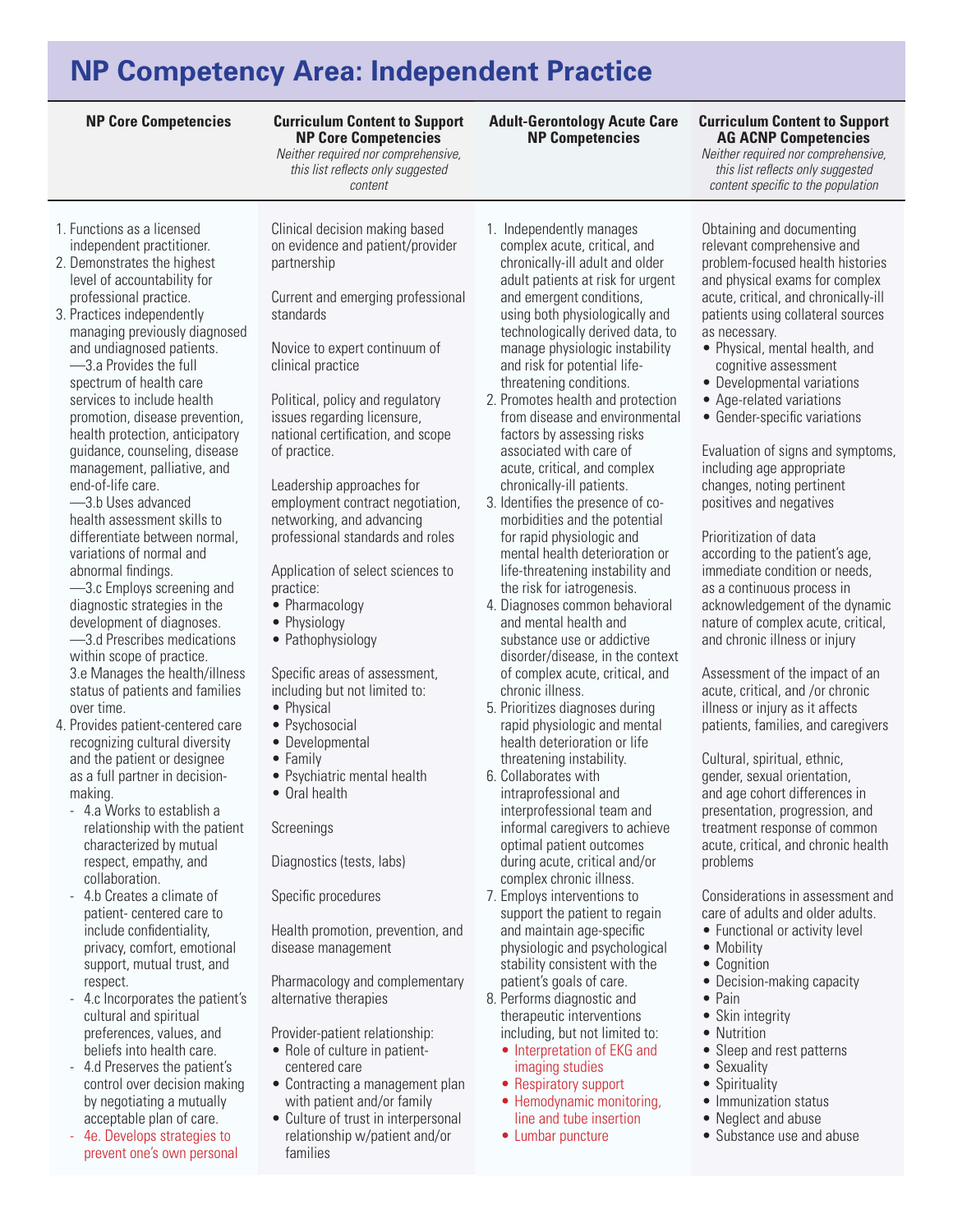# NP Competency Area: Independent Practice

| NP Core Competencies | Curriculum Content to Support NP Core Competencies<br>*Neither required nor comprehensive, this list reflects only suggested content* | Adult-Gerontology Acute Care NP Competencies | Curriculum Content to Support AG ACNP Competencies<br>*Neither required nor comprehensive, this list reflects only suggested content specific to the population* |
|---|---|---|---|
| 1. Functions as a licensed independent practitioner.<br>2. Demonstrates the highest level of accountability for professional practice.<br>3. Practices independently managing previously diagnosed and undiagnosed patients.<br>—3.a Provides the full spectrum of health care services to include health promotion, disease prevention, health protection, anticipatory guidance, counseling, disease management, palliative, and end-of-life care.<br>—3.b Uses advanced health assessment skills to differentiate between normal, variations of normal and abnormal findings.<br>—3.c Employs screening and diagnostic strategies in the development of diagnoses.<br>—3.d Prescribes medications within scope of practice.<br>3.e Manages the health/illness status of patients and families over time.<br>4. Provides patient-centered care recognizing cultural diversity and the patient or designee as a full partner in decision-making.<br>- 4.a Works to establish a relationship with the patient characterized by mutual respect, empathy, and collaboration.<br>- 4.b Creates a climate of patient- centered care to include confidentiality, privacy, comfort, emotional support, mutual trust, and respect.<br>- 4.c Incorporates the patient's cultural and spiritual preferences, values, and beliefs into health care.<br>- 4.d Preserves the patient's control over decision making by negotiating a mutually acceptable plan of care.<br>- 4e. Develops strategies to prevent one's own personal | Clinical decision making based on evidence and patient/provider partnership<br><br>Current and emerging professional standards<br><br>Novice to expert continuum of clinical practice<br><br>Political, policy and regulatory issues regarding licensure, national certification, and scope of practice.<br><br>Leadership approaches for employment contract negotiation, networking, and advancing professional standards and roles<br><br>Application of select sciences to practice:<br>• Pharmacology<br>• Physiology<br>• Pathophysiology<br><br>Specific areas of assessment, including but not limited to:<br>• Physical<br>• Psychosocial<br>• Developmental<br>• Family<br>• Psychiatric mental health<br>• Oral health<br><br>Screenings<br><br>Diagnostics (tests, labs)<br><br>Specific procedures<br><br>Health promotion, prevention, and disease management<br><br>Pharmacology and complementary alternative therapies<br><br>Provider-patient relationship:<br>• Role of culture in patient-centered care<br>• Contracting a management plan with patient and/or family<br>• Culture of trust in interpersonal relationship w/patient and/or families | 1. Independently manages complex acute, critical, and chronically-ill adult and older adult patients at risk for urgent and emergent conditions, using both physiologically and technologically derived data, to manage physiologic instability and risk for potential life-threatening conditions.<br>2. Promotes health and protection from disease and environmental factors by assessing risks associated with care of acute, critical, and complex chronically-ill patients.<br>3. Identifies the presence of co-morbidities and the potential for rapid physiologic and mental health deterioration or life-threatening instability and the risk for iatrogenesis.<br>4. Diagnoses common behavioral and mental health and substance use or addictive disorder/disease, in the context of complex acute, critical, and chronic illness.<br>5. Prioritizes diagnoses during rapid physiologic and mental health deterioration or life threatening instability.<br>6. Collaborates with intraprofessional and interprofessional team and informal caregivers to achieve optimal patient outcomes during acute, critical and/or complex chronic illness.<br>7. Employs interventions to support the patient to regain and maintain age-specific physiologic and psychological stability consistent with the patient's goals of care.<br>8. Performs diagnostic and therapeutic interventions including, but not limited to:<br>• Interpretation of EKG and imaging studies<br>• Respiratory support<br>• Hemodynamic monitoring, line and tube insertion<br>• Lumbar puncture | Obtaining and documenting relevant comprehensive and problem-focused health histories and physical exams for complex acute, critical, and chronically-ill patients using collateral sources as necessary.<br>• Physical, mental health, and cognitive assessment<br>• Developmental variations<br>• Age-related variations<br>• Gender-specific variations<br><br>Evaluation of signs and symptoms, including age appropriate changes, noting pertinent positives and negatives<br><br>Prioritization of data according to the patient's age, immediate condition or needs, as a continuous process in acknowledgement of the dynamic nature of complex acute, critical, and chronic illness or injury<br><br>Assessment of the impact of an acute, critical, and /or chronic illness or injury as it affects patients, families, and caregivers<br><br>Cultural, spiritual, ethnic, gender, sexual orientation, and age cohort differences in presentation, progression, and treatment response of common acute, critical, and chronic health problems<br><br>Considerations in assessment and care of adults and older adults.<br>• Functional or activity level<br>• Mobility<br>• Cognition<br>• Decision-making capacity<br>• Pain<br>• Skin integrity<br>• Nutrition<br>• Sleep and rest patterns<br>• Sexuality<br>• Spirituality<br>• Immunization status<br>• Neglect and abuse<br>• Substance use and abuse |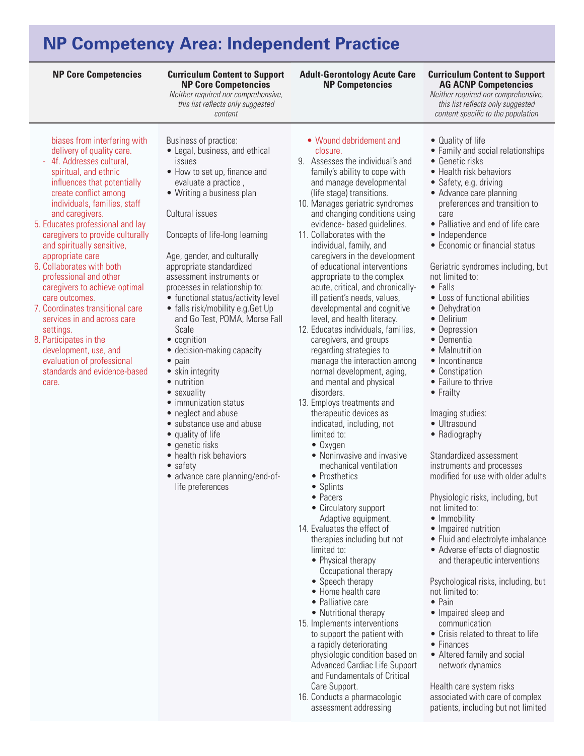# NP Competency Area: Independent Practice

| NP Core Competencies | Curriculum Content to Support NP Core Competencies *Neither required nor comprehensive, this list reflects only suggested content* | Adult-Gerontology Acute Care NP Competencies | Curriculum Content to Support AG ACNP Competencies *Neither required nor comprehensive, this list reflects only suggested content specific to the population* |
|---|---|---|---|
| biases from interfering with delivery of quality care.<br>- 4f. Addresses cultural, spiritual, and ethnic influences that potentially create conflict among individuals, families, staff and caregivers.<br>5. Educates professional and lay caregivers to provide culturally and spiritually sensitive, appropriate care<br>6. Collaborates with both professional and other caregivers to achieve optimal care outcomes.<br>7. Coordinates transitional care services in and across care settings.<br>8. Participates in the development, use, and evaluation of professional standards and evidence-based care. | Business of practice:<br>• Legal, business, and ethical issues<br>• How to set up, finance and evaluate a practice ,<br>• Writing a business plan<br><br>Cultural issues<br><br>Concepts of life-long learning<br><br>Age, gender, and culturally appropriate standardized assessment instruments or processes in relationship to:<br>• functional status/activity level<br>• falls risk/mobility e.g.Get Up and Go Test, POMA, Morse Fall Scale<br>• cognition<br>• decision-making capacity<br>• pain<br>• skin integrity<br>• nutrition<br>• sexuality<br>• immunization status<br>• neglect and abuse<br>• substance use and abuse<br>• quality of life<br>• genetic risks<br>• health risk behaviors<br>• safety<br>• advance care planning/end-of-life preferences | • Wound debridement and closure.<br>9. Assesses the individual's and family's ability to cope with and manage developmental (life stage) transitions.<br>10. Manages geriatric syndromes and changing conditions using evidence- based guidelines.<br>11. Collaborates with the individual, family, and caregivers in the development of educational interventions appropriate to the complex acute, critical, and chronically-ill patient's needs, values, developmental and cognitive level, and health literacy.<br>12. Educates individuals, families, caregivers, and groups regarding strategies to manage the interaction among normal development, aging, and mental and physical disorders.<br>13. Employs treatments and therapeutic devices as indicated, including, not limited to:<br>• Oxygen<br>• Noninvasive and invasive mechanical ventilation<br>• Prosthetics<br>• Splints<br>• Pacers<br>• Circulatory support Adaptive equipment.<br>14. Evaluates the effect of therapies including but not limited to:<br>• Physical therapy Occupational therapy<br>• Speech therapy<br>• Home health care<br>• Palliative care<br>• Nutritional therapy<br>15. Implements interventions to support the patient with a rapidly deteriorating physiologic condition based on Advanced Cardiac Life Support and Fundamentals of Critical Care Support.<br>16. Conducts a pharmacologic assessment addressing | • Quality of life<br>• Family and social relationships<br>• Genetic risks<br>• Health risk behaviors<br>• Safety, e.g. driving<br>• Advance care planning preferences and transition to care<br>• Palliative and end of life care<br>• Independence<br>• Economic or financial status<br><br>Geriatric syndromes including, but not limited to:<br>• Falls<br>• Loss of functional abilities<br>• Dehydration<br>• Delirium<br>• Depression<br>• Dementia<br>• Malnutrition<br>• Incontinence<br>• Constipation<br>• Failure to thrive<br>• Frailty<br><br>Imaging studies:<br>• Ultrasound<br>• Radiography<br><br>Standardized assessment instruments and processes modified for use with older adults<br><br>Physiologic risks, including, but not limited to:<br>• Immobility<br>• Impaired nutrition<br>• Fluid and electrolyte imbalance<br>• Adverse effects of diagnostic and therapeutic interventions<br><br>Psychological risks, including, but not limited to:<br>• Pain<br>• Impaired sleep and communication<br>• Crisis related to threat to life<br>• Finances<br>• Altered family and social network dynamics<br><br>Health care system risks associated with care of complex patients, including but not limited |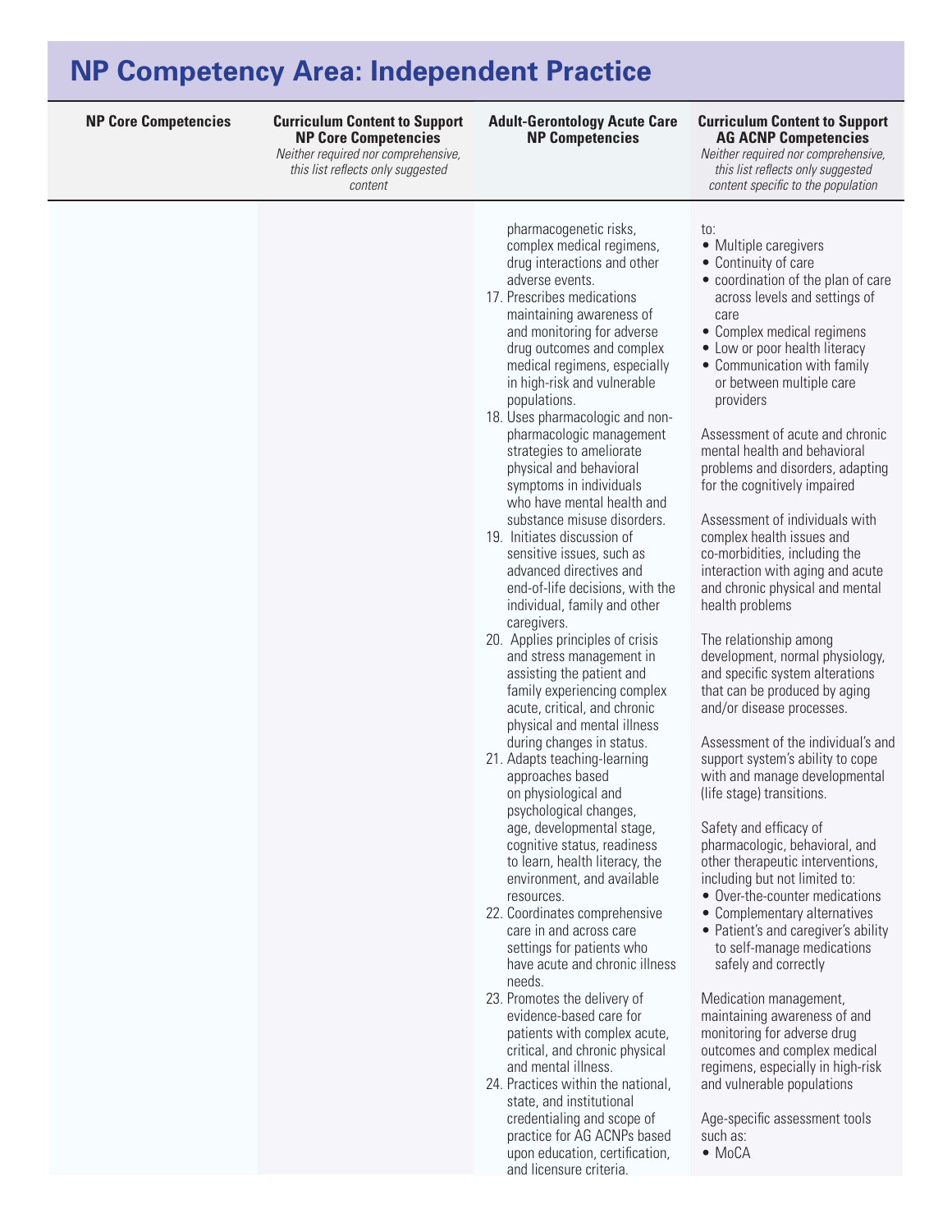# NP Competency Area: Independent Practice

| NP Core Competencies | Curriculum Content to Support NP Core Competencies *Neither required nor comprehensive, this list reflects only suggested content* | Adult-Gerontology Acute Care NP Competencies | Curriculum Content to Support AG ACNP Competencies *Neither required nor comprehensive, this list reflects only suggested content specific to the population* |
|---|---|---|---|
| | | pharmacogenetic risks, complex medical regimens, drug interactions and other adverse events.<br>17. Prescribes medications maintaining awareness of and monitoring for adverse drug outcomes and complex medical regimens, especially in high-risk and vulnerable populations.<br>18. Uses pharmacologic and non-pharmacologic management strategies to ameliorate physical and behavioral symptoms in individuals who have mental health and substance misuse disorders.<br>19. Initiates discussion of sensitive issues, such as advanced directives and end-of-life decisions, with the individual, family and other caregivers.<br>20. Applies principles of crisis and stress management in assisting the patient and family experiencing complex acute, critical, and chronic physical and mental illness during changes in status.<br>21. Adapts teaching-learning approaches based on physiological and psychological changes, age, developmental stage, cognitive status, readiness to learn, health literacy, the environment, and available resources.<br>22. Coordinates comprehensive care in and across care settings for patients who have acute and chronic illness needs.<br>23. Promotes the delivery of evidence-based care for patients with complex acute, critical, and chronic physical and mental illness.<br>24. Practices within the national, state, and institutional credentialing and scope of practice for AG ACNPs based upon education, certification, and licensure criteria. | to:<br>• Multiple caregivers<br>• Continuity of care<br>• coordination of the plan of care across levels and settings of care<br>• Complex medical regimens<br>• Low or poor health literacy<br>• Communication with family or between multiple care providers<br><br>Assessment of acute and chronic mental health and behavioral problems and disorders, adapting for the cognitively impaired<br><br>Assessment of individuals with complex health issues and co-morbidities, including the interaction with aging and acute and chronic physical and mental health problems<br><br>The relationship among development, normal physiology, and specific system alterations that can be produced by aging and/or disease processes.<br><br>Assessment of the individual's and support system's ability to cope with and manage developmental (life stage) transitions.<br><br>Safety and efficacy of pharmacologic, behavioral, and other therapeutic interventions, including but not limited to:<br>• Over-the-counter medications<br>• Complementary alternatives<br>• Patient's and caregiver's ability to self-manage medications safely and correctly<br><br>Medication management, maintaining awareness of and monitoring for adverse drug outcomes and complex medical regimens, especially in high-risk and vulnerable populations<br><br>Age-specific assessment tools such as:<br>• MoCA |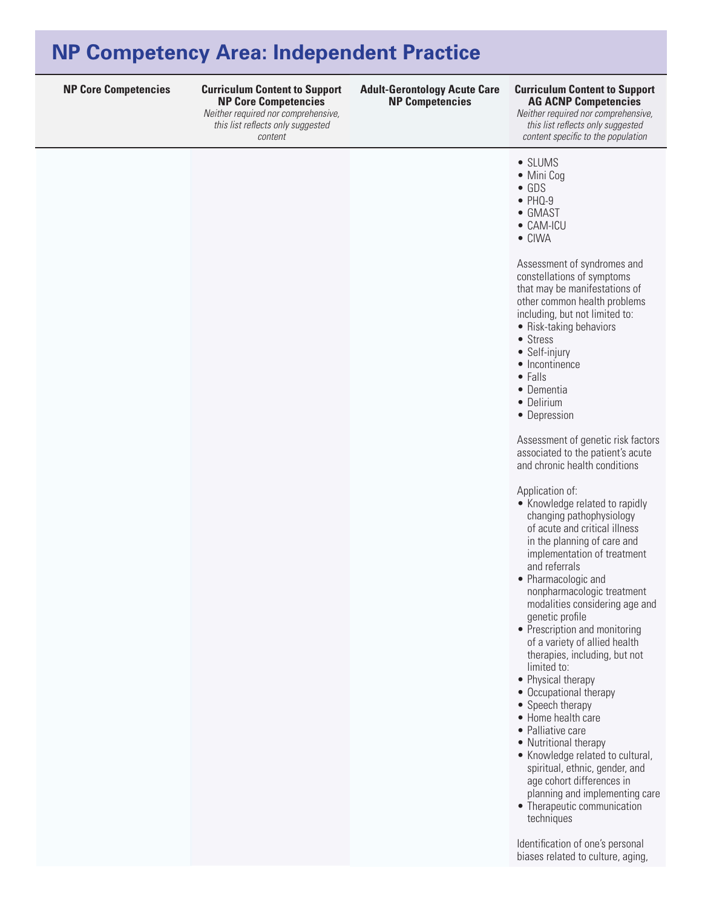# NP Competency Area: Independent Practice

| NP Core Competencies | Curriculum Content to Support NP Core Competencies *Neither required nor comprehensive, this list reflects only suggested content* | Adult-Gerontology Acute Care NP Competencies | Curriculum Content to Support AG ACNP Competencies *Neither required nor comprehensive, this list reflects only suggested content specific to the population* |
|---|---|---|---|
| | | | • SLUMS<br>• Mini Cog<br>• GDS<br>• PHQ-9<br>• GMAST<br>• CAM-ICU<br>• CIWA<br><br>Assessment of syndromes and constellations of symptoms that may be manifestations of other common health problems including, but not limited to:<br>• Risk-taking behaviors<br>• Stress<br>• Self-injury<br>• Incontinence<br>• Falls<br>• Dementia<br>• Delirium<br>• Depression<br><br>Assessment of genetic risk factors associated to the patient's acute and chronic health conditions<br><br>Application of:<br>• Knowledge related to rapidly changing pathophysiology of acute and critical illness in the planning of care and implementation of treatment and referrals<br>• Pharmacologic and nonpharmacologic treatment modalities considering age and genetic profile<br>• Prescription and monitoring of a variety of allied health therapies, including, but not limited to:<br>• Physical therapy<br>• Occupational therapy<br>• Speech therapy<br>• Home health care<br>• Palliative care<br>• Nutritional therapy<br>• Knowledge related to cultural, spiritual, ethnic, gender, and age cohort differences in planning and implementing care<br>• Therapeutic communication techniques<br><br>Identification of one's personal biases related to culture, aging, |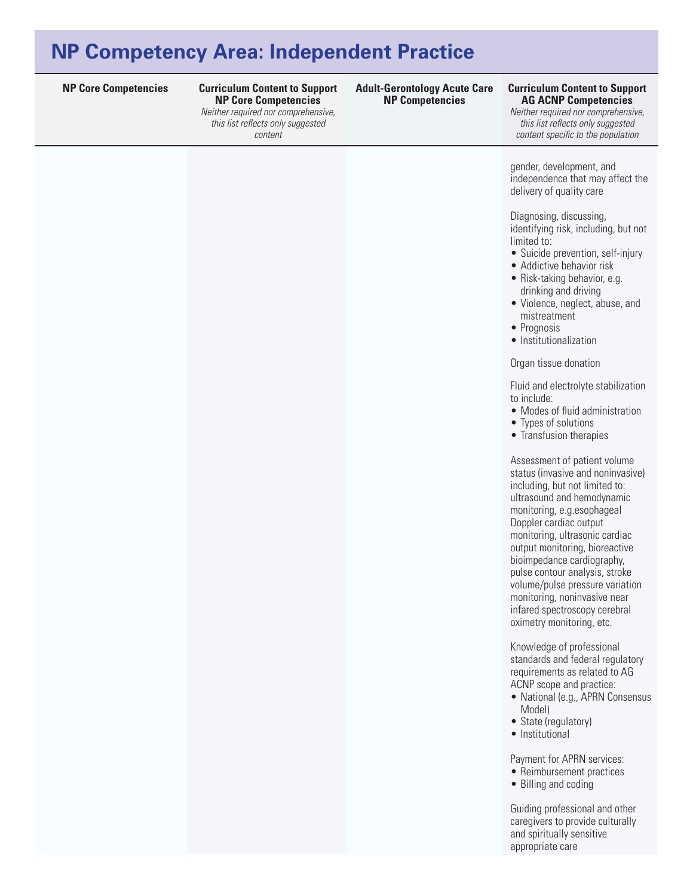# NP Competency Area: Independent Practice

| NP Core Competencies | Curriculum Content to Support NP Core Competencies *Neither required nor comprehensive, this list reflects only suggested content* | Adult-Gerontology Acute Care NP Competencies | Curriculum Content to Support AG ACNP Competencies *Neither required nor comprehensive, this list reflects only suggested content specific to the population* |
|---|---|---|---|
| | | | gender, development, and independence that may affect the delivery of quality care<br><br>Diagnosing, discussing, identifying risk, including, but not limited to:<br>• Suicide prevention, self-injury<br>• Addictive behavior risk<br>• Risk-taking behavior, e.g. drinking and driving<br>• Violence, neglect, abuse, and mistreatment<br>• Prognosis<br>• Institutionalization<br><br>Organ tissue donation<br><br>Fluid and electrolyte stabilization to include:<br>• Modes of fluid administration<br>• Types of solutions<br>• Transfusion therapies<br><br>Assessment of patient volume status (invasive and noninvasive) including, but not limited to: ultrasound and hemodynamic monitoring, e.g.esophageal Doppler cardiac output monitoring, ultrasonic cardiac output monitoring, bioreactive bioimpedance cardiography, pulse contour analysis, stroke volume/pulse pressure variation monitoring, noninvasive near infared spectroscopy cerebral oximetry monitoring, etc.<br><br>Knowledge of professional standards and federal regulatory requirements as related to AG ACNP scope and practice:<br>• National (e.g., APRN Consensus Model)<br>• State (regulatory)<br>• Institutional<br><br>Payment for APRN services:<br>• Reimbursement practices<br>• Billing and coding<br><br>Guiding professional and other caregivers to provide culturally and spiritually sensitive appropriate care |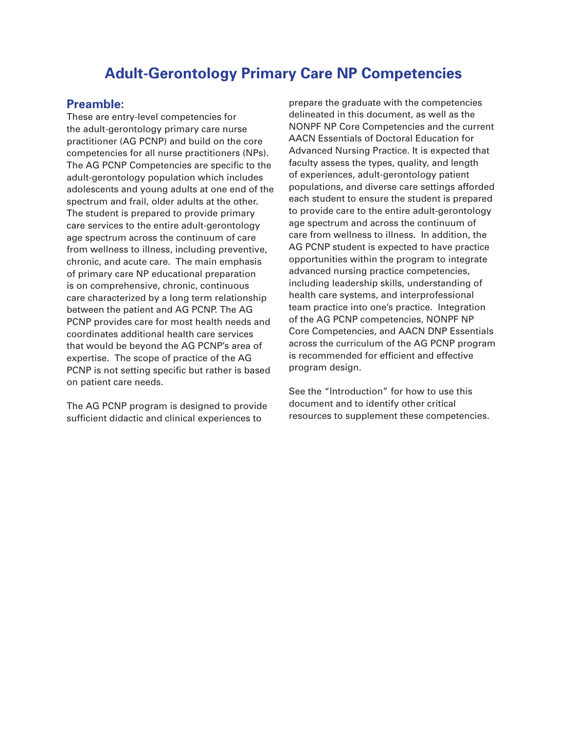# Adult-Gerontology Primary Care NP Competencies

## Preamble:

These are entry-level competencies for the adult-gerontology primary care nurse practitioner (AG PCNP) and build on the core competencies for all nurse practitioners (NPs). The AG PCNP Competencies are specific to the adult-gerontology population which includes adolescents and young adults at one end of the spectrum and frail, older adults at the other. The student is prepared to provide primary care services to the entire adult-gerontology age spectrum across the continuum of care from wellness to illness, including preventive, chronic, and acute care. The main emphasis of primary care NP educational preparation is on comprehensive, chronic, continuous care characterized by a long term relationship between the patient and AG PCNP. The AG PCNP provides care for most health needs and coordinates additional health care services that would be beyond the AG PCNP's area of expertise. The scope of practice of the AG PCNP is not setting specific but rather is based on patient care needs.

The AG PCNP program is designed to provide sufficient didactic and clinical experiences to prepare the graduate with the competencies delineated in this document, as well as the NONPF NP Core Competencies and the current AACN Essentials of Doctoral Education for Advanced Nursing Practice. It is expected that faculty assess the types, quality, and length of experiences, adult-gerontology patient populations, and diverse care settings afforded each student to ensure the student is prepared to provide care to the entire adult-gerontology age spectrum and across the continuum of care from wellness to illness. In addition, the AG PCNP student is expected to have practice opportunities within the program to integrate advanced nursing practice competencies, including leadership skills, understanding of health care systems, and interprofessional team practice into one's practice. Integration of the AG PCNP competencies, NONPF NP Core Competencies, and AACN DNP Essentials across the curriculum of the AG PCNP program is recommended for efficient and effective program design.

See the "Introduction" for how to use this document and to identify other critical resources to supplement these competencies.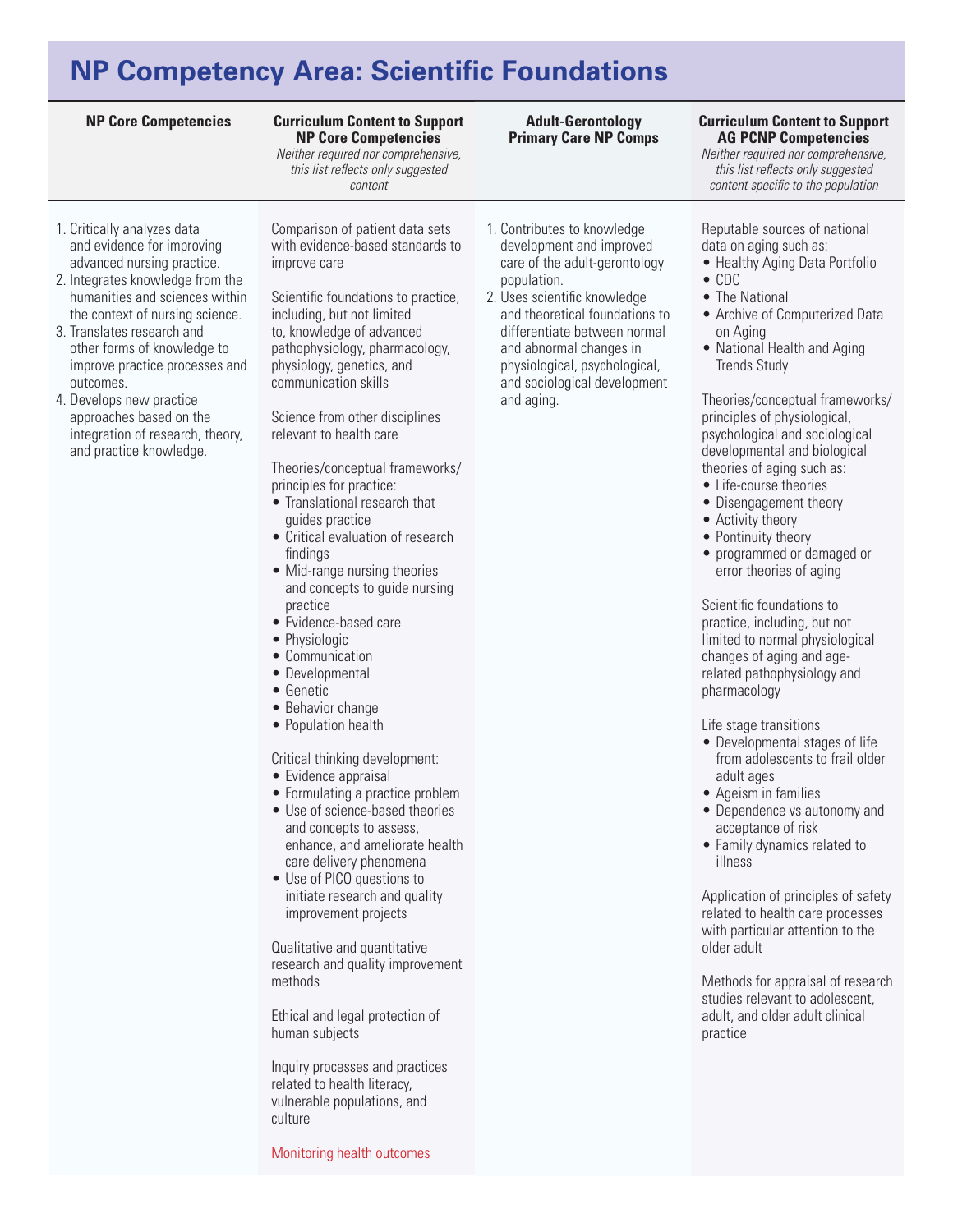# NP Competency Area: Scientific Foundations

| NP Core Competencies | Curriculum Content to Support NP Core Competencies *Neither required nor comprehensive, this list reflects only suggested content* | Adult-Gerontology Primary Care NP Comps | Curriculum Content to Support AG PCNP Competencies *Neither required nor comprehensive, this list reflects only suggested content specific to the population* |
|---|---|---|---|
| 1. Critically analyzes data and evidence for improving advanced nursing practice.<br>2. Integrates knowledge from the humanities and sciences within the context of nursing science.<br>3. Translates research and other forms of knowledge to improve practice processes and outcomes.<br>4. Develops new practice approaches based on the integration of research, theory, and practice knowledge. | Comparison of patient data sets with evidence-based standards to improve care<br><br>Scientific foundations to practice, including, but not limited to, knowledge of advanced pathophysiology, pharmacology, physiology, genetics, and communication skills<br><br>Science from other disciplines relevant to health care<br><br>Theories/conceptual frameworks/ principles for practice:<br>• Translational research that guides practice<br>• Critical evaluation of research findings<br>• Mid-range nursing theories and concepts to guide nursing practice<br>• Evidence-based care<br>• Physiologic<br>• Communication<br>• Developmental<br>• Genetic<br>• Behavior change<br>• Population health<br><br>Critical thinking development:<br>• Evidence appraisal<br>• Formulating a practice problem<br>• Use of science-based theories and concepts to assess, enhance, and ameliorate health care delivery phenomena<br>• Use of PICO questions to initiate research and quality improvement projects<br><br>Qualitative and quantitative research and quality improvement methods<br><br>Ethical and legal protection of human subjects<br><br>Inquiry processes and practices related to health literacy, vulnerable populations, and culture<br><br>Monitoring health outcomes | 1. Contributes to knowledge development and improved care of the adult-gerontology population.<br>2. Uses scientific knowledge and theoretical foundations to differentiate between normal and abnormal changes in physiological, psychological, and sociological development and aging. | Reputable sources of national data on aging such as:<br>• Healthy Aging Data Portfolio<br>• CDC<br>• The National<br>• Archive of Computerized Data on Aging<br>• National Health and Aging Trends Study<br><br>Theories/conceptual frameworks/ principles of physiological, psychological and sociological developmental and biological theories of aging such as:<br>• Life-course theories<br>• Disengagement theory<br>• Activity theory<br>• Pontinuity theory<br>• programmed or damaged or error theories of aging<br><br>Scientific foundations to practice, including, but not limited to normal physiological changes of aging and age-related pathophysiology and pharmacology<br><br>Life stage transitions<br>• Developmental stages of life from adolescents to frail older adult ages<br>• Ageism in families<br>• Dependence vs autonomy and acceptance of risk<br>• Family dynamics related to illness<br><br>Application of principles of safety related to health care processes with particular attention to the older adult<br><br>Methods for appraisal of research studies relevant to adolescent, adult, and older adult clinical practice |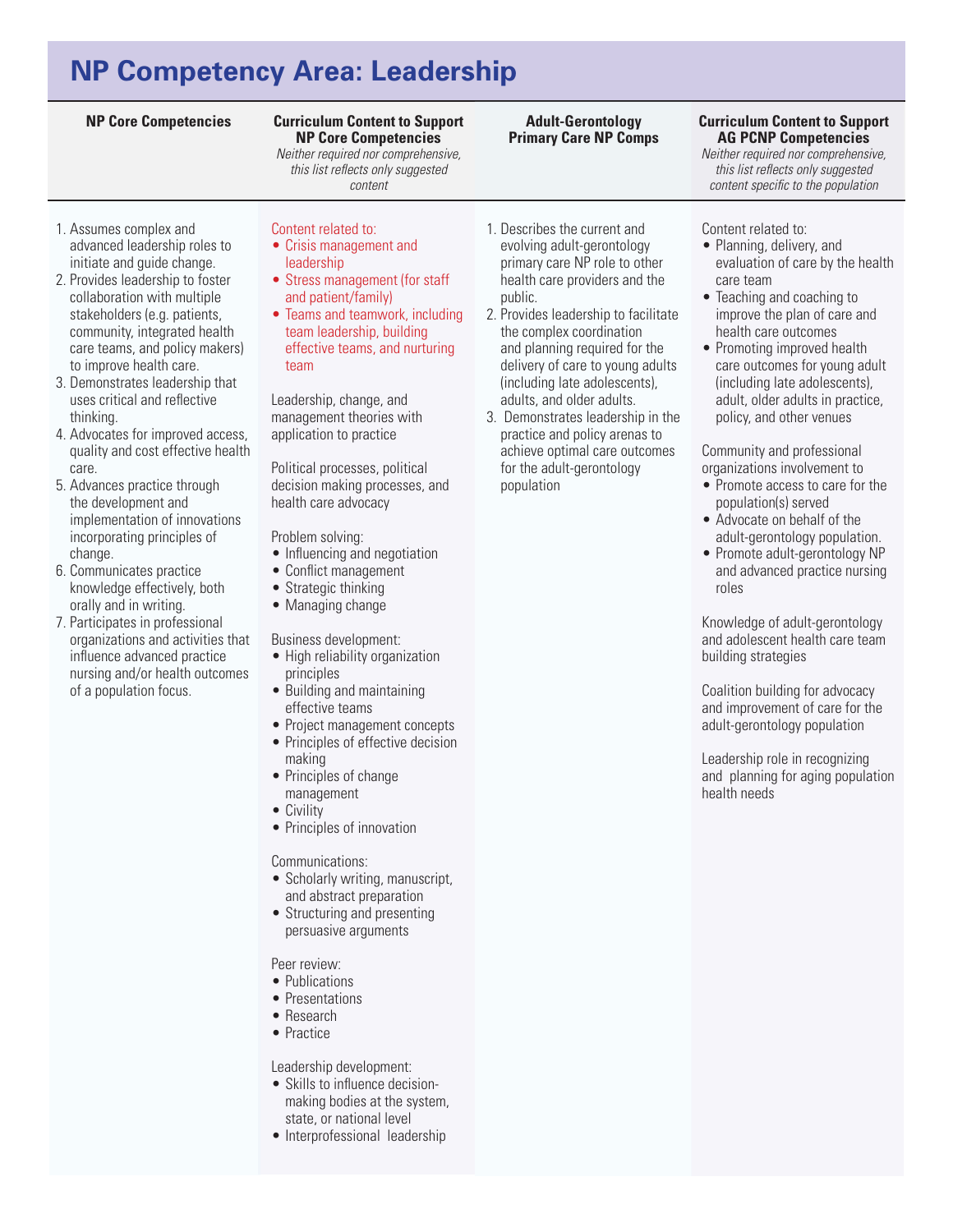# NP Competency Area: Leadership

| NP Core Competencies | Curriculum Content to Support NP Core Competencies *Neither required nor comprehensive, this list reflects only suggested content* | Adult-Gerontology Primary Care NP Comps | Curriculum Content to Support AG PCNP Competencies *Neither required nor comprehensive, this list reflects only suggested content specific to the population* |
|---|---|---|---|
| 1. Assumes complex and advanced leadership roles to initiate and guide change.<br>2. Provides leadership to foster collaboration with multiple stakeholders (e.g. patients, community, integrated health care teams, and policy makers) to improve health care.<br>3. Demonstrates leadership that uses critical and reflective thinking.<br>4. Advocates for improved access, quality and cost effective health care.<br>5. Advances practice through the development and implementation of innovations incorporating principles of change.<br>6. Communicates practice knowledge effectively, both orally and in writing.<br>7. Participates in professional organizations and activities that influence advanced practice nursing and/or health outcomes of a population focus. | Content related to:<br>• Crisis management and leadership<br>• Stress management (for staff and patient/family)<br>• Teams and teamwork, including team leadership, building effective teams, and nurturing team<br><br>Leadership, change, and management theories with application to practice<br><br>Political processes, political decision making processes, and health care advocacy<br><br>Problem solving:<br>• Influencing and negotiation<br>• Conflict management<br>• Strategic thinking<br>• Managing change<br><br>Business development:<br>• High reliability organization principles<br>• Building and maintaining effective teams<br>• Project management concepts<br>• Principles of effective decision making<br>• Principles of change management<br>• Civility<br>• Principles of innovation<br><br>Communications:<br>• Scholarly writing, manuscript, and abstract preparation<br>• Structuring and presenting persuasive arguments<br><br>Peer review:<br>• Publications<br>• Presentations<br>• Research<br>• Practice<br><br>Leadership development:<br>• Skills to influence decision-making bodies at the system, state, or national level<br>• Interprofessional leadership | 1. Describes the current and evolving adult-gerontology primary care NP role to other health care providers and the public.<br>2. Provides leadership to facilitate the complex coordination and planning required for the delivery of care to young adults (including late adolescents), adults, and older adults.<br>3. Demonstrates leadership in the practice and policy arenas to achieve optimal care outcomes for the adult-gerontology population | Content related to:<br>• Planning, delivery, and evaluation of care by the health care team<br>• Teaching and coaching to improve the plan of care and health care outcomes<br>• Promoting improved health care outcomes for young adult (including late adolescents), adult, older adults in practice, policy, and other venues<br><br>Community and professional organizations involvement to<br>• Promote access to care for the population(s) served<br>• Advocate on behalf of the adult-gerontology population.<br>• Promote adult-gerontology NP and advanced practice nursing roles<br><br>Knowledge of adult-gerontology and adolescent health care team building strategies<br><br>Coalition building for advocacy and improvement of care for the adult-gerontology population<br><br>Leadership role in recognizing and planning for aging population health needs |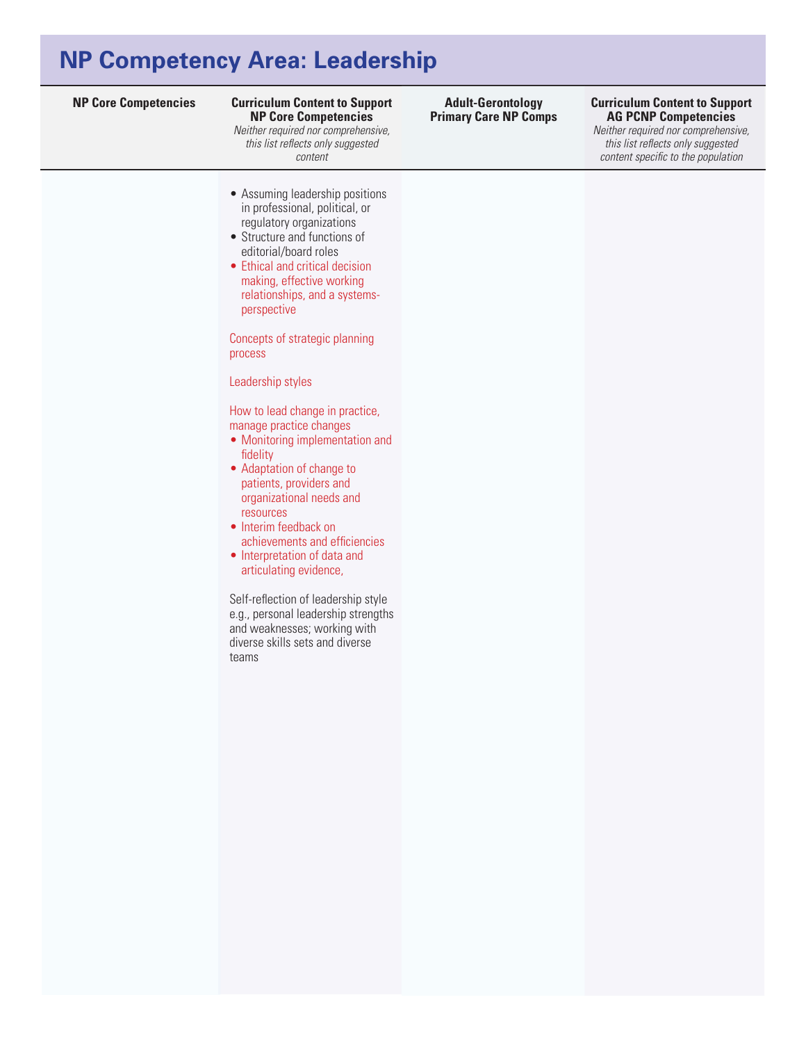## NP Competency Area: Leadership

| NP Core Competencies | Curriculum Content to Support NP Core Competencies *Neither required nor comprehensive, this list reflects only suggested content* | Adult-Gerontology Primary Care NP Comps | Curriculum Content to Support AG PCNP Competencies *Neither required nor comprehensive, this list reflects only suggested content specific to the population* |
|---|---|---|---|
| | • Assuming leadership positions in professional, political, or regulatory organizations<br>• Structure and functions of editorial/board roles<br>• Ethical and critical decision making, effective working relationships, and a systems-perspective<br><br>Concepts of strategic planning process<br><br>Leadership styles<br><br>How to lead change in practice, manage practice changes<br>• Monitoring implementation and fidelity<br>• Adaptation of change to patients, providers and organizational needs and resources<br>• Interim feedback on achievements and efficiencies<br>• Interpretation of data and articulating evidence,<br><br>Self-reflection of leadership style e.g., personal leadership strengths and weaknesses; working with diverse skills sets and diverse teams | | |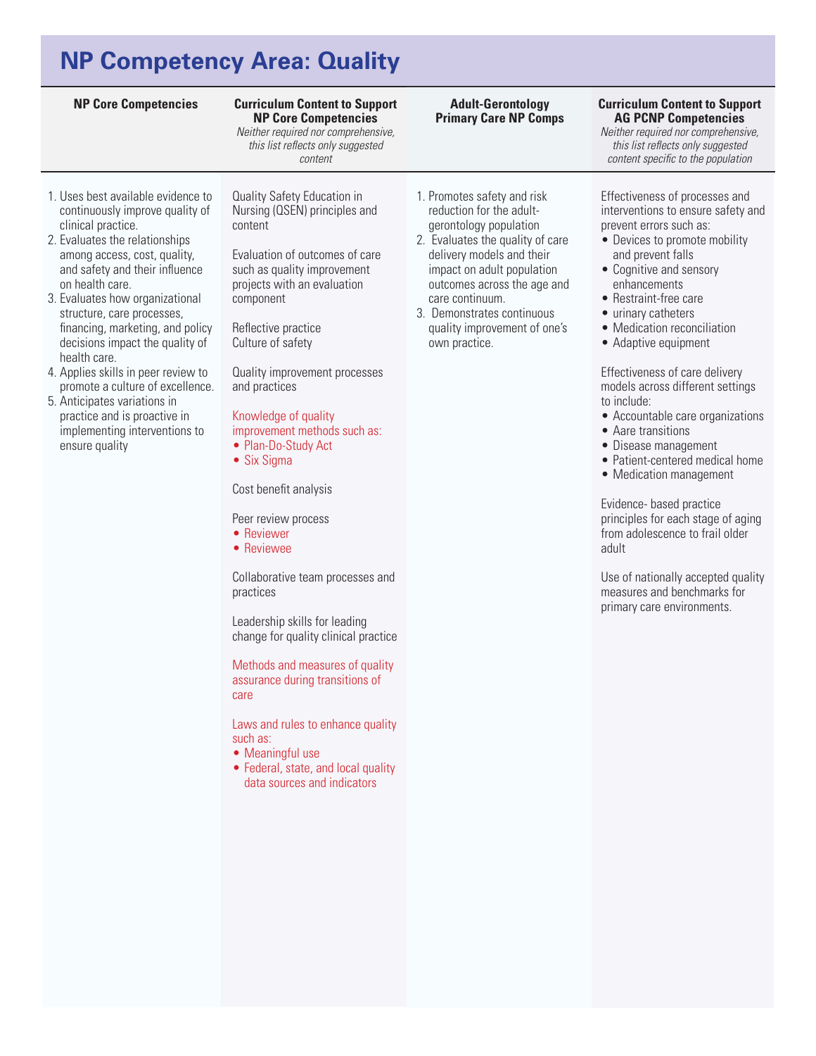# NP Competency Area: Quality

| NP Core Competencies | Curriculum Content to Support NP Core Competencies<br>*Neither required nor comprehensive, this list reflects only suggested content* | Adult-Gerontology Primary Care NP Comps | Curriculum Content to Support AG PCNP Competencies<br>*Neither required nor comprehensive, this list reflects only suggested content specific to the population* |
|---|---|---|---|
| 1. Uses best available evidence to continuously improve quality of clinical practice.<br>2. Evaluates the relationships among access, cost, quality, and safety and their influence on health care.<br>3. Evaluates how organizational structure, care processes, financing, marketing, and policy decisions impact the quality of health care.<br>4. Applies skills in peer review to promote a culture of excellence.<br>5. Anticipates variations in practice and is proactive in implementing interventions to ensure quality | Quality Safety Education in Nursing (QSEN) principles and content<br><br>Evaluation of outcomes of care such as quality improvement projects with an evaluation component<br><br>Reflective practice<br>Culture of safety<br><br>Quality improvement processes and practices<br><br>Knowledge of quality improvement methods such as:<br>• Plan-Do-Study Act<br>• Six Sigma<br><br>Cost benefit analysis<br><br>Peer review process<br>• Reviewer<br>• Reviewee<br><br>Collaborative team processes and practices<br><br>Leadership skills for leading change for quality clinical practice<br><br>Methods and measures of quality assurance during transitions of care<br><br>Laws and rules to enhance quality such as:<br>• Meaningful use<br>• Federal, state, and local quality data sources and indicators | 1. Promotes safety and risk reduction for the adult-gerontology population<br>2. Evaluates the quality of care delivery models and their impact on adult population outcomes across the age and care continuum.<br>3. Demonstrates continuous quality improvement of one's own practice. | Effectiveness of processes and interventions to ensure safety and prevent errors such as:<br>• Devices to promote mobility and prevent falls<br>• Cognitive and sensory enhancements<br>• Restraint-free care<br>• urinary catheters<br>• Medication reconciliation<br>• Adaptive equipment<br><br>Effectiveness of care delivery models across different settings to include:<br>• Accountable care organizations<br>• Aare transitions<br>• Disease management<br>• Patient-centered medical home<br>• Medication management<br><br>Evidence- based practice principles for each stage of aging from adolescence to frail older adult<br><br>Use of nationally accepted quality measures and benchmarks for primary care environments. |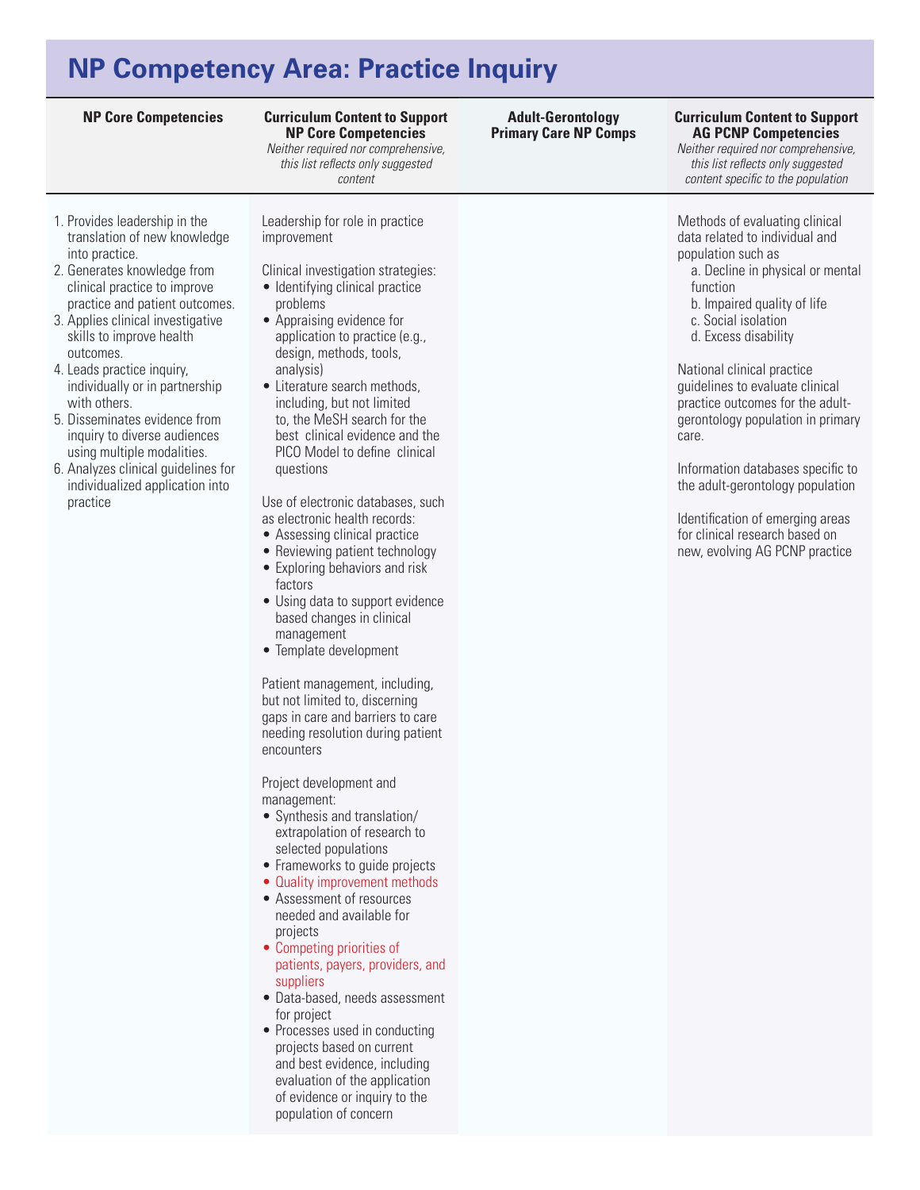# NP Competency Area: Practice Inquiry

| NP Core Competencies | Curriculum Content to Support NP Core Competencies *Neither required nor comprehensive, this list reflects only suggested content* | Adult-Gerontology Primary Care NP Comps | Curriculum Content to Support AG PCNP Competencies *Neither required nor comprehensive, this list reflects only suggested content specific to the population* |
|---|---|---|---|
| 1. Provides leadership in the translation of new knowledge into practice.<br>2. Generates knowledge from clinical practice to improve practice and patient outcomes.<br>3. Applies clinical investigative skills to improve health outcomes.<br>4. Leads practice inquiry, individually or in partnership with others.<br>5. Disseminates evidence from inquiry to diverse audiences using multiple modalities.<br>6. Analyzes clinical guidelines for individualized application into practice | Leadership for role in practice improvement<br><br>Clinical investigation strategies:<br>• Identifying clinical practice problems<br>• Appraising evidence for application to practice (e.g., design, methods, tools, analysis)<br>• Literature search methods, including, but not limited to, the MeSH search for the best clinical evidence and the PICO Model to define clinical questions<br><br>Use of electronic databases, such as electronic health records:<br>• Assessing clinical practice<br>• Reviewing patient technology<br>• Exploring behaviors and risk factors<br>• Using data to support evidence based changes in clinical management<br>• Template development<br><br>Patient management, including, but not limited to, discerning gaps in care and barriers to care needing resolution during patient encounters<br><br>Project development and management:<br>• Synthesis and translation/extrapolation of research to selected populations<br>• Frameworks to guide projects<br>• Quality improvement methods<br>• Assessment of resources needed and available for projects<br>• Competing priorities of patients, payers, providers, and suppliers<br>• Data-based, needs assessment for project<br>• Processes used in conducting projects based on current and best evidence, including evaluation of the application of evidence or inquiry to the population of concern | | Methods of evaluating clinical data related to individual and population such as<br>a. Decline in physical or mental function<br>b. Impaired quality of life<br>c. Social isolation<br>d. Excess disability<br><br>National clinical practice guidelines to evaluate clinical practice outcomes for the adult-gerontology population in primary care.<br><br>Information databases specific to the adult-gerontology population<br><br>Identification of emerging areas for clinical research based on new, evolving AG PCNP practice |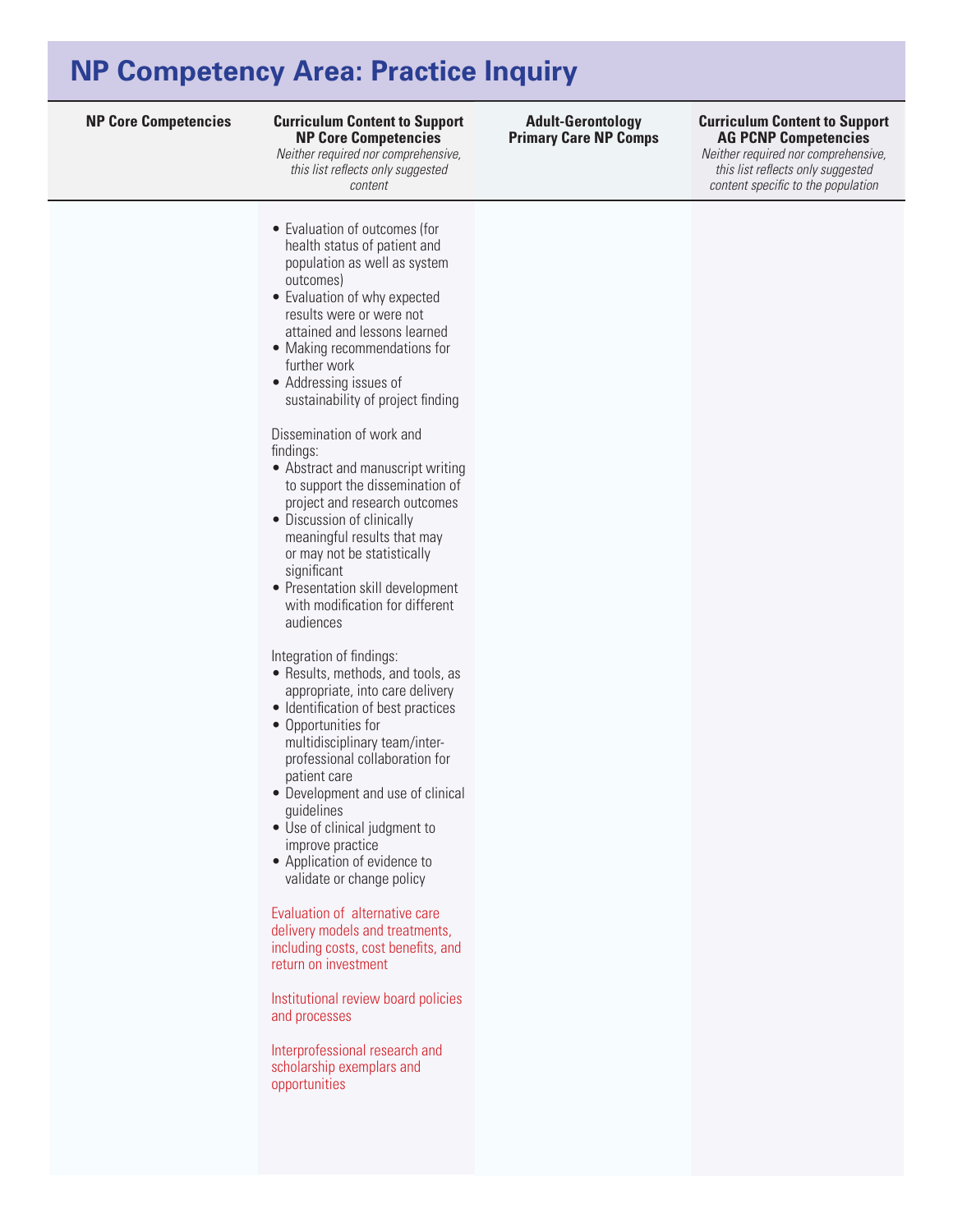## NP Competency Area: Practice Inquiry

| NP Core Competencies | Curriculum Content to Support NP Core Competencies *Neither required nor comprehensive, this list reflects only suggested content* | Adult-Gerontology Primary Care NP Comps | Curriculum Content to Support AG PCNP Competencies *Neither required nor comprehensive, this list reflects only suggested content specific to the population* |
|---|---|---|---|
| | • Evaluation of outcomes (for health status of patient and population as well as system outcomes)<br>• Evaluation of why expected results were or were not attained and lessons learned<br>• Making recommendations for further work<br>• Addressing issues of sustainability of project finding<br><br>Dissemination of work and findings:<br>• Abstract and manuscript writing to support the dissemination of project and research outcomes<br>• Discussion of clinically meaningful results that may or may not be statistically significant<br>• Presentation skill development with modification for different audiences<br><br>Integration of findings:<br>• Results, methods, and tools, as appropriate, into care delivery<br>• Identification of best practices<br>• Opportunities for multidisciplinary team/inter-professional collaboration for patient care<br>• Development and use of clinical guidelines<br>• Use of clinical judgment to improve practice<br>• Application of evidence to validate or change policy<br><br>Evaluation of alternative care delivery models and treatments, including costs, cost benefits, and return on investment<br><br>Institutional review board policies and processes<br><br>Interprofessional research and scholarship exemplars and opportunities | | |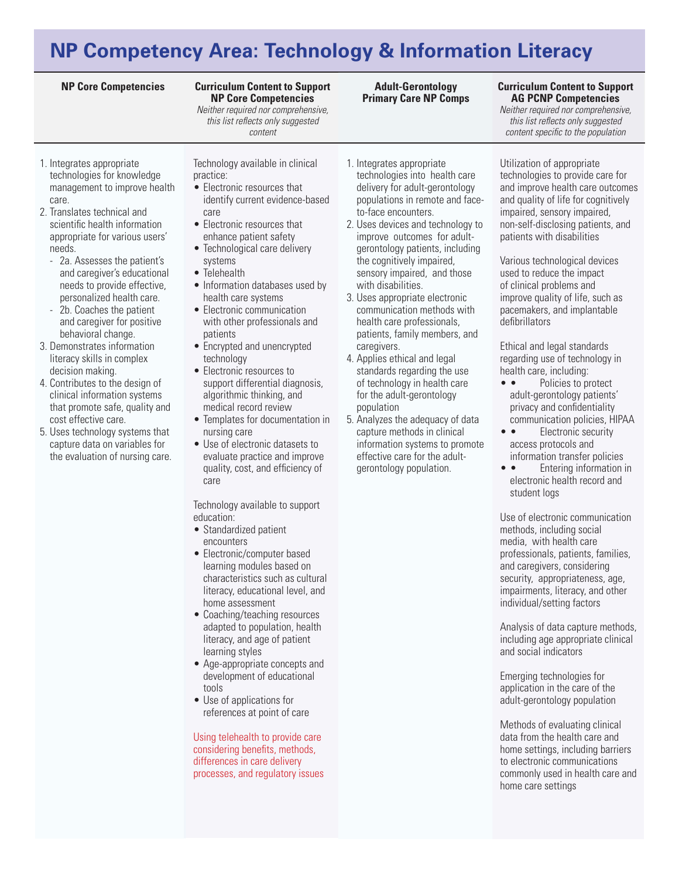# NP Competency Area: Technology & Information Literacy

| NP Core Competencies | Curriculum Content to Support NP Core Competencies *Neither required nor comprehensive, this list reflects only suggested content* | Adult-Gerontology Primary Care NP Comps | Curriculum Content to Support AG PCNP Competencies *Neither required nor comprehensive, this list reflects only suggested content specific to the population* |
|---|---|---|---|
| 1. Integrates appropriate technologies for knowledge management to improve health care.<br>2. Translates technical and scientific health information appropriate for various users' needs.<br>- 2a. Assesses the patient's and caregiver's educational needs to provide effective, personalized health care.<br>- 2b. Coaches the patient and caregiver for positive behavioral change.<br>3. Demonstrates information literacy skills in complex decision making.<br>4. Contributes to the design of clinical information systems that promote safe, quality and cost effective care.<br>5. Uses technology systems that capture data on variables for the evaluation of nursing care. | Technology available in clinical practice:<br>• Electronic resources that identify current evidence-based care<br>• Electronic resources that enhance patient safety<br>• Technological care delivery systems<br>• Telehealth<br>• Information databases used by health care systems<br>• Electronic communication with other professionals and patients<br>• Encrypted and unencrypted technology<br>• Electronic resources to support differential diagnosis, algorithmic thinking, and medical record review<br>• Templates for documentation in nursing care<br>• Use of electronic datasets to evaluate practice and improve quality, cost, and efficiency of care<br><br>Technology available to support education:<br>• Standardized patient encounters<br>• Electronic/computer based learning modules based on characteristics such as cultural literacy, educational level, and home assessment<br>• Coaching/teaching resources adapted to population, health literacy, and age of patient learning styles<br>• Age-appropriate concepts and development of educational tools<br>• Use of applications for references at point of care<br><br>Using telehealth to provide care considering benefits, methods, differences in care delivery processes, and regulatory issues | 1. Integrates appropriate technologies into health care delivery for adult-gerontology populations in remote and face-to-face encounters.<br>2. Uses devices and technology to improve outcomes for adult-gerontology patients, including the cognitively impaired, sensory impaired, and those with disabilities.<br>3. Uses appropriate electronic communication methods with health care professionals, patients, family members, and caregivers.<br>4. Applies ethical and legal standards regarding the use of technology in health care for the adult-gerontology population<br>5. Analyzes the adequacy of data capture methods in clinical information systems to promote effective care for the adult-gerontology population. | Utilization of appropriate technologies to provide care for and improve health care outcomes and quality of life for cognitively impaired, sensory impaired, non-self-disclosing patients, and patients with disabilities<br><br>Various technological devices used to reduce the impact of clinical problems and improve quality of life, such as pacemakers, and implantable defibrillators<br><br>Ethical and legal standards regarding use of technology in health care, including:<br>• Policies to protect adult-gerontology patients' privacy and confidentiality communication policies, HIPAA<br>• Electronic security access protocols and information transfer policies<br>• Entering information in electronic health record and student logs<br><br>Use of electronic communication methods, including social media, with health care professionals, patients, families, and caregivers, considering security, appropriateness, age, impairments, literacy, and other individual/setting factors<br><br>Analysis of data capture methods, including age appropriate clinical and social indicators<br><br>Emerging technologies for application in the care of the adult-gerontology population<br><br>Methods of evaluating clinical data from the health care and home settings, including barriers to electronic communications commonly used in health care and home care settings |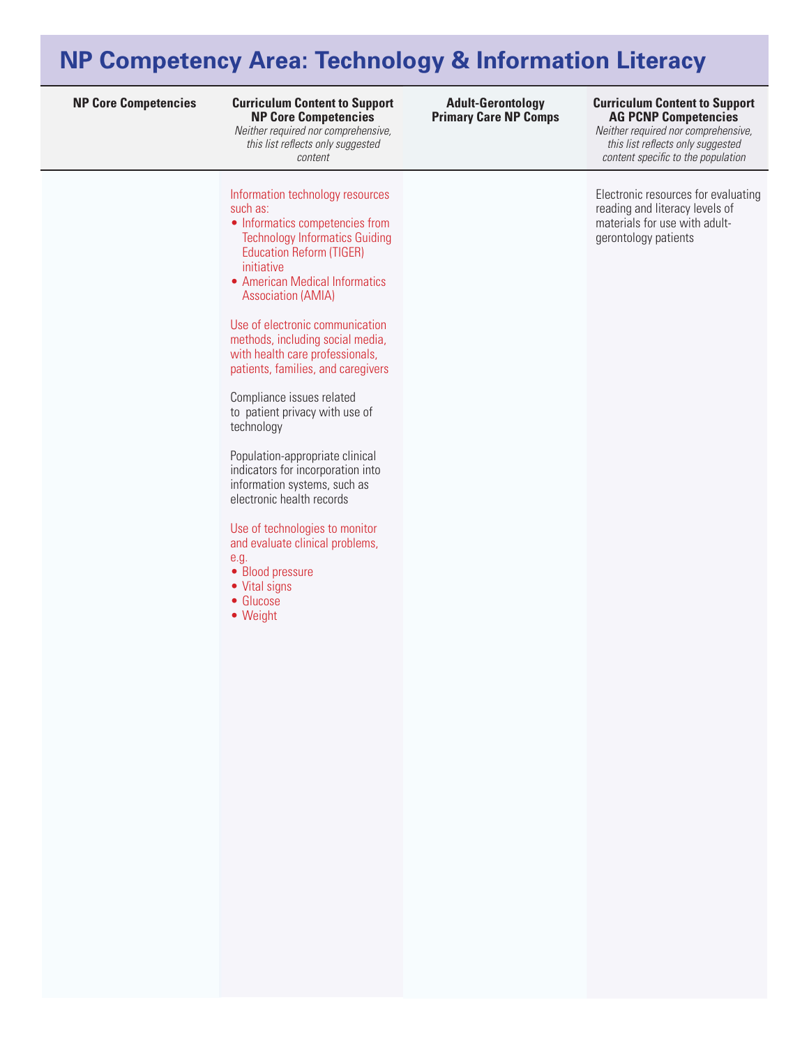# NP Competency Area: Technology & Information Literacy

| NP Core Competencies | Curriculum Content to Support NP Core Competencies *Neither required nor comprehensive, this list reflects only suggested content* | Adult-Gerontology Primary Care NP Comps | Curriculum Content to Support AG PCNP Competencies *Neither required nor comprehensive, this list reflects only suggested content specific to the population* |
|---|---|---|---|
| | Information technology resources such as:<br>• Informatics competencies from Technology Informatics Guiding Education Reform (TIGER) initiative<br>• American Medical Informatics Association (AMIA)<br><br>Use of electronic communication methods, including social media, with health care professionals, patients, families, and caregivers<br><br>Compliance issues related to patient privacy with use of technology<br><br>Population-appropriate clinical indicators for incorporation into information systems, such as electronic health records<br><br>Use of technologies to monitor and evaluate clinical problems, e.g.<br>• Blood pressure<br>• Vital signs<br>• Glucose<br>• Weight | | Electronic resources for evaluating reading and literacy levels of materials for use with adult-gerontology patients |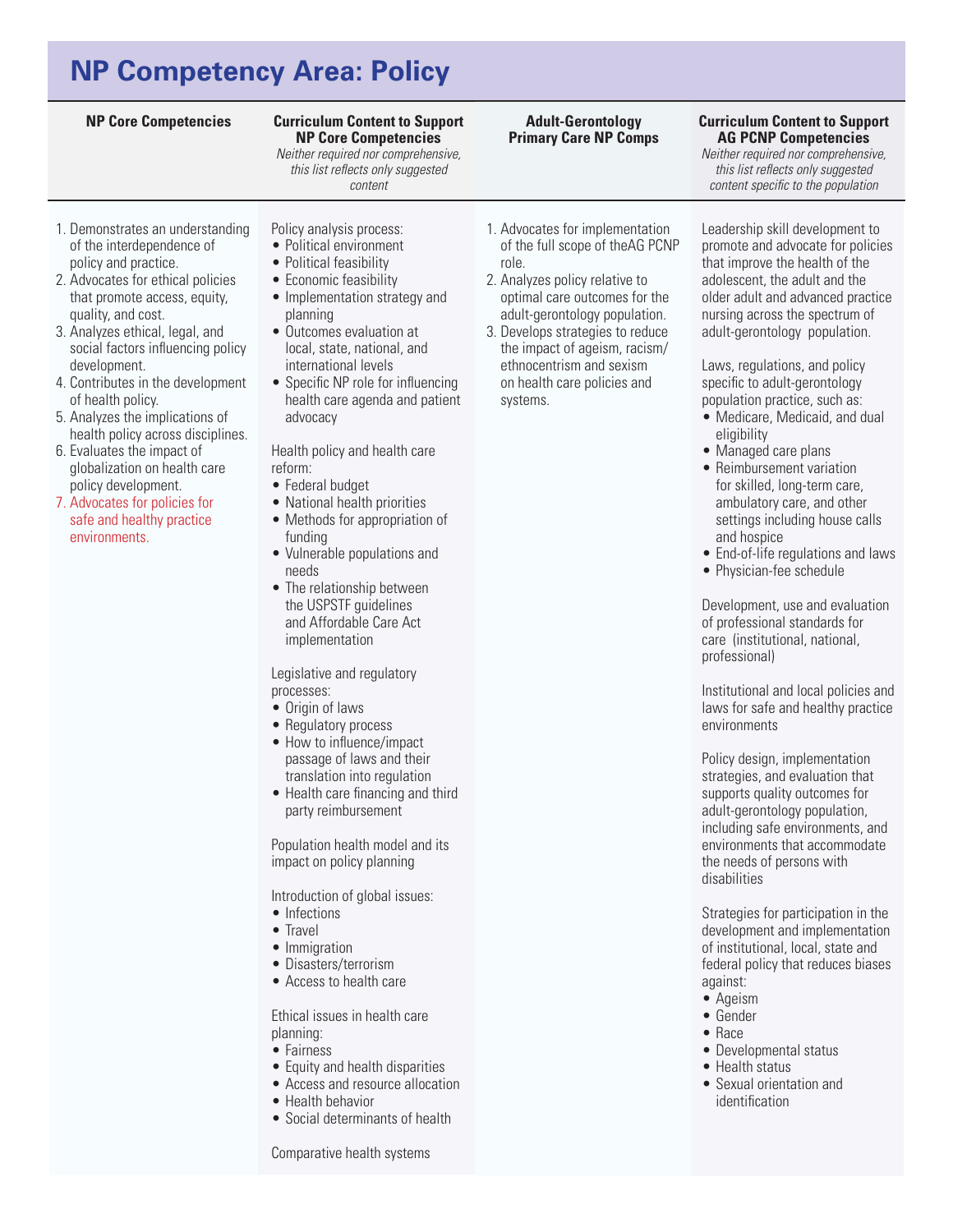# NP Competency Area: Policy

| NP Core Competencies | Curriculum Content to Support NP Core Competencies *Neither required nor comprehensive, this list reflects only suggested content* | Adult-Gerontology Primary Care NP Comps | Curriculum Content to Support AG PCNP Competencies *Neither required nor comprehensive, this list reflects only suggested content specific to the population* |
|---|---|---|---|
| 1. Demonstrates an understanding of the interdependence of policy and practice.<br>2. Advocates for ethical policies that promote access, equity, quality, and cost.<br>3. Analyzes ethical, legal, and social factors influencing policy development.<br>4. Contributes in the development of health policy.<br>5. Analyzes the implications of health policy across disciplines.<br>6. Evaluates the impact of globalization on health care policy development.<br>7. Advocates for policies for safe and healthy practice environments. | Policy analysis process:<br>• Political environment<br>• Political feasibility<br>• Economic feasibility<br>• Implementation strategy and planning<br>• Outcomes evaluation at local, state, national, and international levels<br>• Specific NP role for influencing health care agenda and patient advocacy<br><br>Health policy and health care reform:<br>• Federal budget<br>• National health priorities<br>• Methods for appropriation of funding<br>• Vulnerable populations and needs<br>• The relationship between the USPSTF guidelines and Affordable Care Act implementation<br><br>Legislative and regulatory processes:<br>• Origin of laws<br>• Regulatory process<br>• How to influence/impact passage of laws and their translation into regulation<br>• Health care financing and third party reimbursement<br><br>Population health model and its impact on policy planning<br><br>Introduction of global issues:<br>• Infections<br>• Travel<br>• Immigration<br>• Disasters/terrorism<br>• Access to health care<br><br>Ethical issues in health care planning:<br>• Fairness<br>• Equity and health disparities<br>• Access and resource allocation<br>• Health behavior<br>• Social determinants of health<br><br>Comparative health systems | 1. Advocates for implementation of the full scope of theAG PCNP role.<br>2. Analyzes policy relative to optimal care outcomes for the adult-gerontology population.<br>3. Develops strategies to reduce the impact of ageism, racism/ethnocentrism and sexism on health care policies and systems. | Leadership skill development to promote and advocate for policies that improve the health of the adolescent, the adult and the older adult and advanced practice nursing across the spectrum of adult-gerontology population.<br><br>Laws, regulations, and policy specific to adult-gerontology population practice, such as:<br>• Medicare, Medicaid, and dual eligibility<br>• Managed care plans<br>• Reimbursement variation for skilled, long-term care, ambulatory care, and other settings including house calls and hospice<br>• End-of-life regulations and laws<br>• Physician-fee schedule<br><br>Development, use and evaluation of professional standards for care (institutional, national, professional)<br><br>Institutional and local policies and laws for safe and healthy practice environments<br><br>Policy design, implementation strategies, and evaluation that supports quality outcomes for adult-gerontology population, including safe environments, and environments that accommodate the needs of persons with disabilities<br><br>Strategies for participation in the development and implementation of institutional, local, state and federal policy that reduces biases against:<br>• Ageism<br>• Gender<br>• Race<br>• Developmental status<br>• Health status<br>• Sexual orientation and identification |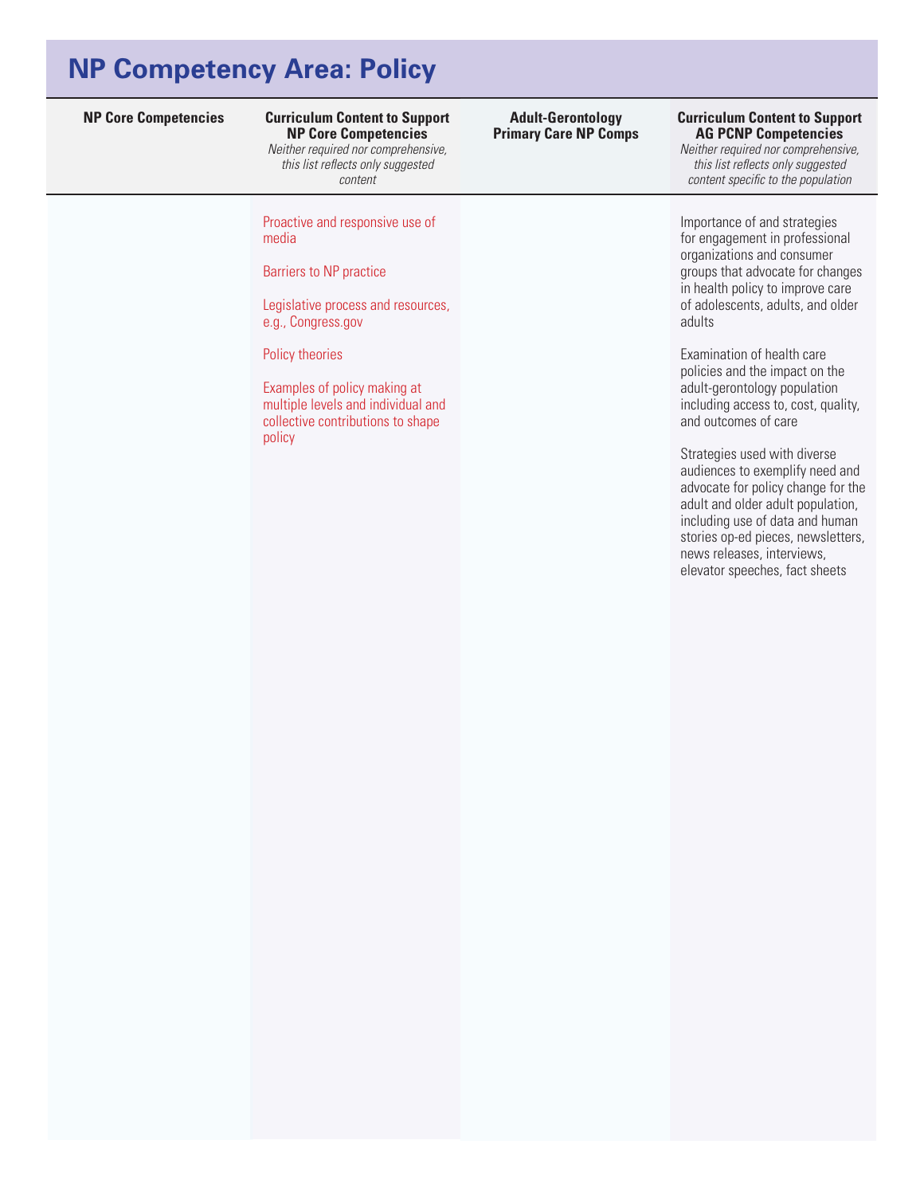# NP Competency Area: Policy

| NP Core Competencies | Curriculum Content to Support NP Core Competencies *Neither required nor comprehensive, this list reflects only suggested content* | Adult-Gerontology Primary Care NP Comps | Curriculum Content to Support AG PCNP Competencies *Neither required nor comprehensive, this list reflects only suggested content specific to the population* |
|---|---|---|---|
| | Proactive and responsive use of media<br><br>Barriers to NP practice<br><br>Legislative process and resources, e.g., Congress.gov<br><br>Policy theories<br><br>Examples of policy making at multiple levels and individual and collective contributions to shape policy | | Importance of and strategies for engagement in professional organizations and consumer groups that advocate for changes in health policy to improve care of adolescents, adults, and older adults<br><br>Examination of health care policies and the impact on the adult-gerontology population including access to, cost, quality, and outcomes of care<br><br>Strategies used with diverse audiences to exemplify need and advocate for policy change for the adult and older adult population, including use of data and human stories op-ed pieces, newsletters, news releases, interviews, elevator speeches, fact sheets |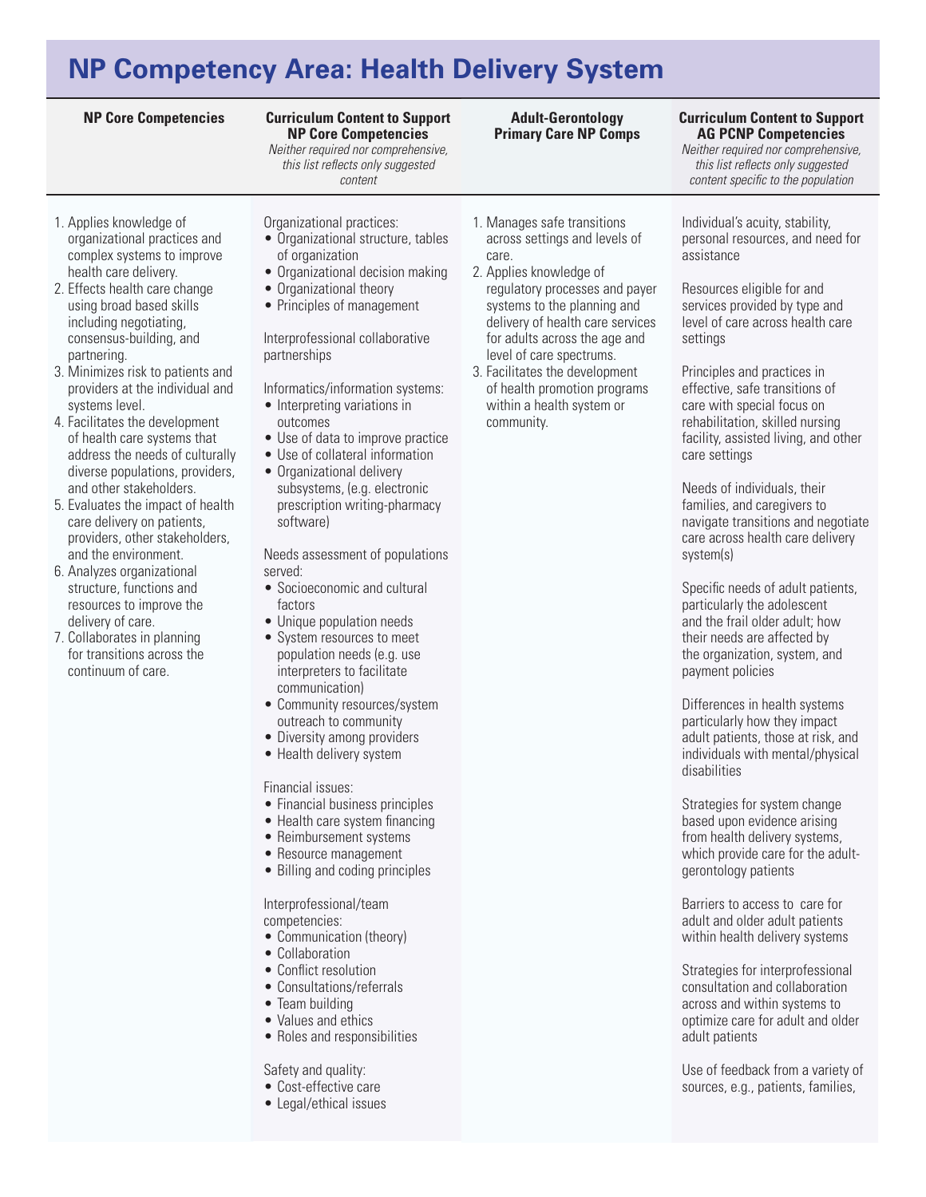# NP Competency Area: Health Delivery System

| NP Core Competencies | Curriculum Content to Support NP Core Competencies<br>*Neither required nor comprehensive, this list reflects only suggested content* | Adult-Gerontology Primary Care NP Comps | Curriculum Content to Support AG PCNP Competencies<br>*Neither required nor comprehensive, this list reflects only suggested content specific to the population* |
|---|---|---|---|
| 1. Applies knowledge of organizational practices and complex systems to improve health care delivery.<br>2. Effects health care change using broad based skills including negotiating, consensus-building, and partnering.<br>3. Minimizes risk to patients and providers at the individual and systems level.<br>4. Facilitates the development of health care systems that address the needs of culturally diverse populations, providers, and other stakeholders.<br>5. Evaluates the impact of health care delivery on patients, providers, other stakeholders, and the environment.<br>6. Analyzes organizational structure, functions and resources to improve the delivery of care.<br>7. Collaborates in planning for transitions across the continuum of care. | Organizational practices:<br>• Organizational structure, tables of organization<br>• Organizational decision making<br>• Organizational theory<br>• Principles of management<br><br>Interprofessional collaborative partnerships<br><br>Informatics/information systems:<br>• Interpreting variations in outcomes<br>• Use of data to improve practice<br>• Use of collateral information<br>• Organizational delivery subsystems, (e.g. electronic prescription writing-pharmacy software)<br><br>Needs assessment of populations served:<br>• Socioeconomic and cultural factors<br>• Unique population needs<br>• System resources to meet population needs (e.g. use interpreters to facilitate communication)<br>• Community resources/system outreach to community<br>• Diversity among providers<br>• Health delivery system<br><br>Financial issues:<br>• Financial business principles<br>• Health care system financing<br>• Reimbursement systems<br>• Resource management<br>• Billing and coding principles<br><br>Interprofessional/team competencies:<br>• Communication (theory)<br>• Collaboration<br>• Conflict resolution<br>• Consultations/referrals<br>• Team building<br>• Values and ethics<br>• Roles and responsibilities<br><br>Safety and quality:<br>• Cost-effective care<br>• Legal/ethical issues | 1. Manages safe transitions across settings and levels of care.<br>2. Applies knowledge of regulatory processes and payer systems to the planning and delivery of health care services for adults across the age and level of care spectrums.<br>3. Facilitates the development of health promotion programs within a health system or community. | Individual's acuity, stability, personal resources, and need for assistance<br><br>Resources eligible for and services provided by type and level of care across health care settings<br><br>Principles and practices in effective, safe transitions of care with special focus on rehabilitation, skilled nursing facility, assisted living, and other care settings<br><br>Needs of individuals, their families, and caregivers to navigate transitions and negotiate care across health care delivery system(s)<br><br>Specific needs of adult patients, particularly the adolescent and the frail older adult; how their needs are affected by the organization, system, and payment policies<br><br>Differences in health systems particularly how they impact adult patients, those at risk, and individuals with mental/physical disabilities<br><br>Strategies for system change based upon evidence arising from health delivery systems, which provide care for the adult-gerontology patients<br><br>Barriers to access to care for adult and older adult patients within health delivery systems<br><br>Strategies for interprofessional consultation and collaboration across and within systems to optimize care for adult and older adult patients<br><br>Use of feedback from a variety of sources, e.g., patients, families, |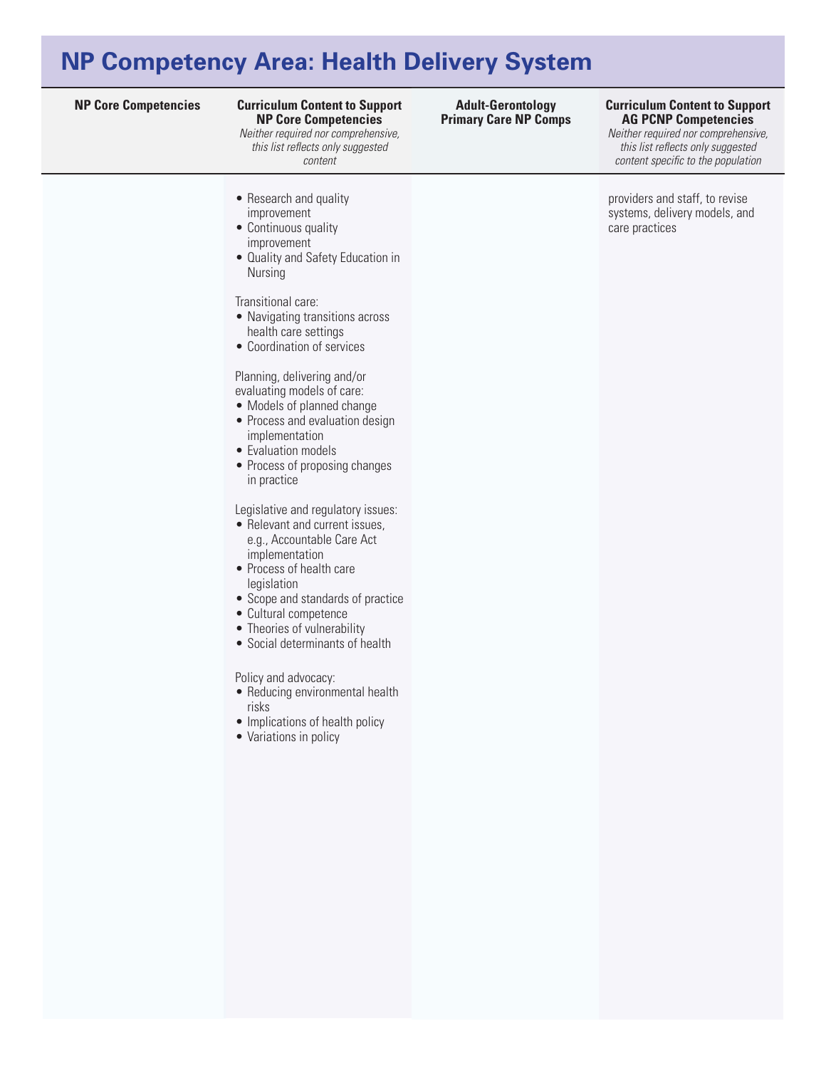# NP Competency Area: Health Delivery System

| NP Core Competencies | Curriculum Content to Support NP Core Competencies *Neither required nor comprehensive, this list reflects only suggested content* | Adult-Gerontology Primary Care NP Comps | Curriculum Content to Support AG PCNP Competencies *Neither required nor comprehensive, this list reflects only suggested content specific to the population* |
|---|---|---|---|
| | • Research and quality improvement<br>• Continuous quality improvement<br>• Quality and Safety Education in Nursing<br><br>Transitional care:<br>• Navigating transitions across health care settings<br>• Coordination of services<br><br>Planning, delivering and/or evaluating models of care:<br>• Models of planned change<br>• Process and evaluation design implementation<br>• Evaluation models<br>• Process of proposing changes in practice<br><br>Legislative and regulatory issues:<br>• Relevant and current issues, e.g., Accountable Care Act implementation<br>• Process of health care legislation<br>• Scope and standards of practice<br>• Cultural competence<br>• Theories of vulnerability<br>• Social determinants of health<br><br>Policy and advocacy:<br>• Reducing environmental health risks<br>• Implications of health policy<br>• Variations in policy | | providers and staff, to revise systems, delivery models, and care practices |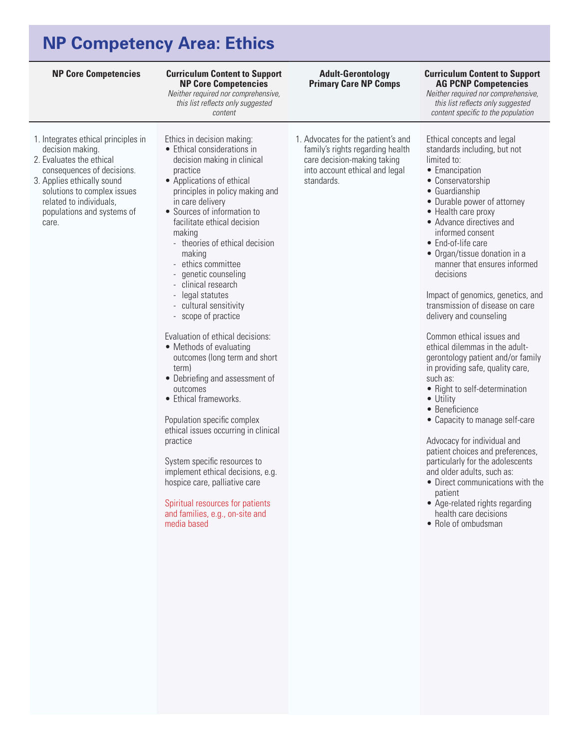# NP Competency Area: Ethics

| NP Core Competencies | Curriculum Content to Support NP Core Competencies<br>*Neither required nor comprehensive, this list reflects only suggested content* | Adult-Gerontology Primary Care NP Comps | Curriculum Content to Support AG PCNP Competencies<br>*Neither required nor comprehensive, this list reflects only suggested content specific to the population* |
|---|---|---|---|
| 1. Integrates ethical principles in decision making.<br>2. Evaluates the ethical consequences of decisions.<br>3. Applies ethically sound solutions to complex issues related to individuals, populations and systems of care. | Ethics in decision making:<br>• Ethical considerations in decision making in clinical practice<br>• Applications of ethical principles in policy making and in care delivery<br>• Sources of information to facilitate ethical decision making<br>- theories of ethical decision making<br>- ethics committee<br>- genetic counseling<br>- clinical research<br>- legal statutes<br>- cultural sensitivity<br>- scope of practice<br><br>Evaluation of ethical decisions:<br>• Methods of evaluating outcomes (long term and short term)<br>• Debriefing and assessment of outcomes<br>• Ethical frameworks.<br><br>Population specific complex ethical issues occurring in clinical practice<br><br>System specific resources to implement ethical decisions, e.g. hospice care, palliative care<br><br>Spiritual resources for patients and families, e.g., on-site and media based | 1. Advocates for the patient's and family's rights regarding health care decision-making taking into account ethical and legal standards. | Ethical concepts and legal standards including, but not limited to:<br>• Emancipation<br>• Conservatorship<br>• Guardianship<br>• Durable power of attorney<br>• Health care proxy<br>• Advance directives and informed consent<br>• End-of-life care<br>• Organ/tissue donation in a manner that ensures informed decisions<br><br>Impact of genomics, genetics, and transmission of disease on care delivery and counseling<br><br>Common ethical issues and ethical dilemmas in the adult-gerontology patient and/or family in providing safe, quality care, such as:<br>• Right to self-determination<br>• Utility<br>• Beneficience<br>• Capacity to manage self-care<br><br>Advocacy for individual and patient choices and preferences, particularly for the adolescents and older adults, such as:<br>• Direct communications with the patient<br>• Age-related rights regarding health care decisions<br>• Role of ombudsman |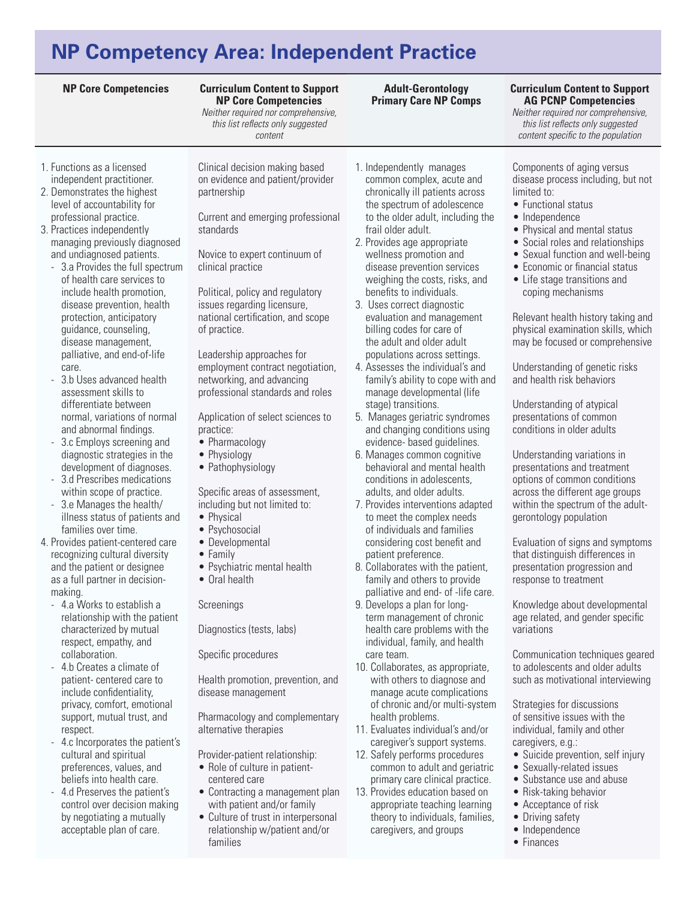# NP Competency Area: Independent Practice

| NP Core Competencies | Curriculum Content to Support NP Core Competencies<br>*Neither required nor comprehensive, this list reflects only suggested content* | Adult-Gerontology Primary Care NP Comps | Curriculum Content to Support AG PCNP Competencies<br>*Neither required nor comprehensive, this list reflects only suggested content specific to the population* |
|---|---|---|---|
| 1. Functions as a licensed independent practitioner.<br>2. Demonstrates the highest level of accountability for professional practice.<br>3. Practices independently managing previously diagnosed and undiagnosed patients.<br>- 3.a Provides the full spectrum of health care services to include health promotion, disease prevention, health protection, anticipatory guidance, counseling, disease management, palliative, and end-of-life care.<br>- 3.b Uses advanced health assessment skills to differentiate between normal, variations of normal and abnormal findings.<br>- 3.c Employs screening and diagnostic strategies in the development of diagnoses.<br>- 3.d Prescribes medications within scope of practice.<br>- 3.e Manages the health/illness status of patients and families over time.<br>4. Provides patient-centered care recognizing cultural diversity and the patient or designee as a full partner in decision-making.<br>- 4.a Works to establish a relationship with the patient characterized by mutual respect, empathy, and collaboration.<br>- 4.b Creates a climate of patient- centered care to include confidentiality, privacy, comfort, emotional support, mutual trust, and respect.<br>- 4.c Incorporates the patient's cultural and spiritual preferences, values, and beliefs into health care.<br>- 4.d Preserves the patient's control over decision making by negotiating a mutually acceptable plan of care. | Clinical decision making based on evidence and patient/provider partnership<br><br>Current and emerging professional standards<br><br>Novice to expert continuum of clinical practice<br><br>Political, policy and regulatory issues regarding licensure, national certification, and scope of practice.<br><br>Leadership approaches for employment contract negotiation, networking, and advancing professional standards and roles<br><br>Application of select sciences to practice:<br>• Pharmacology<br>• Physiology<br>• Pathophysiology<br><br>Specific areas of assessment, including but not limited to:<br>• Physical<br>• Psychosocial<br>• Developmental<br>• Family<br>• Psychiatric mental health<br>• Oral health<br><br>Screenings<br><br>Diagnostics (tests, labs)<br><br>Specific procedures<br><br>Health promotion, prevention, and disease management<br><br>Pharmacology and complementary alternative therapies<br><br>Provider-patient relationship:<br>• Role of culture in patient-centered care<br>• Contracting a management plan with patient and/or family<br>• Culture of trust in interpersonal relationship w/patient and/or families | 1. Independently manages common complex, acute and chronically ill patients across the spectrum of adolescence to the older adult, including the frail older adult.<br>2. Provides age appropriate wellness promotion and disease prevention services weighing the costs, risks, and benefits to individuals.<br>3. Uses correct diagnostic evaluation and management billing codes for care of the adult and older adult populations across settings.<br>4. Assesses the individual's and family's ability to cope with and manage developmental (life stage) transitions.<br>5. Manages geriatric syndromes and changing conditions using evidence- based guidelines.<br>6. Manages common cognitive behavioral and mental health conditions in adolescents, adults, and older adults.<br>7. Provides interventions adapted to meet the complex needs of individuals and families considering cost benefit and patient preference.<br>8. Collaborates with the patient, family and others to provide palliative and end- of -life care.<br>9. Develops a plan for long-term management of chronic health care problems with the individual, family, and health care team.<br>10. Collaborates, as appropriate, with others to diagnose and manage acute complications of chronic and/or multi-system health problems.<br>11. Evaluates individual's and/or caregiver's support systems.<br>12. Safely performs procedures common to adult and geriatric primary care clinical practice.<br>13. Provides education based on appropriate teaching learning theory to individuals, families, caregivers, and groups | Components of aging versus disease process including, but not limited to:<br>• Functional status<br>• Independence<br>• Physical and mental status<br>• Social roles and relationships<br>• Sexual function and well-being<br>• Economic or financial status<br>• Life stage transitions and coping mechanisms<br><br>Relevant health history taking and physical examination skills, which may be focused or comprehensive<br><br>Understanding of genetic risks and health risk behaviors<br><br>Understanding of atypical presentations of common conditions in older adults<br><br>Understanding variations in presentations and treatment options of common conditions across the different age groups within the spectrum of the adult-gerontology population<br><br>Evaluation of signs and symptoms that distinguish differences in presentation progression and response to treatment<br><br>Knowledge about developmental age related, and gender specific variations<br><br>Communication techniques geared to adolescents and older adults such as motivational interviewing<br><br>Strategies for discussions of sensitive issues with the individual, family and other caregivers, e.g.:<br>• Suicide prevention, self injury<br>• Sexually-related issues<br>• Substance use and abuse<br>• Risk-taking behavior<br>• Acceptance of risk<br>• Driving safety<br>• Independence<br>• Finances |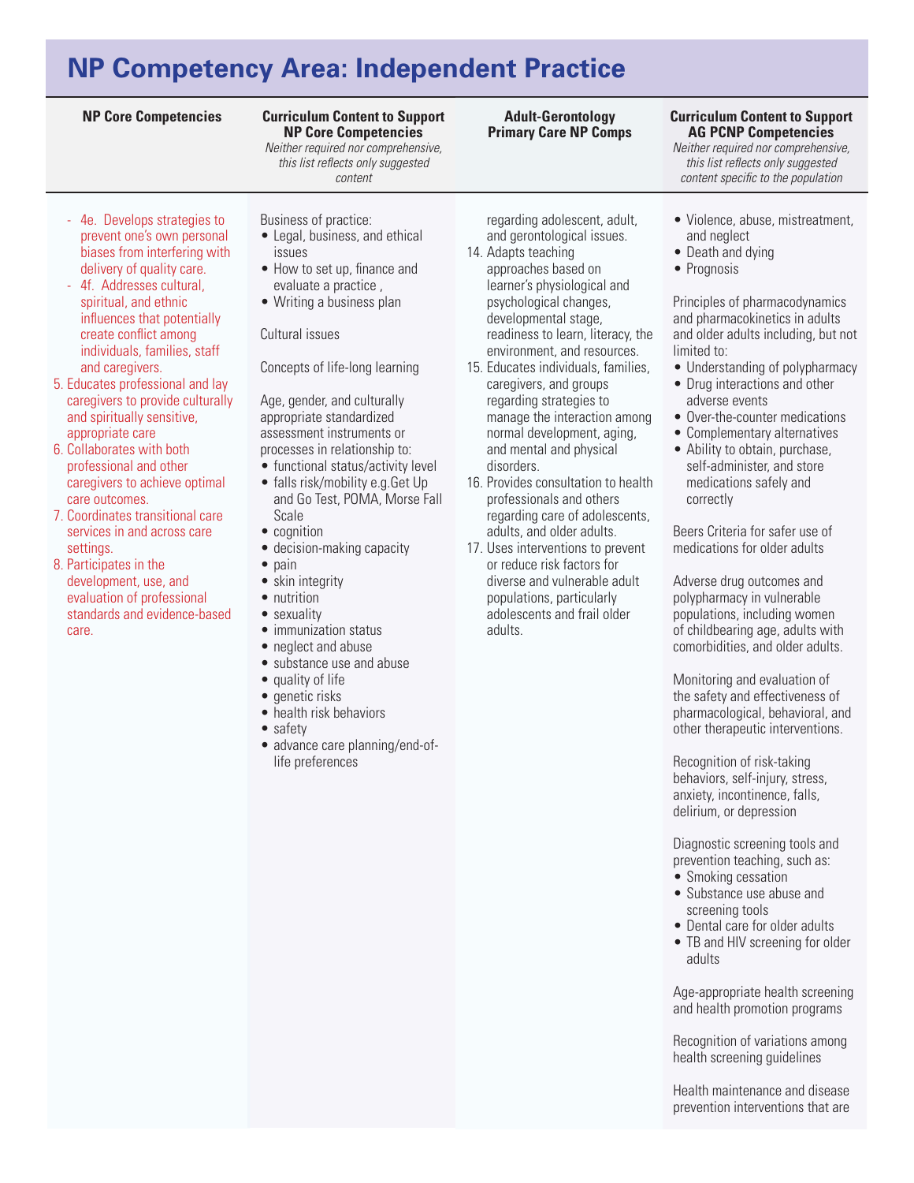# NP Competency Area: Independent Practice

| NP Core Competencies | Curriculum Content to Support NP Core Competencies *Neither required nor comprehensive, this list reflects only suggested content* | Adult-Gerontology Primary Care NP Comps | Curriculum Content to Support AG PCNP Competencies *Neither required nor comprehensive, this list reflects only suggested content specific to the population* |
|---|---|---|---|
| - 4e. Develops strategies to prevent one's own personal biases from interfering with delivery of quality care.<br>- 4f. Addresses cultural, spiritual, and ethnic influences that potentially create conflict among individuals, families, staff and caregivers.<br>5. Educates professional and lay caregivers to provide culturally and spiritually sensitive, appropriate care<br>6. Collaborates with both professional and other caregivers to achieve optimal care outcomes.<br>7. Coordinates transitional care services in and across care settings.<br>8. Participates in the development, use, and evaluation of professional standards and evidence-based care. | Business of practice:<br>• Legal, business, and ethical issues<br>• How to set up, finance and evaluate a practice ,<br>• Writing a business plan<br><br>Cultural issues<br><br>Concepts of life-long learning<br><br>Age, gender, and culturally appropriate standardized assessment instruments or processes in relationship to:<br>• functional status/activity level<br>• falls risk/mobility e.g.Get Up and Go Test, POMA, Morse Fall Scale<br>• cognition<br>• decision-making capacity<br>• pain<br>• skin integrity<br>• nutrition<br>• sexuality<br>• immunization status<br>• neglect and abuse<br>• substance use and abuse<br>• quality of life<br>• genetic risks<br>• health risk behaviors<br>• safety<br>• advance care planning/end-of-life preferences | regarding adolescent, adult, and gerontological issues.<br>14. Adapts teaching approaches based on learner's physiological and psychological changes, developmental stage, readiness to learn, literacy, the environment, and resources.<br>15. Educates individuals, families, caregivers, and groups regarding strategies to manage the interaction among normal development, aging, and mental and physical disorders.<br>16. Provides consultation to health professionals and others regarding care of adolescents, adults, and older adults.<br>17. Uses interventions to prevent or reduce risk factors for diverse and vulnerable adult populations, particularly adolescents and frail older adults. | • Violence, abuse, mistreatment, and neglect<br>• Death and dying<br>• Prognosis<br><br>Principles of pharmacodynamics and pharmacokinetics in adults and older adults including, but not limited to:<br>• Understanding of polypharmacy<br>• Drug interactions and other adverse events<br>• Over-the-counter medications<br>• Complementary alternatives<br>• Ability to obtain, purchase, self-administer, and store medications safely and correctly<br><br>Beers Criteria for safer use of medications for older adults<br><br>Adverse drug outcomes and polypharmacy in vulnerable populations, including women of childbearing age, adults with comorbidities, and older adults.<br><br>Monitoring and evaluation of the safety and effectiveness of pharmacological, behavioral, and other therapeutic interventions.<br><br>Recognition of risk-taking behaviors, self-injury, stress, anxiety, incontinence, falls, delirium, or depression<br><br>Diagnostic screening tools and prevention teaching, such as:<br>• Smoking cessation<br>• Substance use abuse and screening tools<br>• Dental care for older adults<br>• TB and HIV screening for older adults<br><br>Age-appropriate health screening and health promotion programs<br><br>Recognition of variations among health screening guidelines<br><br>Health maintenance and disease prevention interventions that are |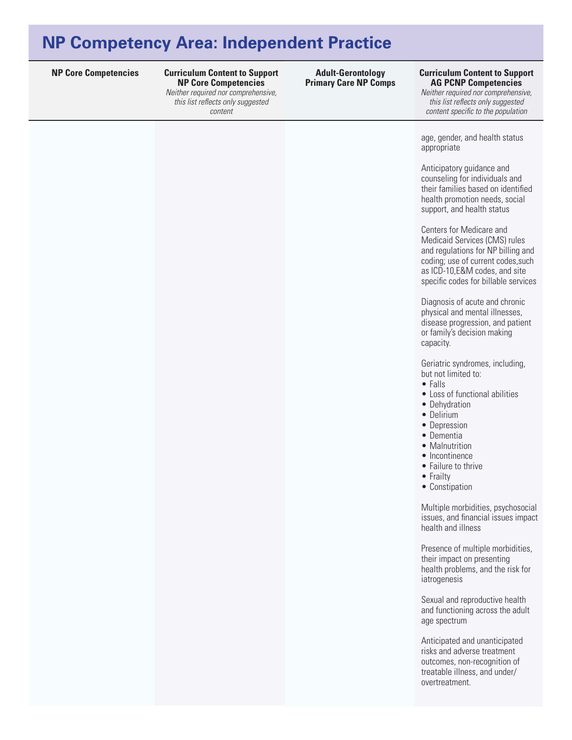## NP Competency Area: Independent Practice

| NP Core Competencies | Curriculum Content to Support NP Core Competencies *Neither required nor comprehensive, this list reflects only suggested content* | Adult-Gerontology Primary Care NP Comps | Curriculum Content to Support AG PCNP Competencies *Neither required nor comprehensive, this list reflects only suggested content specific to the population* |
|---|---|---|---|
| | | | age, gender, and health status appropriate<br><br>Anticipatory guidance and counseling for individuals and their families based on identified health promotion needs, social support, and health status<br><br>Centers for Medicare and Medicaid Services (CMS) rules and regulations for NP billing and coding; use of current codes,such as ICD-10,E&M codes, and site specific codes for billable services<br><br>Diagnosis of acute and chronic physical and mental illnesses, disease progression, and patient or family's decision making capacity.<br><br>Geriatric syndromes, including, but not limited to:<br>• Falls<br>• Loss of functional abilities<br>• Dehydration<br>• Delirium<br>• Depression<br>• Dementia<br>• Malnutrition<br>• Incontinence<br>• Failure to thrive<br>• Frailty<br>• Constipation<br><br>Multiple morbidities, psychosocial issues, and financial issues impact health and illness<br><br>Presence of multiple morbidities, their impact on presenting health problems, and the risk for iatrogenesis<br><br>Sexual and reproductive health and functioning across the adult age spectrum<br><br>Anticipated and unanticipated risks and adverse treatment outcomes, non-recognition of treatable illness, and under/overtreatment. |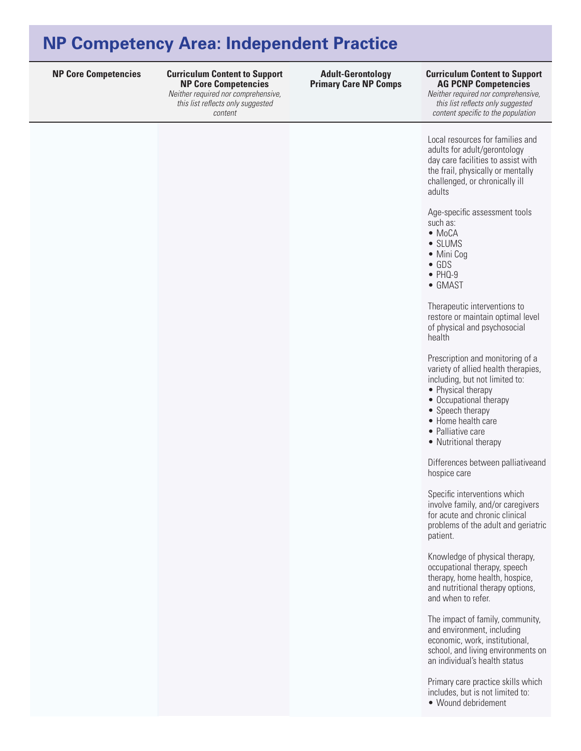## NP Competency Area: Independent Practice

| NP Core Competencies | Curriculum Content to Support NP Core Competencies<br>*Neither required nor comprehensive, this list reflects only suggested content* | Adult-Gerontology Primary Care NP Comps | Curriculum Content to Support AG PCNP Competencies<br>*Neither required nor comprehensive, this list reflects only suggested content specific to the population* |
|---|---|---|---|
| | | | Local resources for families and adults for adult/gerontology day care facilities to assist with the frail, physically or mentally challenged, or chronically ill adults<br><br>Age-specific assessment tools such as:<br>• MoCA<br>• SLUMS<br>• Mini Cog<br>• GDS<br>• PHQ-9<br>• GMAST<br><br>Therapeutic interventions to restore or maintain optimal level of physical and psychosocial health<br><br>Prescription and monitoring of a variety of allied health therapies, including, but not limited to:<br>• Physical therapy<br>• Occupational therapy<br>• Speech therapy<br>• Home health care<br>• Palliative care<br>• Nutritional therapy<br><br>Differences between palliativeand hospice care<br><br>Specific interventions which involve family, and/or caregivers for acute and chronic clinical problems of the adult and geriatric patient.<br><br>Knowledge of physical therapy, occupational therapy, speech therapy, home health, hospice, and nutritional therapy options, and when to refer.<br><br>The impact of family, community, and environment, including economic, work, institutional, school, and living environments on an individual's health status<br><br>Primary care practice skills which includes, but is not limited to:<br>• Wound debridement |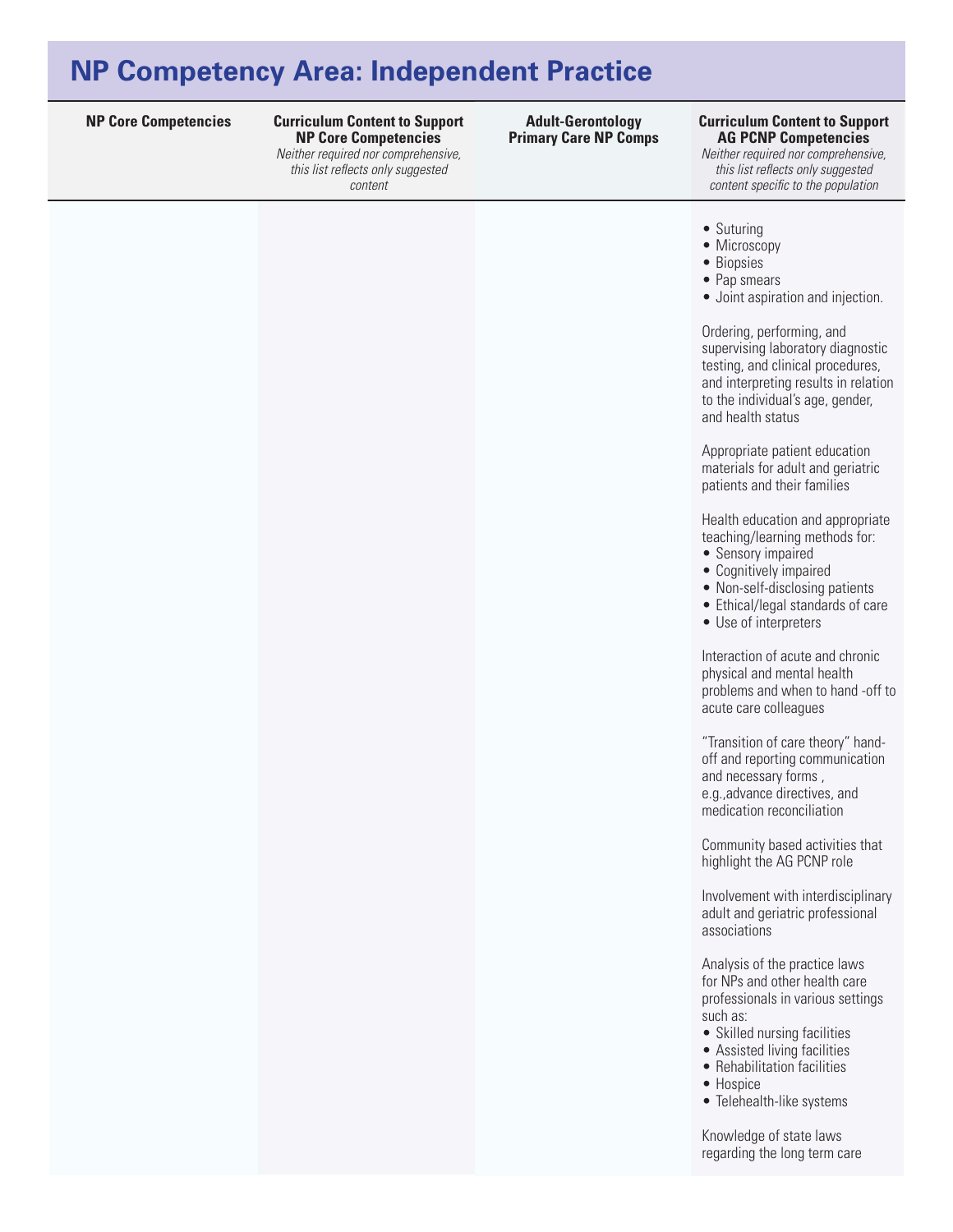# NP Competency Area: Independent Practice

| NP Core Competencies | Curriculum Content to Support NP Core Competencies *Neither required nor comprehensive, this list reflects only suggested content* | Adult-Gerontology Primary Care NP Comps | Curriculum Content to Support AG PCNP Competencies *Neither required nor comprehensive, this list reflects only suggested content specific to the population* |
|---|---|---|---|
| | | | • Suturing<br>• Microscopy<br>• Biopsies<br>• Pap smears<br>• Joint aspiration and injection.<br><br>Ordering, performing, and supervising laboratory diagnostic testing, and clinical procedures, and interpreting results in relation to the individual's age, gender, and health status<br><br>Appropriate patient education materials for adult and geriatric patients and their families<br><br>Health education and appropriate teaching/learning methods for:<br>• Sensory impaired<br>• Cognitively impaired<br>• Non-self-disclosing patients<br>• Ethical/legal standards of care<br>• Use of interpreters<br><br>Interaction of acute and chronic physical and mental health problems and when to hand -off to acute care colleagues<br><br>"Transition of care theory" hand-off and reporting communication and necessary forms , e.g.,advance directives, and medication reconciliation<br><br>Community based activities that highlight the AG PCNP role<br><br>Involvement with interdisciplinary adult and geriatric professional associations<br><br>Analysis of the practice laws for NPs and other health care professionals in various settings such as:<br>• Skilled nursing facilities<br>• Assisted living facilities<br>• Rehabilitation facilities<br>• Hospice<br>• Telehealth-like systems<br><br>Knowledge of state laws regarding the long term care |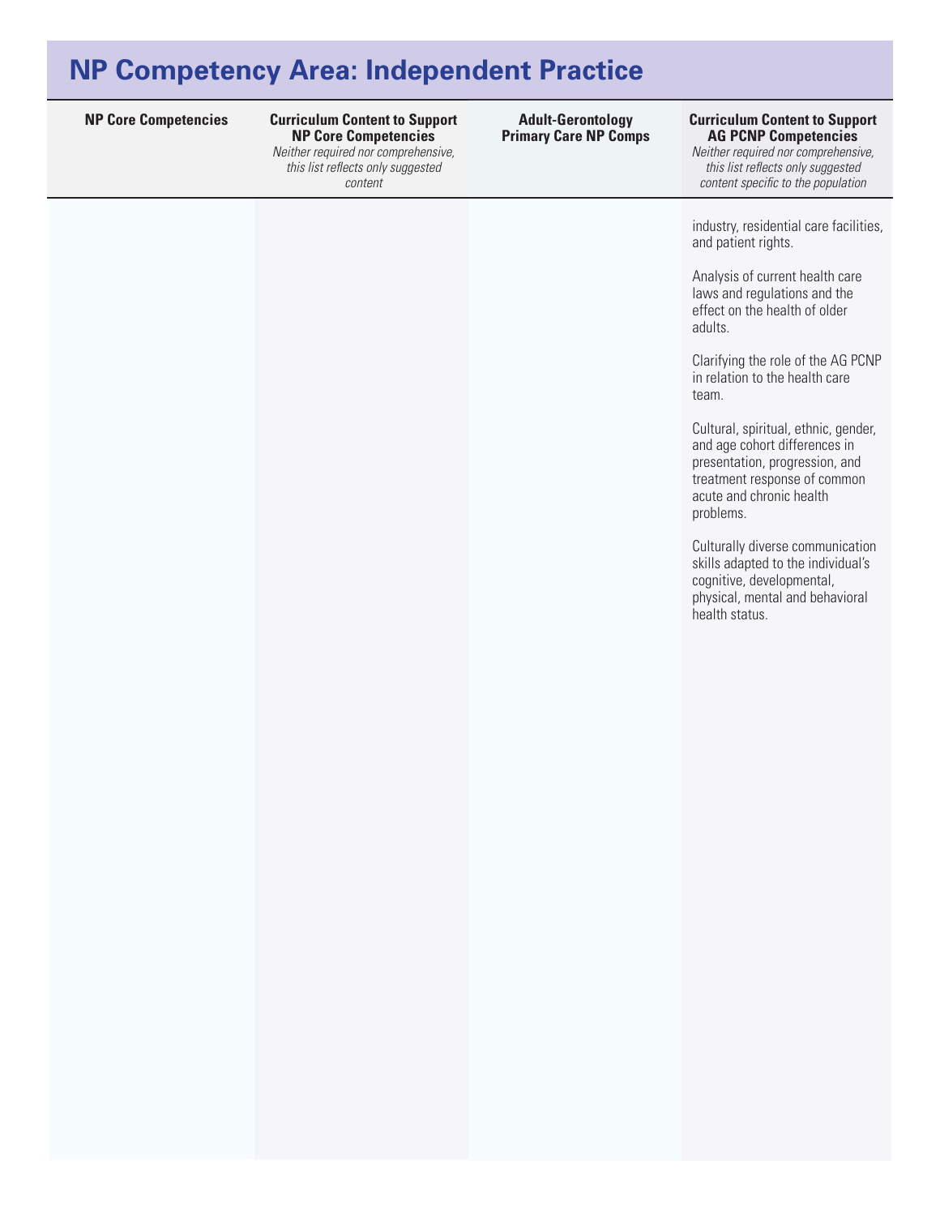# NP Competency Area: Independent Practice

| NP Core Competencies | Curriculum Content to Support NP Core Competencies *Neither required nor comprehensive, this list reflects only suggested content* | Adult-Gerontology Primary Care NP Comps | Curriculum Content to Support AG PCNP Competencies *Neither required nor comprehensive, this list reflects only suggested content specific to the population* |
| --- | --- | --- | --- |
| | | | industry, residential care facilities, and patient rights.<br><br>Analysis of current health care laws and regulations and the effect on the health of older adults.<br><br>Clarifying the role of the AG PCNP in relation to the health care team.<br><br>Cultural, spiritual, ethnic, gender, and age cohort differences in presentation, progression, and treatment response of common acute and chronic health problems.<br><br>Culturally diverse communication skills adapted to the individual's cognitive, developmental, physical, mental and behavioral health status. |